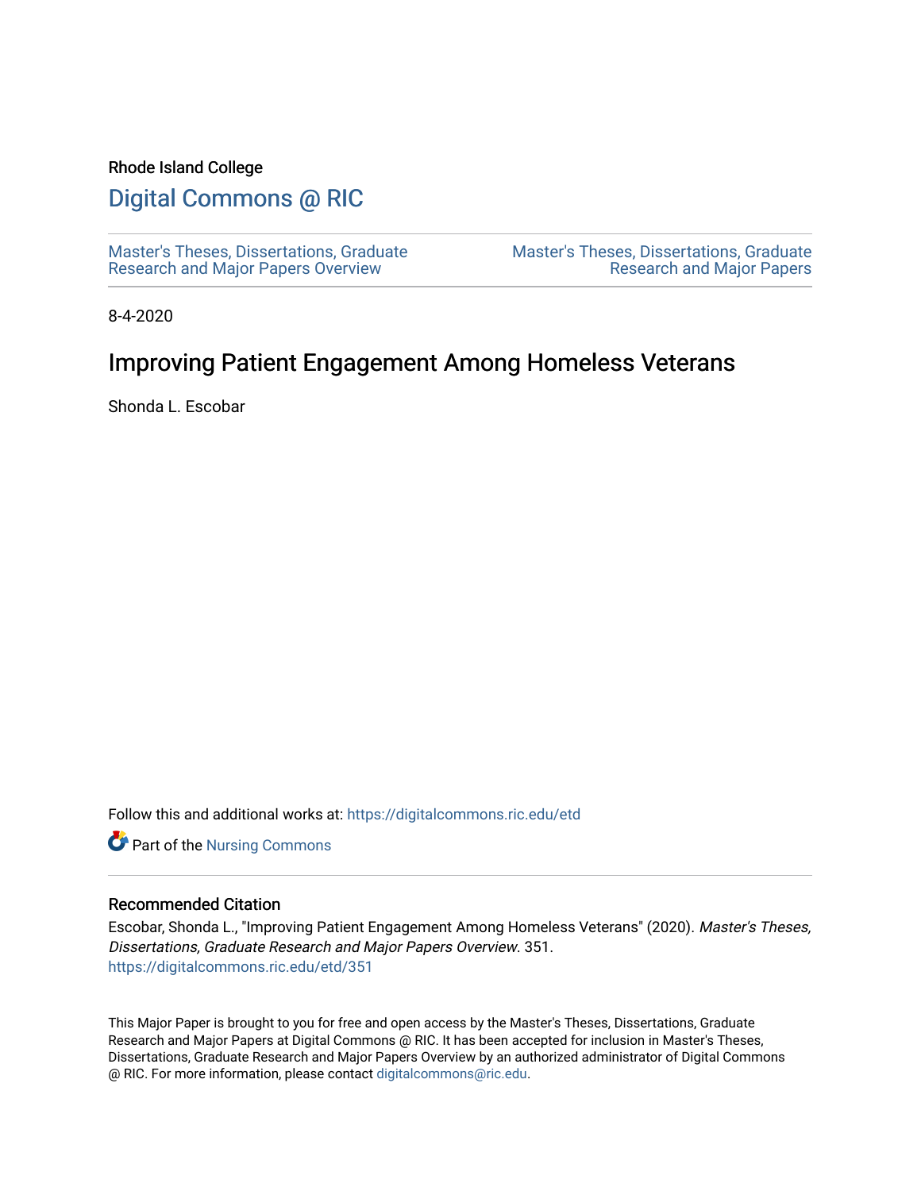Rhode Island College

# Digital Commons @ RIC

Master's Theses, Dissertations, Graduate Research and Major Papers Overview

Master's Theses, Dissertations, Graduate Research and Major Papers

8-4-2020

## Improving Patient Engagement Among Homeless Veterans

Shonda L. Escobar

Follow this and additional works at: https://digitalcommons.ric.edu/etd

Part of the Nursing Commons

### Recommended Citation

Escobar, Shonda L., "Improving Patient Engagement Among Homeless Veterans" (2020). *Master's Theses, Dissertations, Graduate Research and Major Papers Overview*. 351.
https://digitalcommons.ric.edu/etd/351

This Major Paper is brought to you for free and open access by the Master's Theses, Dissertations, Graduate Research and Major Papers at Digital Commons @ RIC. It has been accepted for inclusion in Master's Theses, Dissertations, Graduate Research and Major Papers Overview by an authorized administrator of Digital Commons @ RIC. For more information, please contact digitalcommons@ric.edu.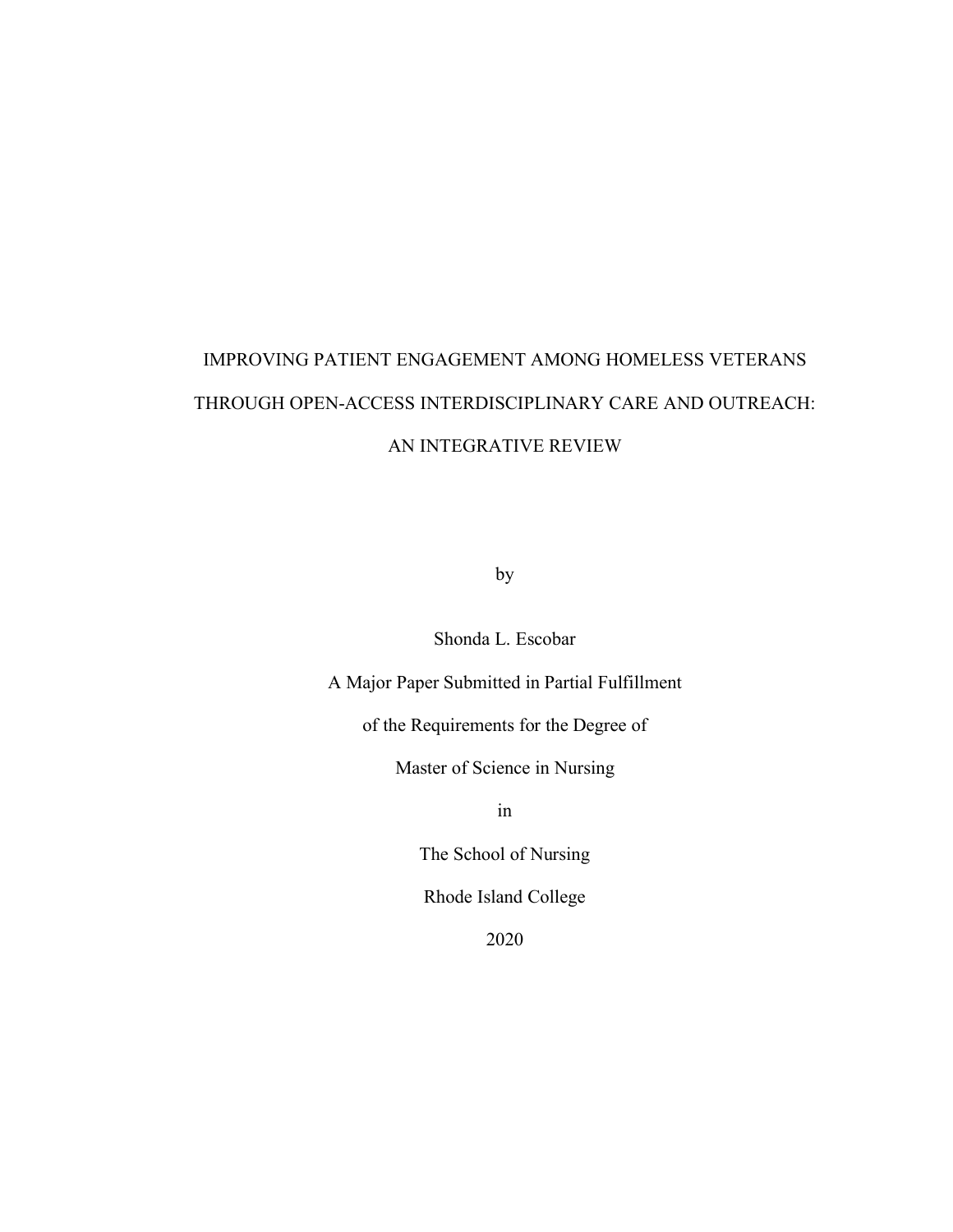# IMPROVING PATIENT ENGAGEMENT AMONG HOMELESS VETERANS THROUGH OPEN-ACCESS INTERDISCIPLINARY CARE AND OUTREACH: AN INTEGRATIVE REVIEW

by

Shonda L. Escobar

A Major Paper Submitted in Partial Fulfillment

of the Requirements for the Degree of

Master of Science in Nursing

in

The School of Nursing

Rhode Island College

2020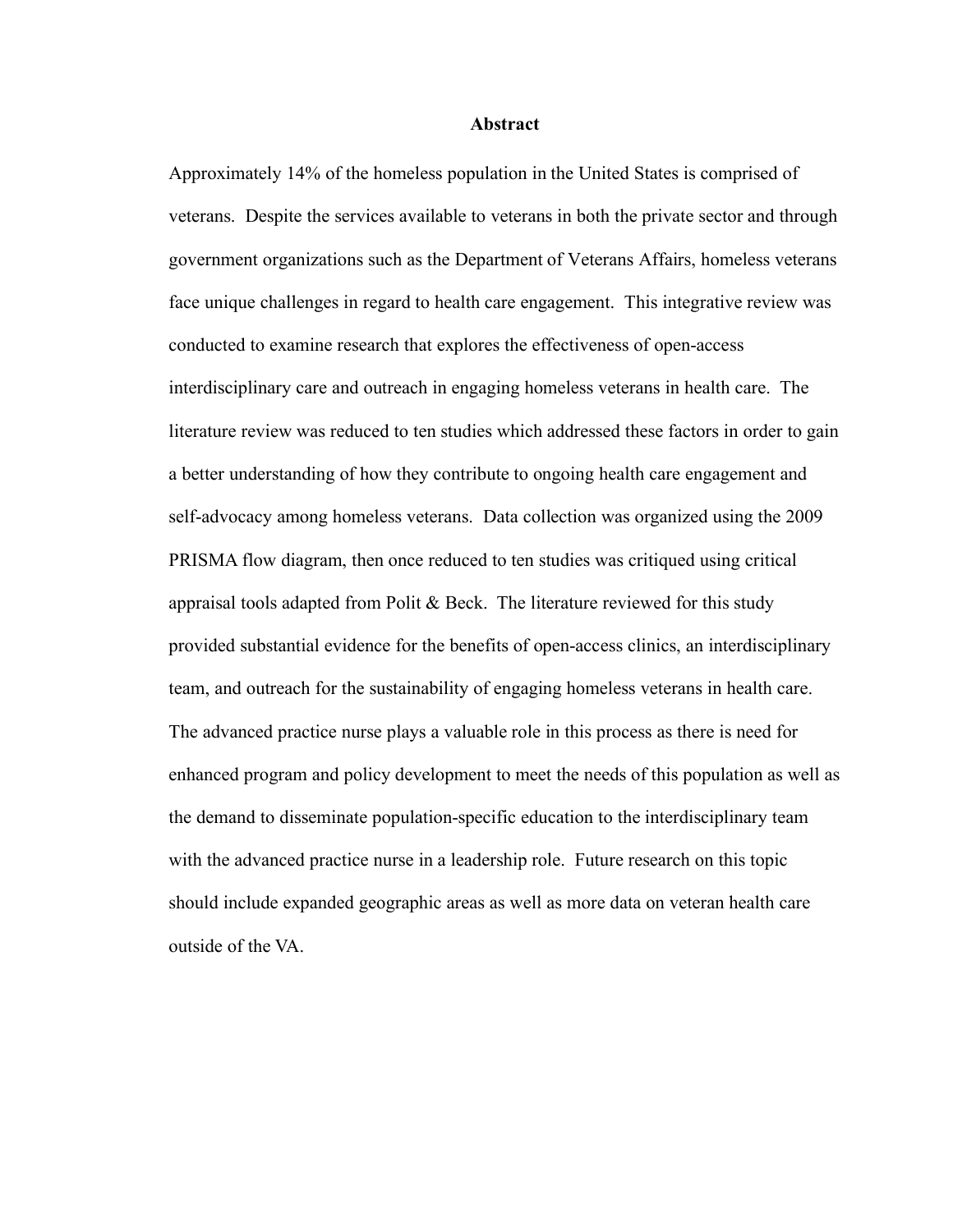# Abstract

Approximately 14% of the homeless population in the United States is comprised of veterans. Despite the services available to veterans in both the private sector and through government organizations such as the Department of Veterans Affairs, homeless veterans face unique challenges in regard to health care engagement. This integrative review was conducted to examine research that explores the effectiveness of open-access interdisciplinary care and outreach in engaging homeless veterans in health care. The literature review was reduced to ten studies which addressed these factors in order to gain a better understanding of how they contribute to ongoing health care engagement and self-advocacy among homeless veterans. Data collection was organized using the 2009 PRISMA flow diagram, then once reduced to ten studies was critiqued using critical appraisal tools adapted from Polit & Beck. The literature reviewed for this study provided substantial evidence for the benefits of open-access clinics, an interdisciplinary team, and outreach for the sustainability of engaging homeless veterans in health care. The advanced practice nurse plays a valuable role in this process as there is need for enhanced program and policy development to meet the needs of this population as well as the demand to disseminate population-specific education to the interdisciplinary team with the advanced practice nurse in a leadership role. Future research on this topic should include expanded geographic areas as well as more data on veteran health care outside of the VA.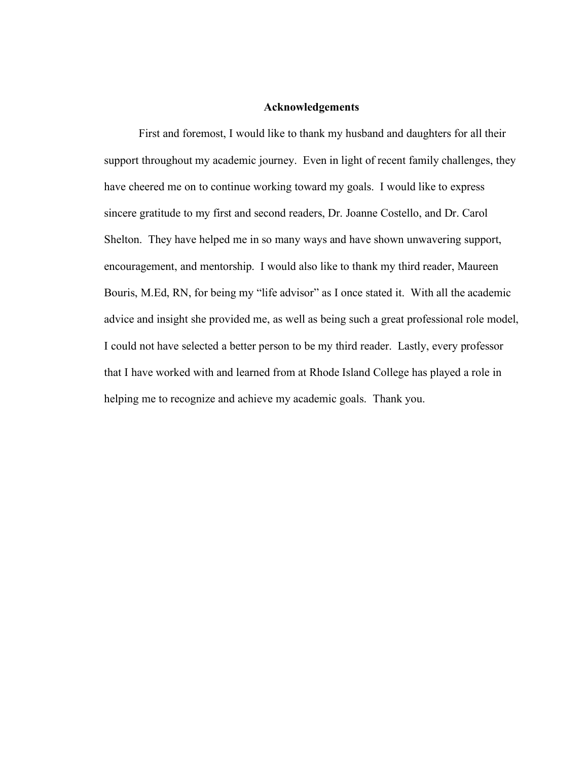## Acknowledgements

First and foremost, I would like to thank my husband and daughters for all their support throughout my academic journey. Even in light of recent family challenges, they have cheered me on to continue working toward my goals. I would like to express sincere gratitude to my first and second readers, Dr. Joanne Costello, and Dr. Carol Shelton. They have helped me in so many ways and have shown unwavering support, encouragement, and mentorship. I would also like to thank my third reader, Maureen Bouris, M.Ed, RN, for being my "life advisor" as I once stated it. With all the academic advice and insight she provided me, as well as being such a great professional role model, I could not have selected a better person to be my third reader. Lastly, every professor that I have worked with and learned from at Rhode Island College has played a role in helping me to recognize and achieve my academic goals. Thank you.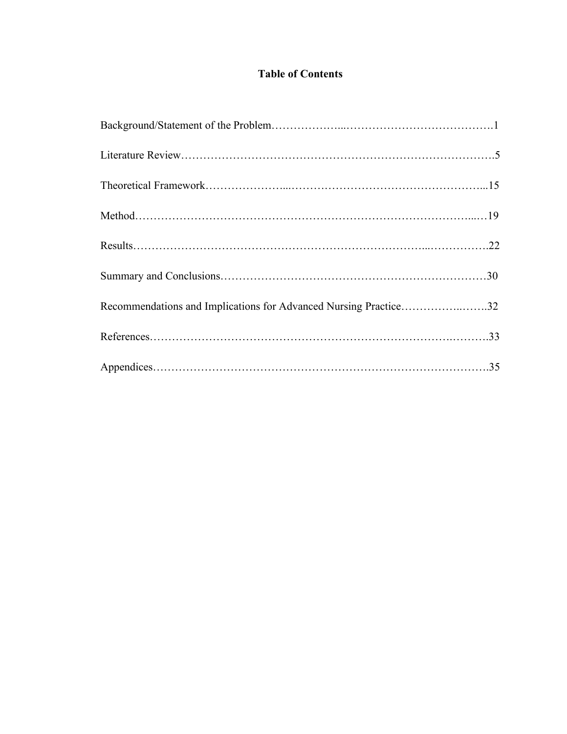# Table of Contents

Background/Statement of the Problem……………….....………………………………….1

Literature Review……………………………………………………………………….5

Theoretical Framework………………….......……………………………………………...15

Method……………………………………………………………………………....…19

Results…………………………………………………………………...…………….22

Summary and Conclusions……………………………………………………………30

Recommendations and Implications for Advanced Nursing Practice……………..…….32

References………………………………………………………………….……….33

Appendices…………………………………………………………………………….35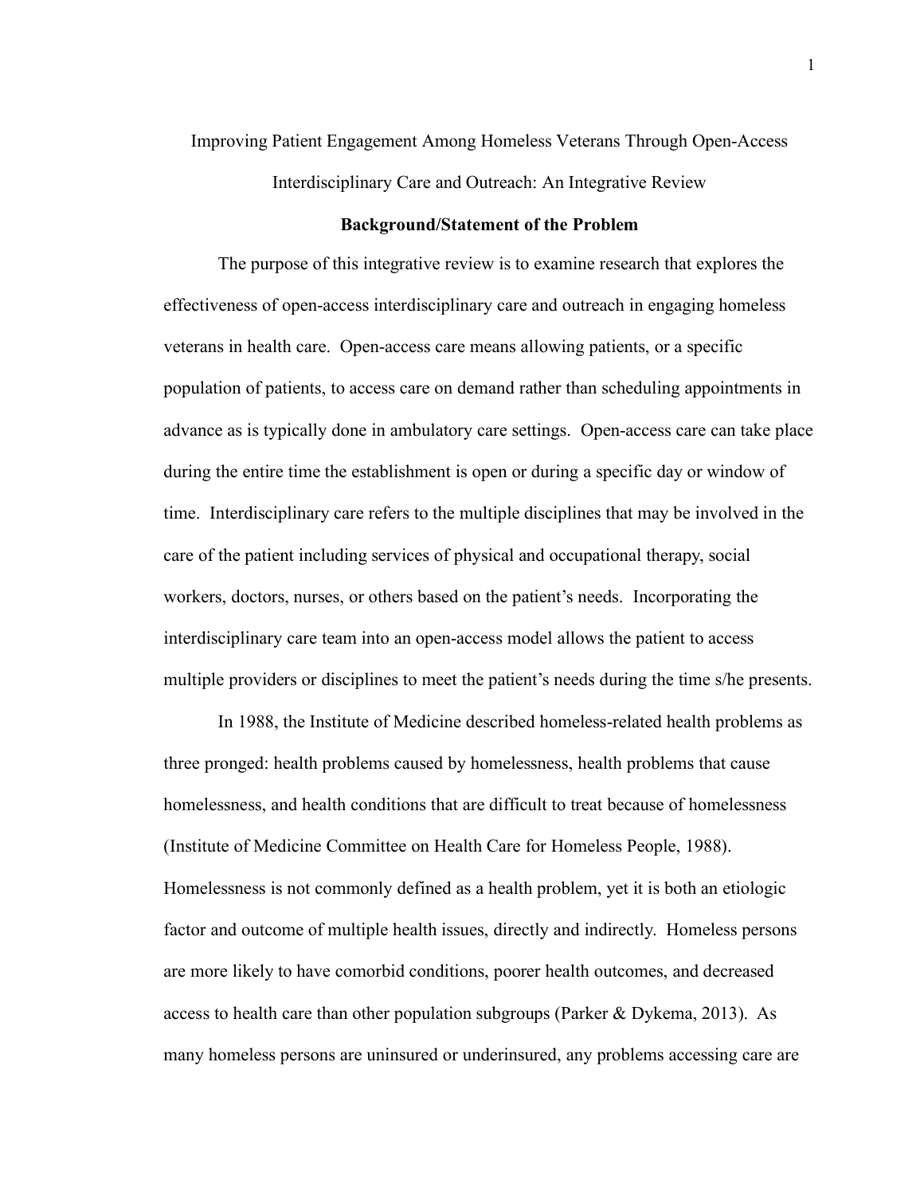Improving Patient Engagement Among Homeless Veterans Through Open-Access Interdisciplinary Care and Outreach: An Integrative Review

## Background/Statement of the Problem

The purpose of this integrative review is to examine research that explores the effectiveness of open-access interdisciplinary care and outreach in engaging homeless veterans in health care. Open-access care means allowing patients, or a specific population of patients, to access care on demand rather than scheduling appointments in advance as is typically done in ambulatory care settings. Open-access care can take place during the entire time the establishment is open or during a specific day or window of time. Interdisciplinary care refers to the multiple disciplines that may be involved in the care of the patient including services of physical and occupational therapy, social workers, doctors, nurses, or others based on the patient's needs. Incorporating the interdisciplinary care team into an open-access model allows the patient to access multiple providers or disciplines to meet the patient's needs during the time s/he presents.

In 1988, the Institute of Medicine described homeless-related health problems as three pronged: health problems caused by homelessness, health problems that cause homelessness, and health conditions that are difficult to treat because of homelessness (Institute of Medicine Committee on Health Care for Homeless People, 1988). Homelessness is not commonly defined as a health problem, yet it is both an etiologic factor and outcome of multiple health issues, directly and indirectly. Homeless persons are more likely to have comorbid conditions, poorer health outcomes, and decreased access to health care than other population subgroups (Parker & Dykema, 2013). As many homeless persons are uninsured or underinsured, any problems accessing care are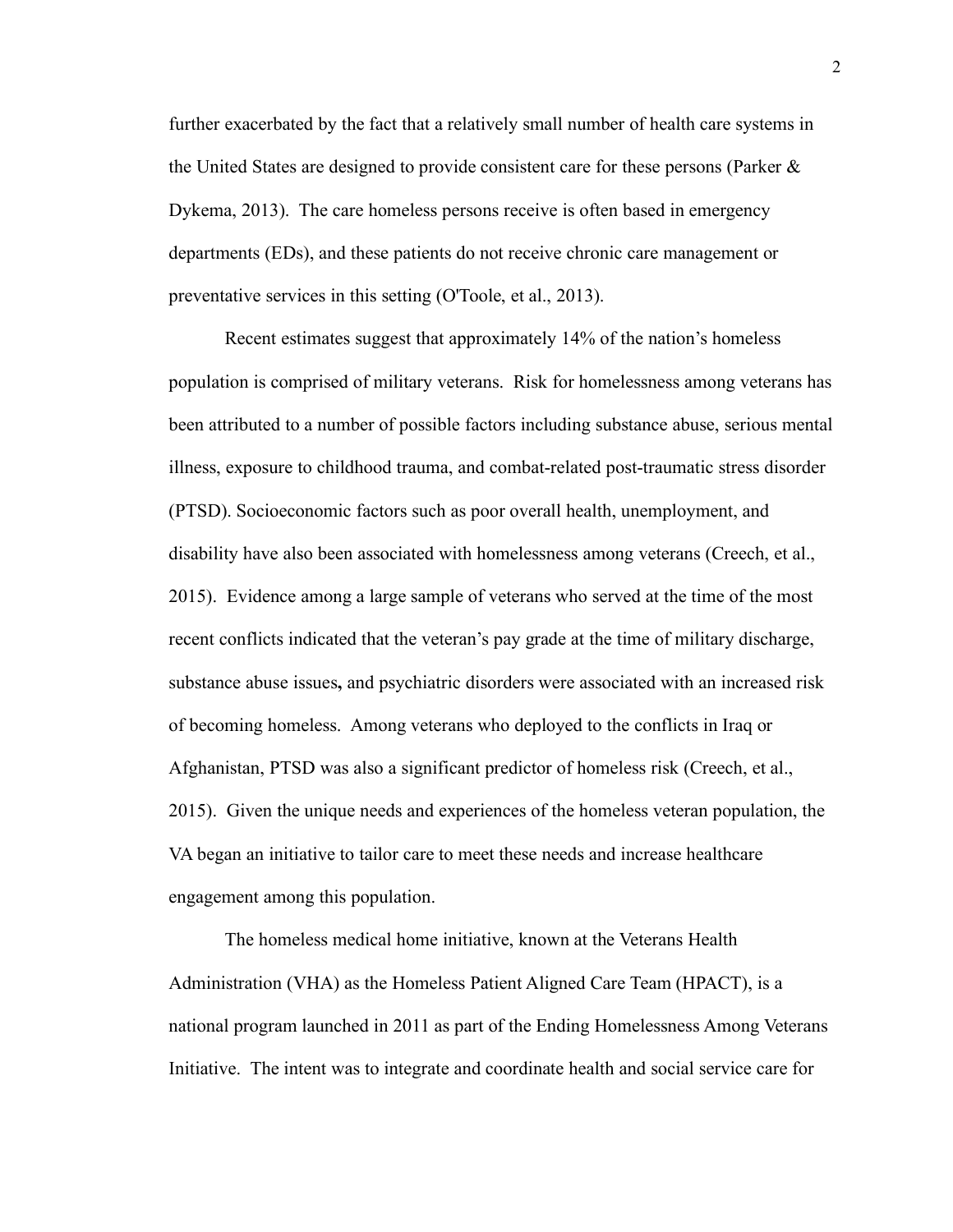further exacerbated by the fact that a relatively small number of health care systems in the United States are designed to provide consistent care for these persons (Parker & Dykema, 2013). The care homeless persons receive is often based in emergency departments (EDs), and these patients do not receive chronic care management or preventative services in this setting (O'Toole, et al., 2013).

Recent estimates suggest that approximately 14% of the nation's homeless population is comprised of military veterans. Risk for homelessness among veterans has been attributed to a number of possible factors including substance abuse, serious mental illness, exposure to childhood trauma, and combat-related post-traumatic stress disorder (PTSD). Socioeconomic factors such as poor overall health, unemployment, and disability have also been associated with homelessness among veterans (Creech, et al., 2015). Evidence among a large sample of veterans who served at the time of the most recent conflicts indicated that the veteran's pay grade at the time of military discharge, substance abuse issues**,** and psychiatric disorders were associated with an increased risk of becoming homeless. Among veterans who deployed to the conflicts in Iraq or Afghanistan, PTSD was also a significant predictor of homeless risk (Creech, et al., 2015). Given the unique needs and experiences of the homeless veteran population, the VA began an initiative to tailor care to meet these needs and increase healthcare engagement among this population.

The homeless medical home initiative, known at the Veterans Health Administration (VHA) as the Homeless Patient Aligned Care Team (HPACT), is a national program launched in 2011 as part of the Ending Homelessness Among Veterans Initiative. The intent was to integrate and coordinate health and social service care for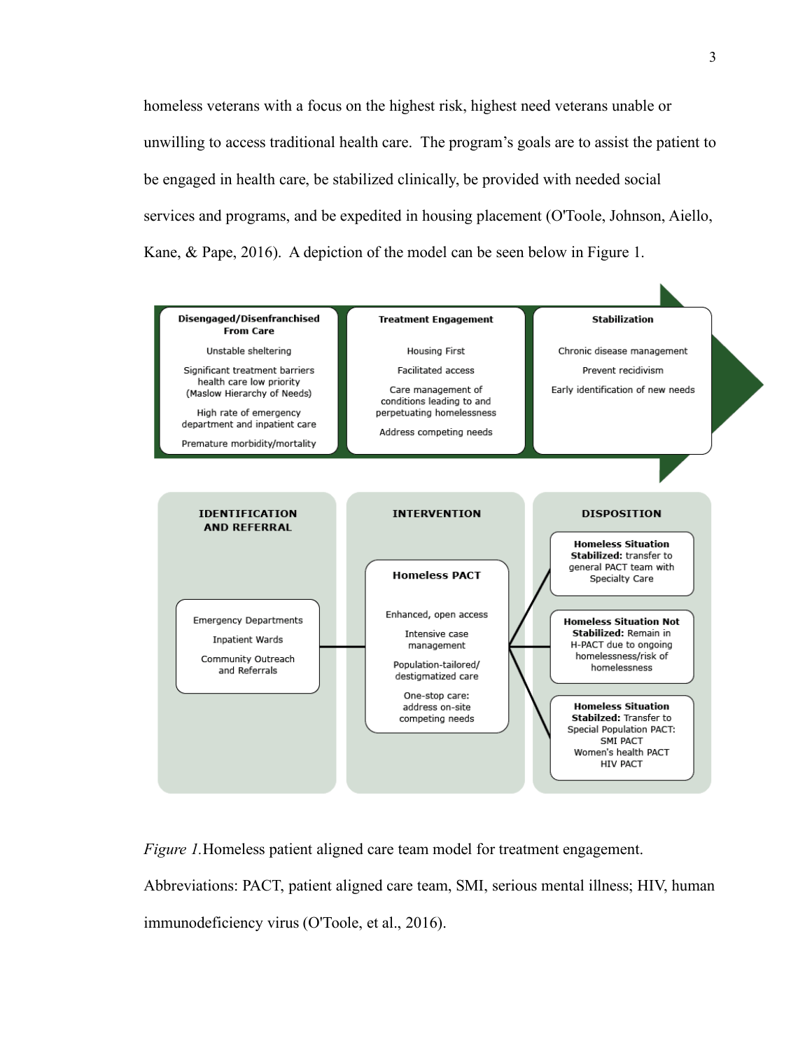homeless veterans with a focus on the highest risk, highest need veterans unable or unwilling to access traditional health care. The program's goals are to assist the patient to be engaged in health care, be stabilized clinically, be provided with needed social services and programs, and be expedited in housing placement (O'Toole, Johnson, Aiello, Kane, & Pape, 2016). A depiction of the model can be seen below in Figure 1.

**Disengaged/Disenfranchised From Care**
- Unstable sheltering
- Significant treatment barriers health care low priority (Maslow Hierarchy of Needs)
- High rate of emergency department and inpatient care
- Premature morbidity/mortality

**Treatment Engagement**
- Housing First
- Facilitated access
- Care management of conditions leading to and perpetuating homelessness
- Address competing needs

**Stabilization**
- Chronic disease management
- Prevent recidivism
- Early identification of new needs

**IDENTIFICATION AND REFERRAL**
- Emergency Departments
- Inpatient Wards
- Community Outreach and Referrals

**INTERVENTION**

Homeless PACT
- Enhanced, open access
- Intensive case management
- Population-tailored/ destigmatized care
- One-stop care: address on-site competing needs

**DISPOSITION**
- **Homeless Situation Stabilized:** transfer to general PACT team with Specialty Care
- **Homeless Situation Not Stabilized:** Remain in H-PACT due to ongoing homelessness/risk of homelessness
- **Homeless Situation Stabilzed:** Transfer to Special Population PACT: SMI PACT, Women's health PACT, HIV PACT

*Figure 1.* Homeless patient aligned care team model for treatment engagement. Abbreviations: PACT, patient aligned care team, SMI, serious mental illness; HIV, human immunodeficiency virus (O'Toole, et al., 2016).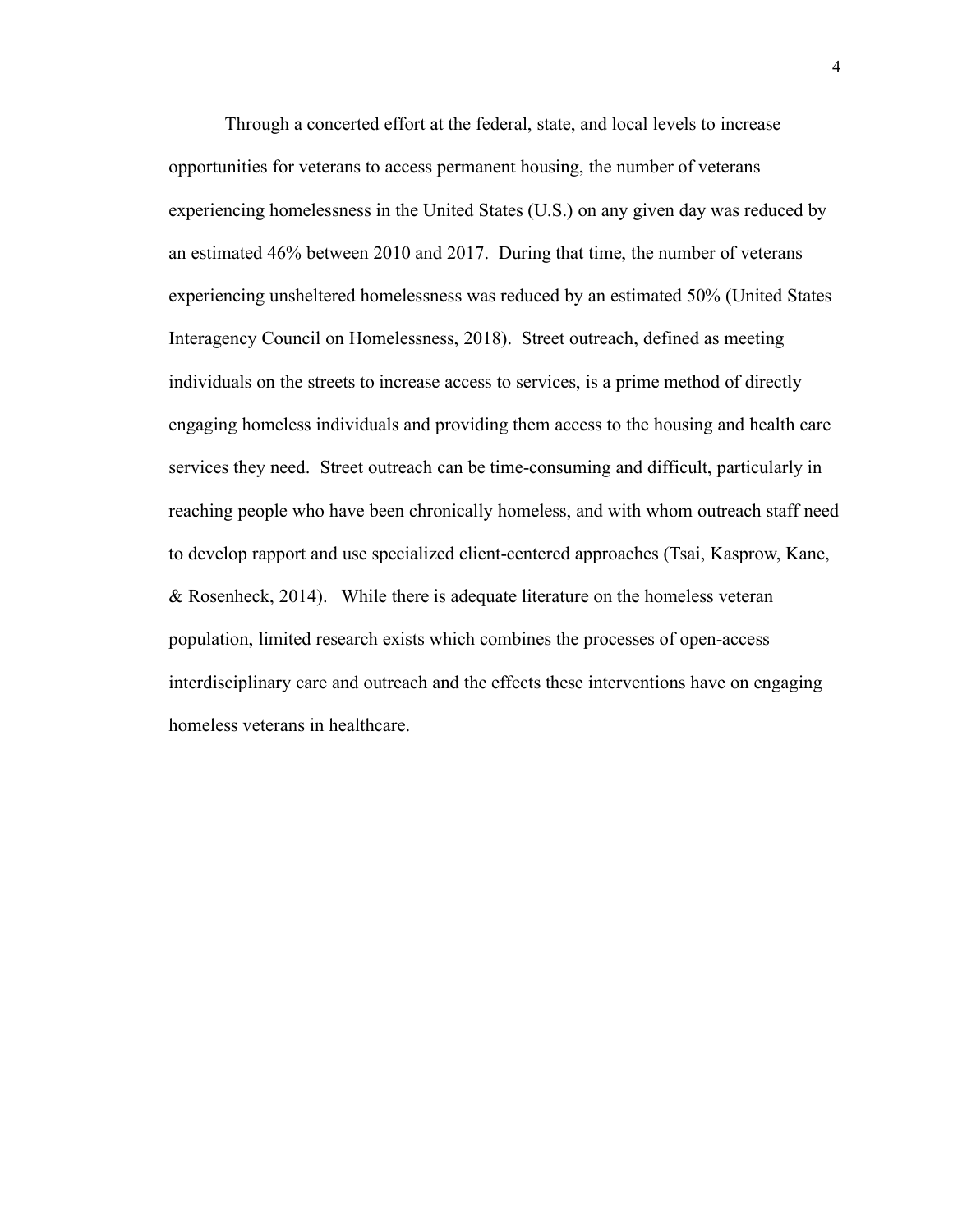Through a concerted effort at the federal, state, and local levels to increase opportunities for veterans to access permanent housing, the number of veterans experiencing homelessness in the United States (U.S.) on any given day was reduced by an estimated 46% between 2010 and 2017. During that time, the number of veterans experiencing unsheltered homelessness was reduced by an estimated 50% (United States Interagency Council on Homelessness, 2018). Street outreach, defined as meeting individuals on the streets to increase access to services, is a prime method of directly engaging homeless individuals and providing them access to the housing and health care services they need. Street outreach can be time-consuming and difficult, particularly in reaching people who have been chronically homeless, and with whom outreach staff need to develop rapport and use specialized client-centered approaches (Tsai, Kasprow, Kane, & Rosenheck, 2014). While there is adequate literature on the homeless veteran population, limited research exists which combines the processes of open-access interdisciplinary care and outreach and the effects these interventions have on engaging homeless veterans in healthcare.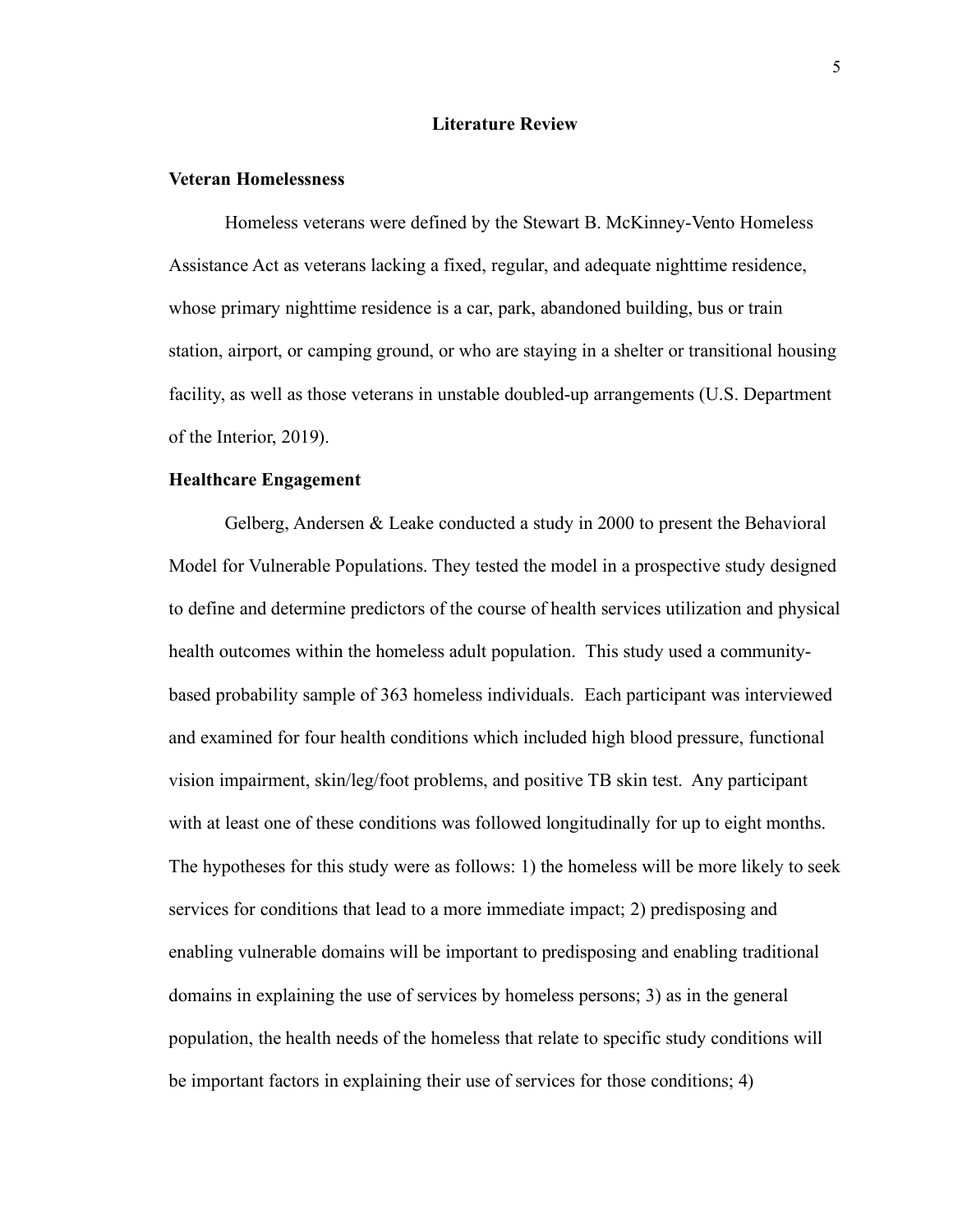# Literature Review

## Veteran Homelessness

Homeless veterans were defined by the Stewart B. McKinney-Vento Homeless Assistance Act as veterans lacking a fixed, regular, and adequate nighttime residence, whose primary nighttime residence is a car, park, abandoned building, bus or train station, airport, or camping ground, or who are staying in a shelter or transitional housing facility, as well as those veterans in unstable doubled-up arrangements (U.S. Department of the Interior, 2019).

## Healthcare Engagement

Gelberg, Andersen & Leake conducted a study in 2000 to present the Behavioral Model for Vulnerable Populations. They tested the model in a prospective study designed to define and determine predictors of the course of health services utilization and physical health outcomes within the homeless adult population. This study used a community-based probability sample of 363 homeless individuals. Each participant was interviewed and examined for four health conditions which included high blood pressure, functional vision impairment, skin/leg/foot problems, and positive TB skin test. Any participant with at least one of these conditions was followed longitudinally for up to eight months. The hypotheses for this study were as follows: 1) the homeless will be more likely to seek services for conditions that lead to a more immediate impact; 2) predisposing and enabling vulnerable domains will be important to predisposing and enabling traditional domains in explaining the use of services by homeless persons; 3) as in the general population, the health needs of the homeless that relate to specific study conditions will be important factors in explaining their use of services for those conditions; 4)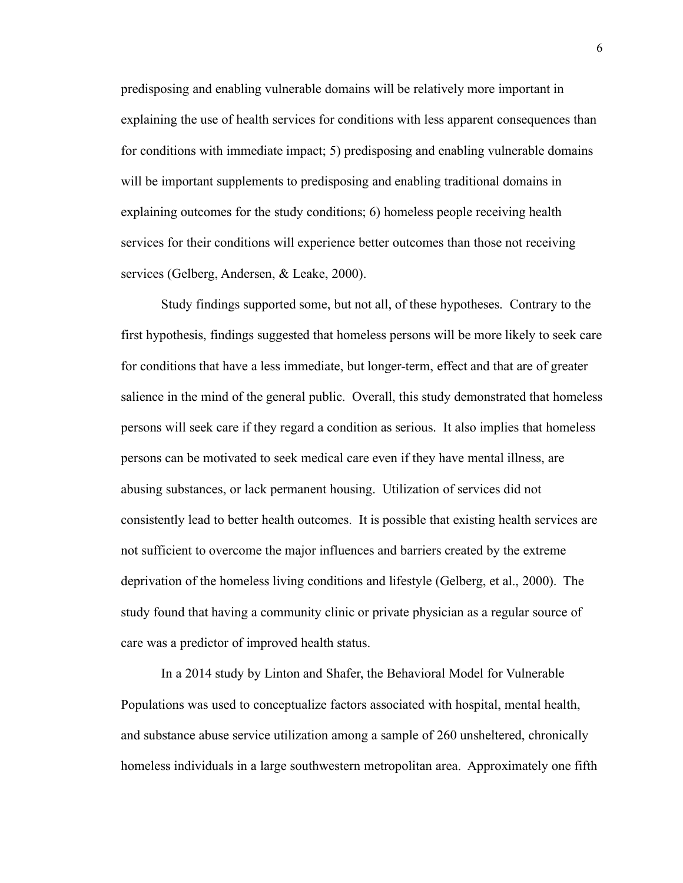predisposing and enabling vulnerable domains will be relatively more important in explaining the use of health services for conditions with less apparent consequences than for conditions with immediate impact; 5) predisposing and enabling vulnerable domains will be important supplements to predisposing and enabling traditional domains in explaining outcomes for the study conditions; 6) homeless people receiving health services for their conditions will experience better outcomes than those not receiving services (Gelberg, Andersen, & Leake, 2000).

Study findings supported some, but not all, of these hypotheses. Contrary to the first hypothesis, findings suggested that homeless persons will be more likely to seek care for conditions that have a less immediate, but longer-term, effect and that are of greater salience in the mind of the general public. Overall, this study demonstrated that homeless persons will seek care if they regard a condition as serious. It also implies that homeless persons can be motivated to seek medical care even if they have mental illness, are abusing substances, or lack permanent housing. Utilization of services did not consistently lead to better health outcomes. It is possible that existing health services are not sufficient to overcome the major influences and barriers created by the extreme deprivation of the homeless living conditions and lifestyle (Gelberg, et al., 2000). The study found that having a community clinic or private physician as a regular source of care was a predictor of improved health status.

In a 2014 study by Linton and Shafer, the Behavioral Model for Vulnerable Populations was used to conceptualize factors associated with hospital, mental health, and substance abuse service utilization among a sample of 260 unsheltered, chronically homeless individuals in a large southwestern metropolitan area. Approximately one fifth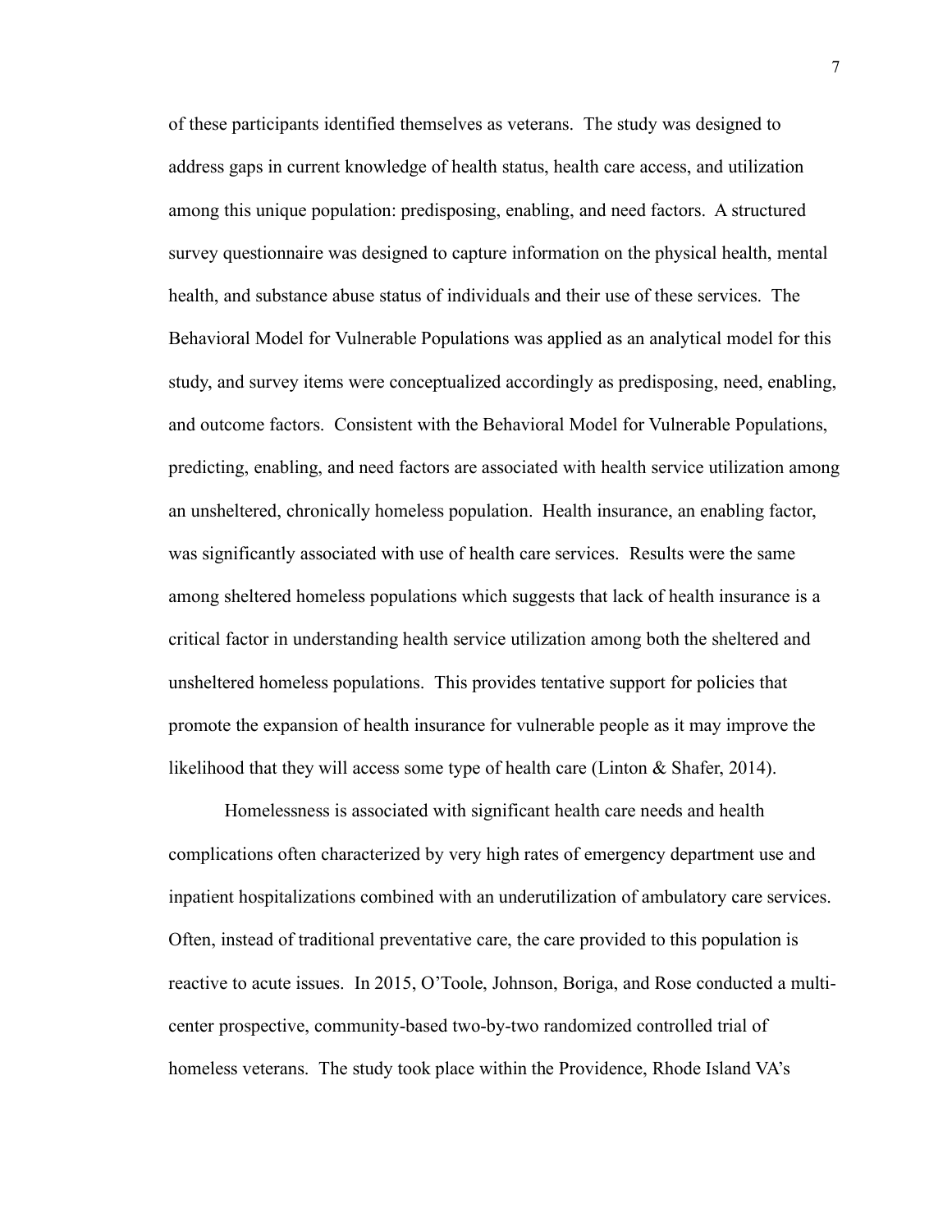of these participants identified themselves as veterans. The study was designed to address gaps in current knowledge of health status, health care access, and utilization among this unique population: predisposing, enabling, and need factors. A structured survey questionnaire was designed to capture information on the physical health, mental health, and substance abuse status of individuals and their use of these services. The Behavioral Model for Vulnerable Populations was applied as an analytical model for this study, and survey items were conceptualized accordingly as predisposing, need, enabling, and outcome factors. Consistent with the Behavioral Model for Vulnerable Populations, predicting, enabling, and need factors are associated with health service utilization among an unsheltered, chronically homeless population. Health insurance, an enabling factor, was significantly associated with use of health care services. Results were the same among sheltered homeless populations which suggests that lack of health insurance is a critical factor in understanding health service utilization among both the sheltered and unsheltered homeless populations. This provides tentative support for policies that promote the expansion of health insurance for vulnerable people as it may improve the likelihood that they will access some type of health care (Linton & Shafer, 2014).

Homelessness is associated with significant health care needs and health complications often characterized by very high rates of emergency department use and inpatient hospitalizations combined with an underutilization of ambulatory care services. Often, instead of traditional preventative care, the care provided to this population is reactive to acute issues. In 2015, O'Toole, Johnson, Boriga, and Rose conducted a multi-center prospective, community-based two-by-two randomized controlled trial of homeless veterans. The study took place within the Providence, Rhode Island VA's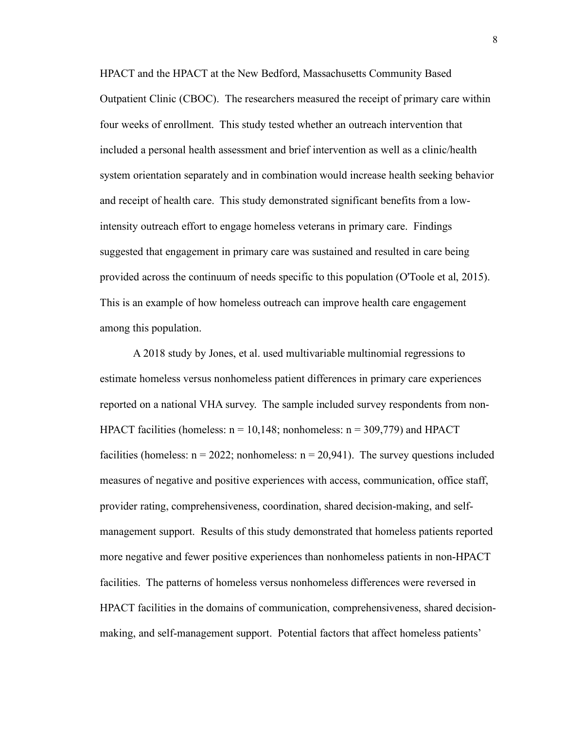HPACT and the HPACT at the New Bedford, Massachusetts Community Based Outpatient Clinic (CBOC). The researchers measured the receipt of primary care within four weeks of enrollment. This study tested whether an outreach intervention that included a personal health assessment and brief intervention as well as a clinic/health system orientation separately and in combination would increase health seeking behavior and receipt of health care. This study demonstrated significant benefits from a low-intensity outreach effort to engage homeless veterans in primary care. Findings suggested that engagement in primary care was sustained and resulted in care being provided across the continuum of needs specific to this population (O'Toole et al, 2015). This is an example of how homeless outreach can improve health care engagement among this population.

A 2018 study by Jones, et al. used multivariable multinomial regressions to estimate homeless versus nonhomeless patient differences in primary care experiences reported on a national VHA survey. The sample included survey respondents from non-HPACT facilities (homeless: n = 10,148; nonhomeless: n = 309,779) and HPACT facilities (homeless: n = 2022; nonhomeless: n = 20,941). The survey questions included measures of negative and positive experiences with access, communication, office staff, provider rating, comprehensiveness, coordination, shared decision-making, and self-management support. Results of this study demonstrated that homeless patients reported more negative and fewer positive experiences than nonhomeless patients in non-HPACT facilities. The patterns of homeless versus nonhomeless differences were reversed in HPACT facilities in the domains of communication, comprehensiveness, shared decision-making, and self-management support. Potential factors that affect homeless patients'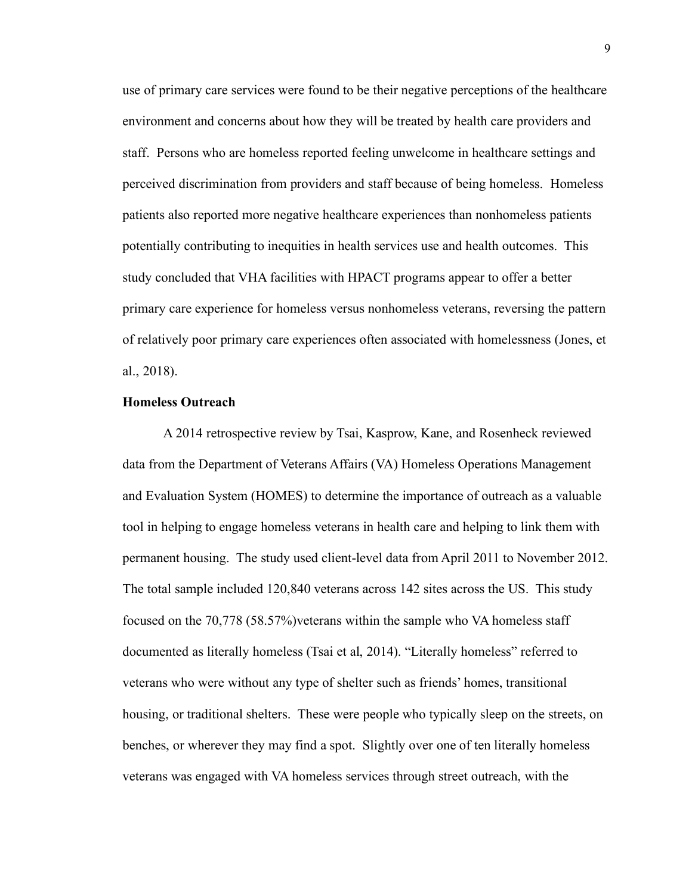use of primary care services were found to be their negative perceptions of the healthcare environment and concerns about how they will be treated by health care providers and staff. Persons who are homeless reported feeling unwelcome in healthcare settings and perceived discrimination from providers and staff because of being homeless. Homeless patients also reported more negative healthcare experiences than nonhomeless patients potentially contributing to inequities in health services use and health outcomes. This study concluded that VHA facilities with HPACT programs appear to offer a better primary care experience for homeless versus nonhomeless veterans, reversing the pattern of relatively poor primary care experiences often associated with homelessness (Jones, et al., 2018).

**Homeless Outreach**

A 2014 retrospective review by Tsai, Kasprow, Kane, and Rosenheck reviewed data from the Department of Veterans Affairs (VA) Homeless Operations Management and Evaluation System (HOMES) to determine the importance of outreach as a valuable tool in helping to engage homeless veterans in health care and helping to link them with permanent housing. The study used client-level data from April 2011 to November 2012. The total sample included 120,840 veterans across 142 sites across the US. This study focused on the 70,778 (58.57%)veterans within the sample who VA homeless staff documented as literally homeless (Tsai et al, 2014). “Literally homeless” referred to veterans who were without any type of shelter such as friends’ homes, transitional housing, or traditional shelters. These were people who typically sleep on the streets, on benches, or wherever they may find a spot. Slightly over one of ten literally homeless veterans was engaged with VA homeless services through street outreach, with the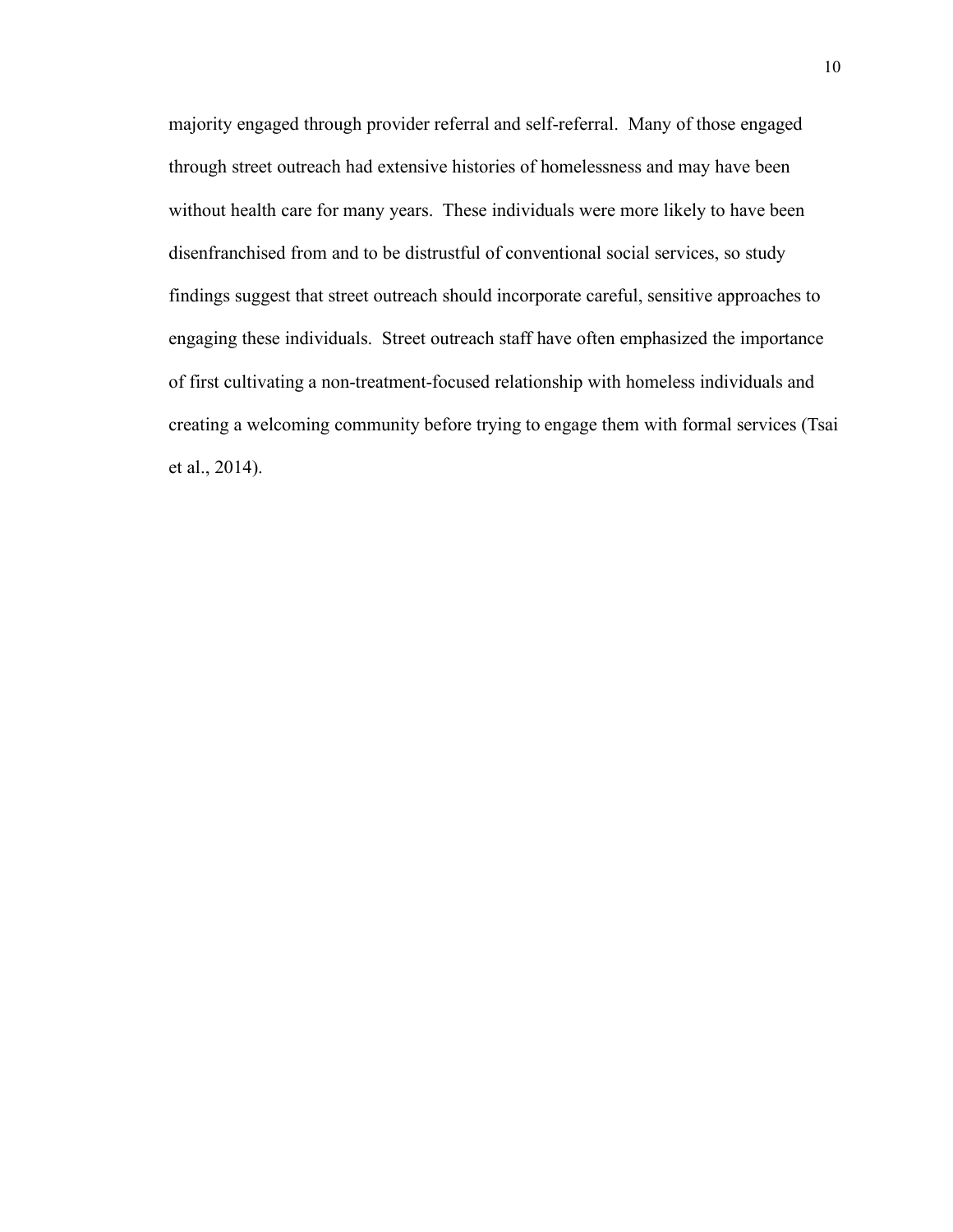majority engaged through provider referral and self-referral. Many of those engaged through street outreach had extensive histories of homelessness and may have been without health care for many years. These individuals were more likely to have been disenfranchised from and to be distrustful of conventional social services, so study findings suggest that street outreach should incorporate careful, sensitive approaches to engaging these individuals. Street outreach staff have often emphasized the importance of first cultivating a non-treatment-focused relationship with homeless individuals and creating a welcoming community before trying to engage them with formal services (Tsai et al., 2014).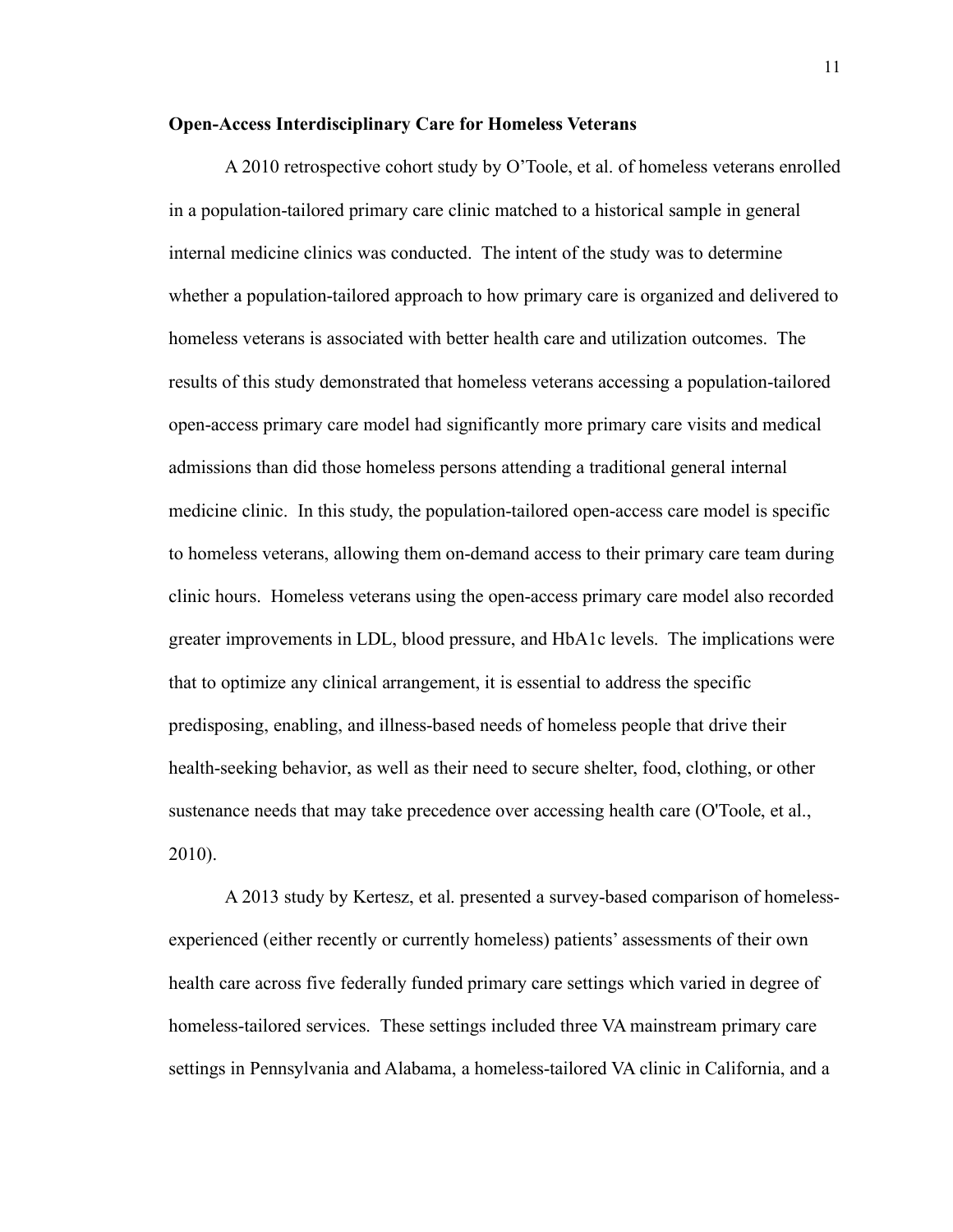**Open-Access Interdisciplinary Care for Homeless Veterans**

A 2010 retrospective cohort study by O'Toole, et al. of homeless veterans enrolled in a population-tailored primary care clinic matched to a historical sample in general internal medicine clinics was conducted. The intent of the study was to determine whether a population-tailored approach to how primary care is organized and delivered to homeless veterans is associated with better health care and utilization outcomes. The results of this study demonstrated that homeless veterans accessing a population-tailored open-access primary care model had significantly more primary care visits and medical admissions than did those homeless persons attending a traditional general internal medicine clinic. In this study, the population-tailored open-access care model is specific to homeless veterans, allowing them on-demand access to their primary care team during clinic hours. Homeless veterans using the open-access primary care model also recorded greater improvements in LDL, blood pressure, and HbA1c levels. The implications were that to optimize any clinical arrangement, it is essential to address the specific predisposing, enabling, and illness-based needs of homeless people that drive their health-seeking behavior, as well as their need to secure shelter, food, clothing, or other sustenance needs that may take precedence over accessing health care (O'Toole, et al., 2010).

A 2013 study by Kertesz, et al. presented a survey-based comparison of homeless-experienced (either recently or currently homeless) patients' assessments of their own health care across five federally funded primary care settings which varied in degree of homeless-tailored services. These settings included three VA mainstream primary care settings in Pennsylvania and Alabama, a homeless-tailored VA clinic in California, and a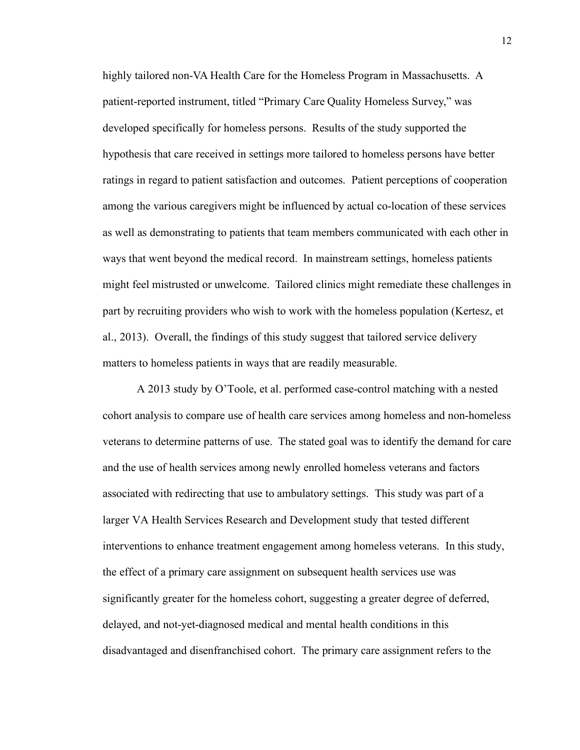highly tailored non-VA Health Care for the Homeless Program in Massachusetts. A patient-reported instrument, titled "Primary Care Quality Homeless Survey," was developed specifically for homeless persons. Results of the study supported the hypothesis that care received in settings more tailored to homeless persons have better ratings in regard to patient satisfaction and outcomes. Patient perceptions of cooperation among the various caregivers might be influenced by actual co-location of these services as well as demonstrating to patients that team members communicated with each other in ways that went beyond the medical record. In mainstream settings, homeless patients might feel mistrusted or unwelcome. Tailored clinics might remediate these challenges in part by recruiting providers who wish to work with the homeless population (Kertesz, et al., 2013). Overall, the findings of this study suggest that tailored service delivery matters to homeless patients in ways that are readily measurable.

A 2013 study by O'Toole, et al. performed case-control matching with a nested cohort analysis to compare use of health care services among homeless and non-homeless veterans to determine patterns of use. The stated goal was to identify the demand for care and the use of health services among newly enrolled homeless veterans and factors associated with redirecting that use to ambulatory settings. This study was part of a larger VA Health Services Research and Development study that tested different interventions to enhance treatment engagement among homeless veterans. In this study, the effect of a primary care assignment on subsequent health services use was significantly greater for the homeless cohort, suggesting a greater degree of deferred, delayed, and not-yet-diagnosed medical and mental health conditions in this disadvantaged and disenfranchised cohort. The primary care assignment refers to the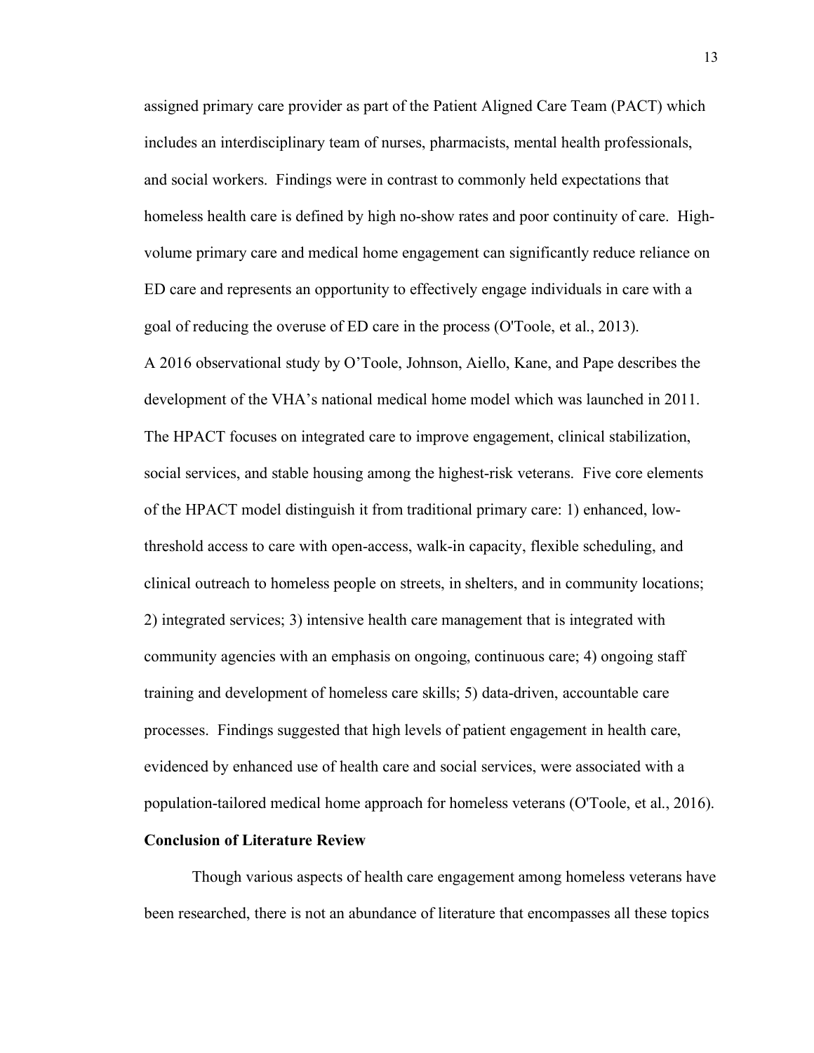assigned primary care provider as part of the Patient Aligned Care Team (PACT) which includes an interdisciplinary team of nurses, pharmacists, mental health professionals, and social workers. Findings were in contrast to commonly held expectations that homeless health care is defined by high no-show rates and poor continuity of care. High-volume primary care and medical home engagement can significantly reduce reliance on ED care and represents an opportunity to effectively engage individuals in care with a goal of reducing the overuse of ED care in the process (O'Toole, et al., 2013).

A 2016 observational study by O'Toole, Johnson, Aiello, Kane, and Pape describes the development of the VHA's national medical home model which was launched in 2011. The HPACT focuses on integrated care to improve engagement, clinical stabilization, social services, and stable housing among the highest-risk veterans. Five core elements of the HPACT model distinguish it from traditional primary care: 1) enhanced, low-threshold access to care with open-access, walk-in capacity, flexible scheduling, and clinical outreach to homeless people on streets, in shelters, and in community locations; 2) integrated services; 3) intensive health care management that is integrated with community agencies with an emphasis on ongoing, continuous care; 4) ongoing staff training and development of homeless care skills; 5) data-driven, accountable care processes. Findings suggested that high levels of patient engagement in health care, evidenced by enhanced use of health care and social services, were associated with a population-tailored medical home approach for homeless veterans (O'Toole, et al., 2016).

**Conclusion of Literature Review**

Though various aspects of health care engagement among homeless veterans have been researched, there is not an abundance of literature that encompasses all these topics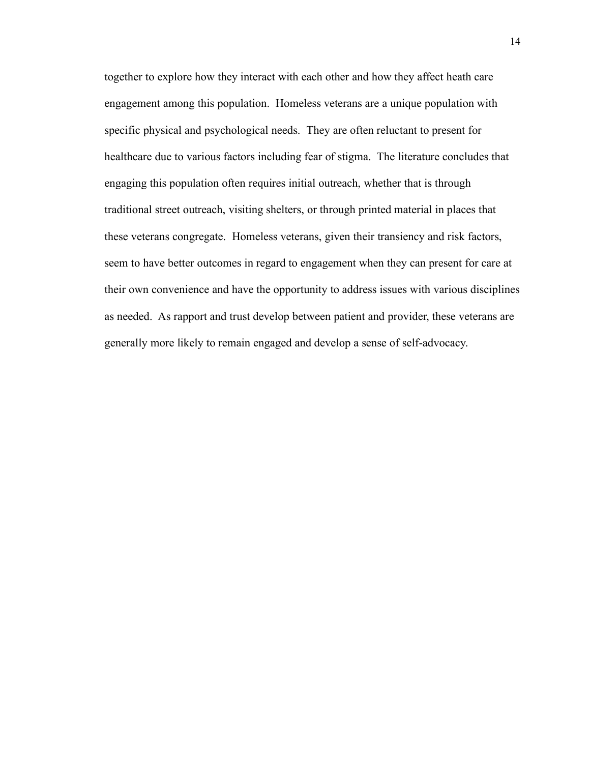together to explore how they interact with each other and how they affect heath care engagement among this population. Homeless veterans are a unique population with specific physical and psychological needs. They are often reluctant to present for healthcare due to various factors including fear of stigma. The literature concludes that engaging this population often requires initial outreach, whether that is through traditional street outreach, visiting shelters, or through printed material in places that these veterans congregate. Homeless veterans, given their transiency and risk factors, seem to have better outcomes in regard to engagement when they can present for care at their own convenience and have the opportunity to address issues with various disciplines as needed. As rapport and trust develop between patient and provider, these veterans are generally more likely to remain engaged and develop a sense of self-advocacy.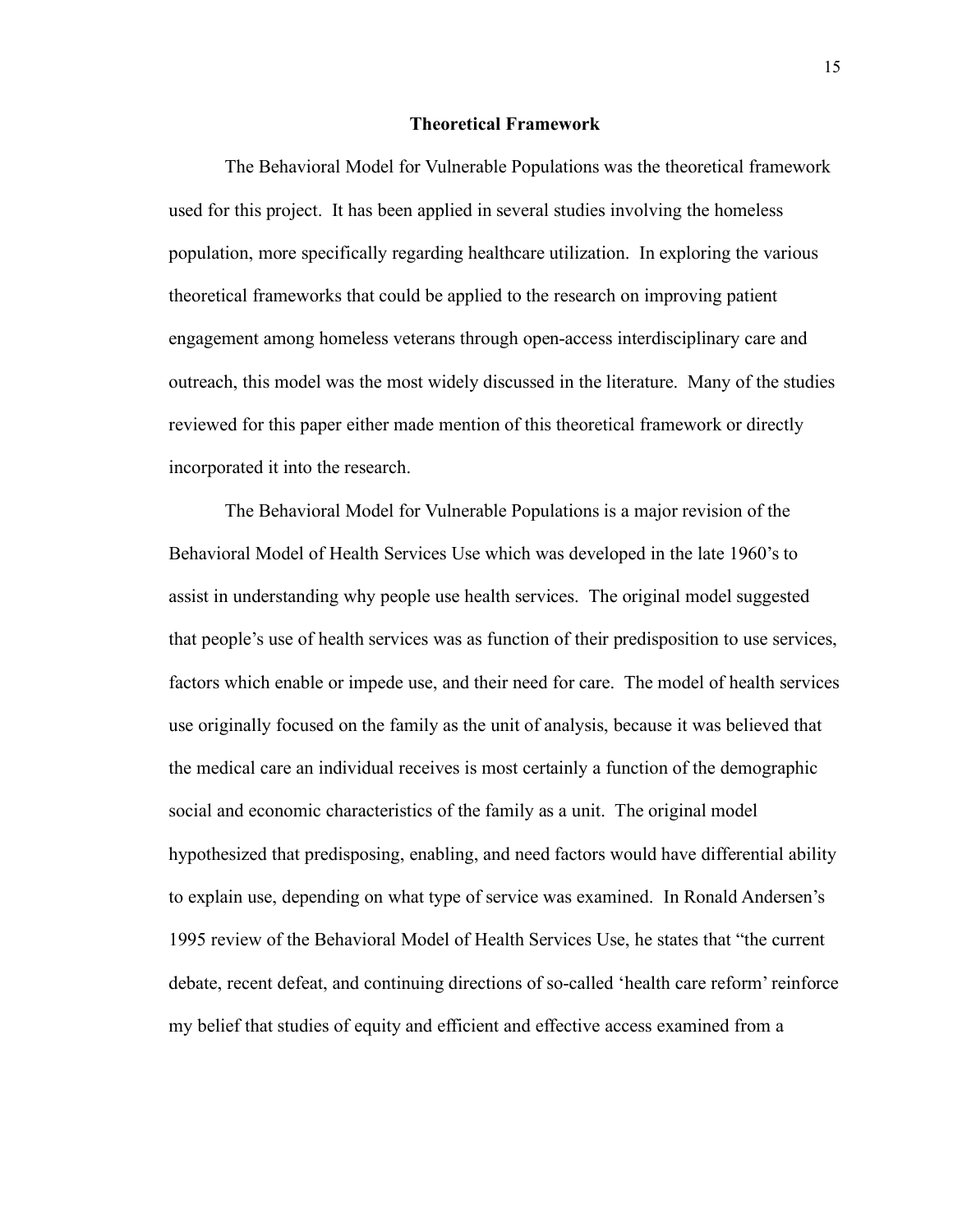## Theoretical Framework

The Behavioral Model for Vulnerable Populations was the theoretical framework used for this project. It has been applied in several studies involving the homeless population, more specifically regarding healthcare utilization. In exploring the various theoretical frameworks that could be applied to the research on improving patient engagement among homeless veterans through open-access interdisciplinary care and outreach, this model was the most widely discussed in the literature. Many of the studies reviewed for this paper either made mention of this theoretical framework or directly incorporated it into the research.

The Behavioral Model for Vulnerable Populations is a major revision of the Behavioral Model of Health Services Use which was developed in the late 1960's to assist in understanding why people use health services. The original model suggested that people's use of health services was as function of their predisposition to use services, factors which enable or impede use, and their need for care. The model of health services use originally focused on the family as the unit of analysis, because it was believed that the medical care an individual receives is most certainly a function of the demographic social and economic characteristics of the family as a unit. The original model hypothesized that predisposing, enabling, and need factors would have differential ability to explain use, depending on what type of service was examined. In Ronald Andersen's 1995 review of the Behavioral Model of Health Services Use, he states that "the current debate, recent defeat, and continuing directions of so-called 'health care reform' reinforce my belief that studies of equity and efficient and effective access examined from a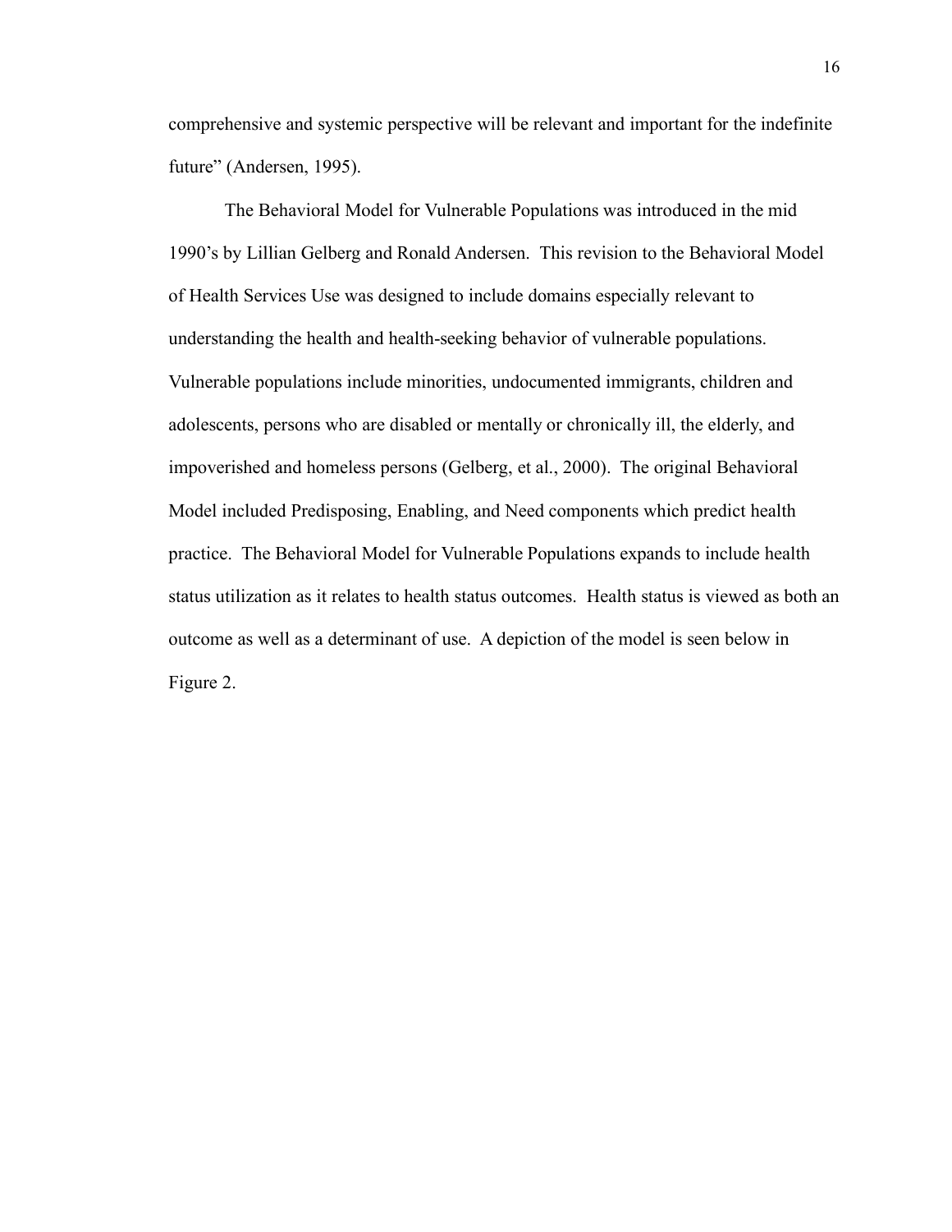comprehensive and systemic perspective will be relevant and important for the indefinite future" (Andersen, 1995).

The Behavioral Model for Vulnerable Populations was introduced in the mid 1990's by Lillian Gelberg and Ronald Andersen. This revision to the Behavioral Model of Health Services Use was designed to include domains especially relevant to understanding the health and health-seeking behavior of vulnerable populations. Vulnerable populations include minorities, undocumented immigrants, children and adolescents, persons who are disabled or mentally or chronically ill, the elderly, and impoverished and homeless persons (Gelberg, et al., 2000). The original Behavioral Model included Predisposing, Enabling, and Need components which predict health practice. The Behavioral Model for Vulnerable Populations expands to include health status utilization as it relates to health status outcomes. Health status is viewed as both an outcome as well as a determinant of use. A depiction of the model is seen below in Figure 2.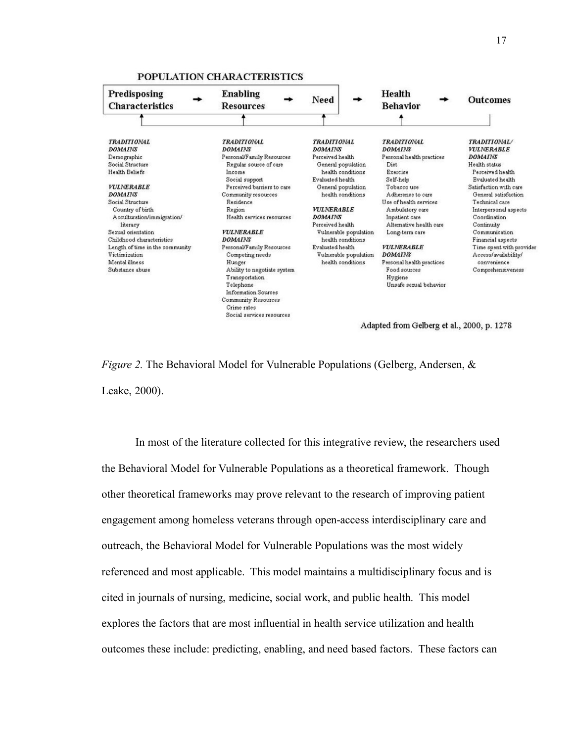POPULATION CHARACTERISTICS

Predisposing Characteristics → Enabling Resources → Need → Health Behavior → Outcomes

| Predisposing Characteristics | Enabling Resources | Need | Health Behavior | Outcomes |
|---|---|---|---|---|
| ***TRADITIONAL DOMAINS*** | ***TRADITIONAL DOMAINS*** | ***TRADITIONAL DOMAINS*** | ***TRADITIONAL DOMAINS*** | ***TRADITIONAL/ VULNERABLE DOMAINS*** |
| Demographic | Personal/Family Resources | Perceived health | Personal health practices | Health status |
| Social Structure | Regular source of care | General population health conditions | Diet | Perceived health |
| Health Beliefs | Income | Evaluated health | Exercise | Evaluated health |
| | Social support | General population health conditions | Self-help | Satisfaction with care |
| ***VULNERABLE DOMAINS*** | Perceived barriers to care | | Tobacco use | General satisfaction |
| Social Structure | Community resources | ***VULNERABLE DOMAINS*** | Adherence to care | Technical care |
| Country of birth | Residence | Perceived health | Use of health services | Interpersonal aspects |
| Acculturation/immigration/ literacy | Region | Vulnerable population health conditions | Ambulatory care | Coordination |
| Sexual orientation | Health services resources | Evaluated health | Inpatient care | Continuity |
| Childhood characteristics | | Vulnerable population health conditions | Alternative health care | Communication |
| Length of time in the community | ***VULNERABLE DOMAINS*** | | Long-term care | Financial aspects |
| Victimization | Personal/Family Resources | | | Time spent with provider |
| Mental illness | Competing needs | | ***VULNERABLE DOMAINS*** | Access/availability/ convenience |
| Substance abuse | Hunger | | Personal health practices | Comprehensiveness |
| | Ability to negotiate system | | Food sources | |
| | Transportation | | Hygiene | |
| | Telephone | | Unsafe sexual behavior | |
| | Information Sources | | | |
| | Community Resources | | | |
| | Crime rates | | | |
| | Social services resources | | | |

Adapted from Gelberg et al., 2000, p. 1278

*Figure 2.* The Behavioral Model for Vulnerable Populations (Gelberg, Andersen, & Leake, 2000).

In most of the literature collected for this integrative review, the researchers used the Behavioral Model for Vulnerable Populations as a theoretical framework. Though other theoretical frameworks may prove relevant to the research of improving patient engagement among homeless veterans through open-access interdisciplinary care and outreach, the Behavioral Model for Vulnerable Populations was the most widely referenced and most applicable. This model maintains a multidisciplinary focus and is cited in journals of nursing, medicine, social work, and public health. This model explores the factors that are most influential in health service utilization and health outcomes these include: predicting, enabling, and need based factors. These factors can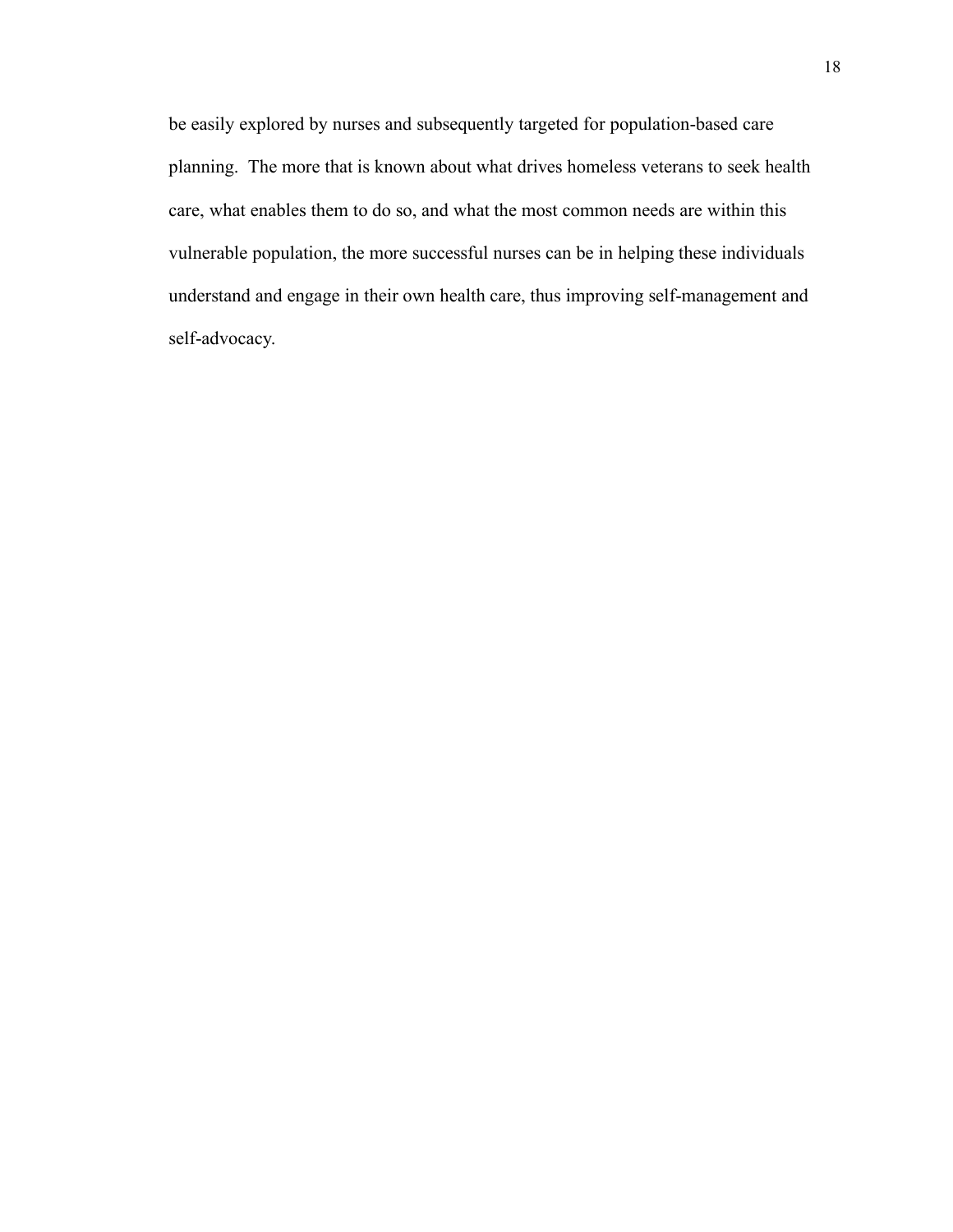be easily explored by nurses and subsequently targeted for population-based care planning. The more that is known about what drives homeless veterans to seek health care, what enables them to do so, and what the most common needs are within this vulnerable population, the more successful nurses can be in helping these individuals understand and engage in their own health care, thus improving self-management and self-advocacy.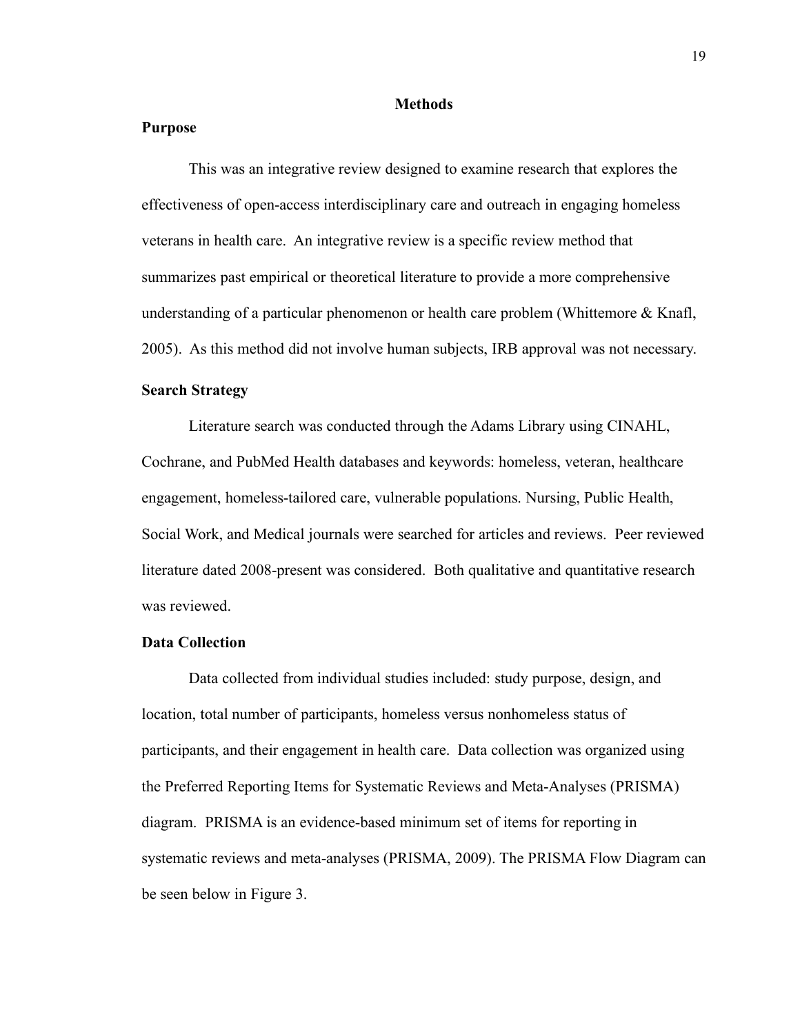# Methods

## Purpose

This was an integrative review designed to examine research that explores the effectiveness of open-access interdisciplinary care and outreach in engaging homeless veterans in health care. An integrative review is a specific review method that summarizes past empirical or theoretical literature to provide a more comprehensive understanding of a particular phenomenon or health care problem (Whittemore & Knafl, 2005). As this method did not involve human subjects, IRB approval was not necessary.

## Search Strategy

Literature search was conducted through the Adams Library using CINAHL, Cochrane, and PubMed Health databases and keywords: homeless, veteran, healthcare engagement, homeless-tailored care, vulnerable populations. Nursing, Public Health, Social Work, and Medical journals were searched for articles and reviews. Peer reviewed literature dated 2008-present was considered. Both qualitative and quantitative research was reviewed.

## Data Collection

Data collected from individual studies included: study purpose, design, and location, total number of participants, homeless versus nonhomeless status of participants, and their engagement in health care. Data collection was organized using the Preferred Reporting Items for Systematic Reviews and Meta-Analyses (PRISMA) diagram. PRISMA is an evidence-based minimum set of items for reporting in systematic reviews and meta-analyses (PRISMA, 2009). The PRISMA Flow Diagram can be seen below in Figure 3.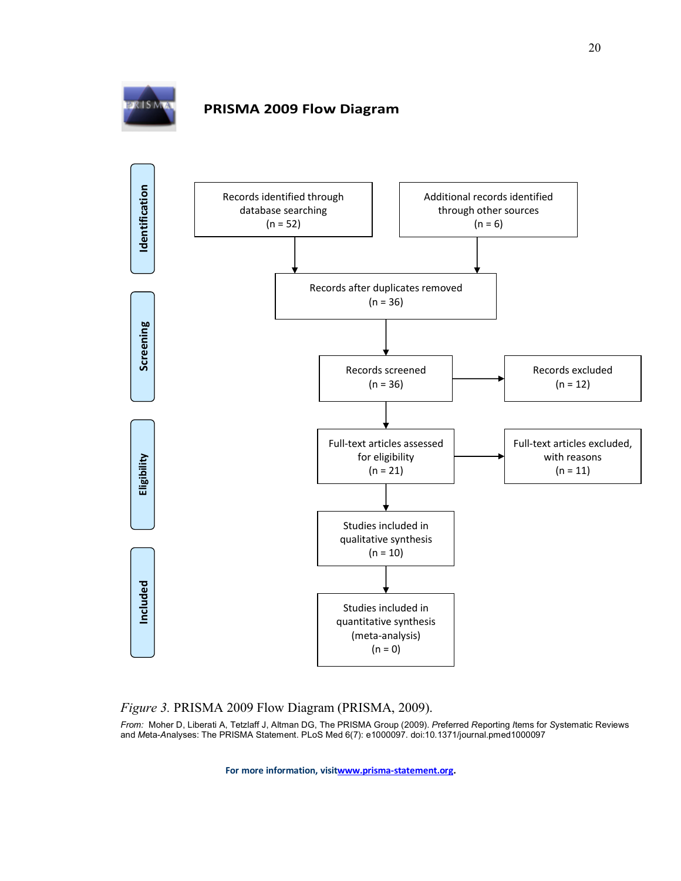## PRISMA 2009 Flow Diagram

**Identification**

- Records identified through database searching (n = 52)
- Additional records identified through other sources (n = 6)

Records after duplicates removed (n = 36)

**Screening**

- Records screened (n = 36)
- Records excluded (n = 12)

**Eligibility**

- Full-text articles assessed for eligibility (n = 21)
- Full-text articles excluded, with reasons (n = 11)

**Included**

- Studies included in qualitative synthesis (n = 10)
- Studies included in quantitative synthesis (meta-analysis) (n = 0)

*Figure 3.* PRISMA 2009 Flow Diagram (PRISMA, 2009).

*From:* Moher D, Liberati A, Tetzlaff J, Altman DG, The PRISMA Group (2009). *P*referred *R*eporting *I*tems for *S*ystematic Reviews and *M*eta-*A*nalyses: The PRISMA Statement. PLoS Med 6(7): e1000097. doi:10.1371/journal.pmed1000097

**For more information, visit www.prisma-statement.org.**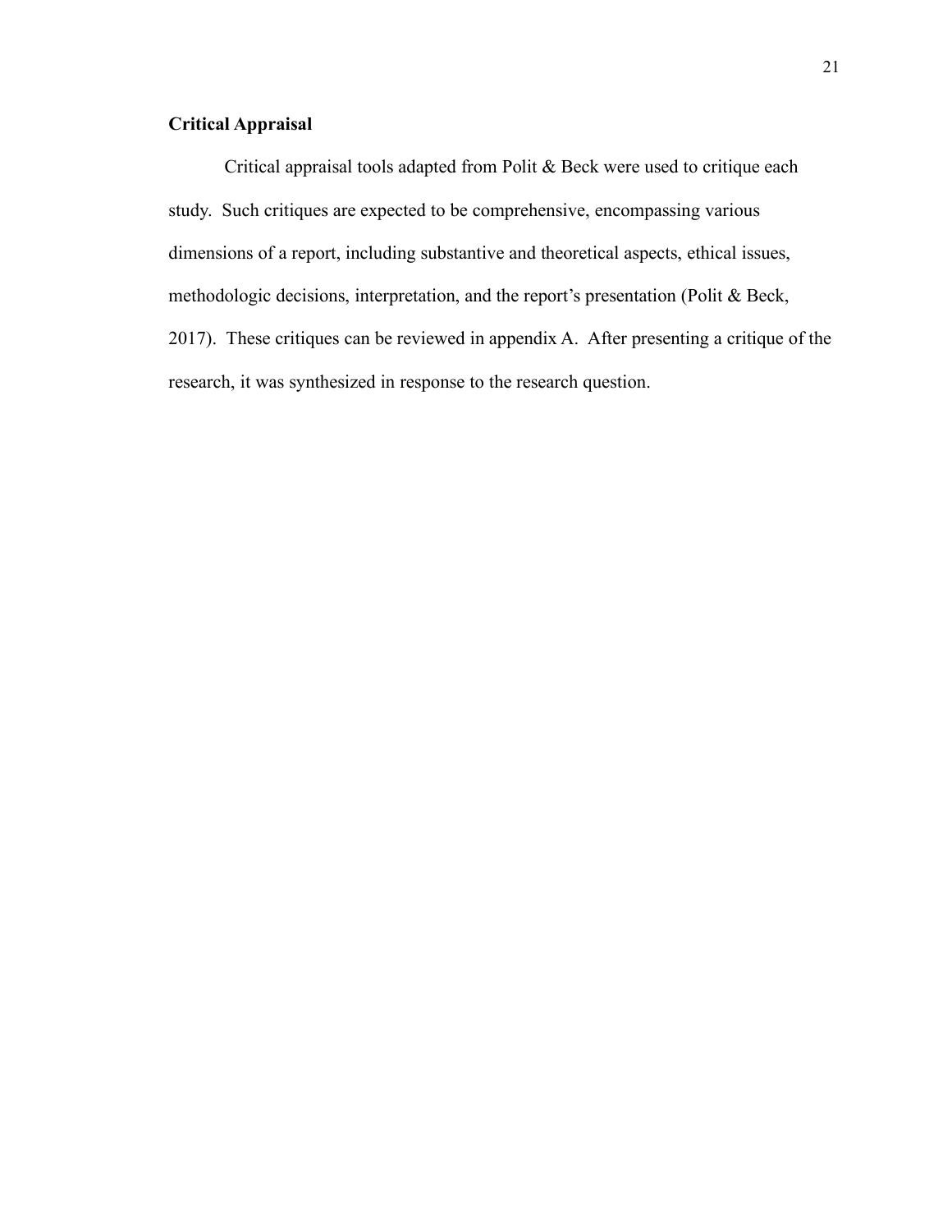**Critical Appraisal**

Critical appraisal tools adapted from Polit & Beck were used to critique each study. Such critiques are expected to be comprehensive, encompassing various dimensions of a report, including substantive and theoretical aspects, ethical issues, methodologic decisions, interpretation, and the report's presentation (Polit & Beck, 2017). These critiques can be reviewed in appendix A. After presenting a critique of the research, it was synthesized in response to the research question.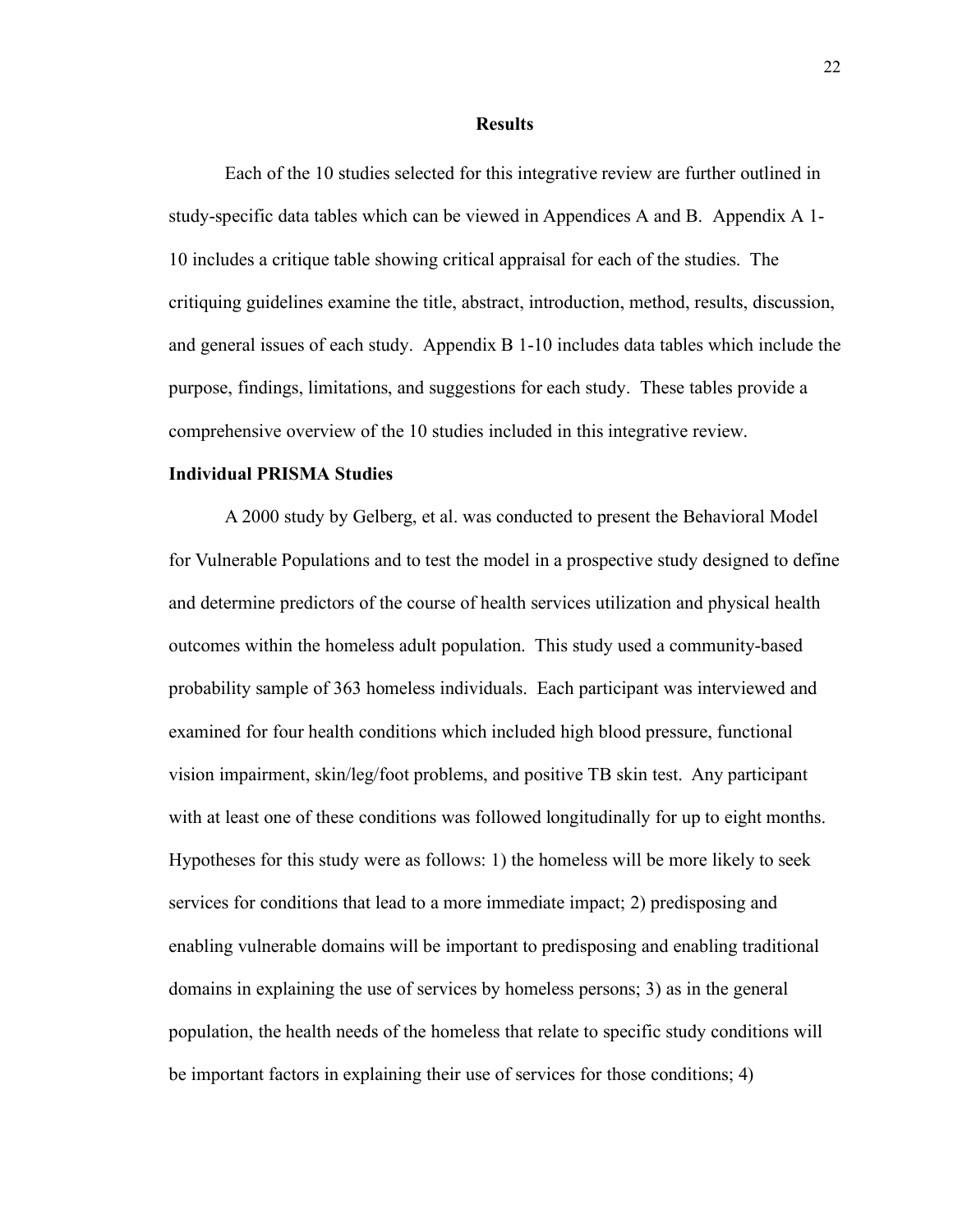## Results

Each of the 10 studies selected for this integrative review are further outlined in study-specific data tables which can be viewed in Appendices A and B. Appendix A 1-10 includes a critique table showing critical appraisal for each of the studies. The critiquing guidelines examine the title, abstract, introduction, method, results, discussion, and general issues of each study. Appendix B 1-10 includes data tables which include the purpose, findings, limitations, and suggestions for each study. These tables provide a comprehensive overview of the 10 studies included in this integrative review.

### Individual PRISMA Studies

A 2000 study by Gelberg, et al. was conducted to present the Behavioral Model for Vulnerable Populations and to test the model in a prospective study designed to define and determine predictors of the course of health services utilization and physical health outcomes within the homeless adult population. This study used a community-based probability sample of 363 homeless individuals. Each participant was interviewed and examined for four health conditions which included high blood pressure, functional vision impairment, skin/leg/foot problems, and positive TB skin test. Any participant with at least one of these conditions was followed longitudinally for up to eight months. Hypotheses for this study were as follows: 1) the homeless will be more likely to seek services for conditions that lead to a more immediate impact; 2) predisposing and enabling vulnerable domains will be important to predisposing and enabling traditional domains in explaining the use of services by homeless persons; 3) as in the general population, the health needs of the homeless that relate to specific study conditions will be important factors in explaining their use of services for those conditions; 4)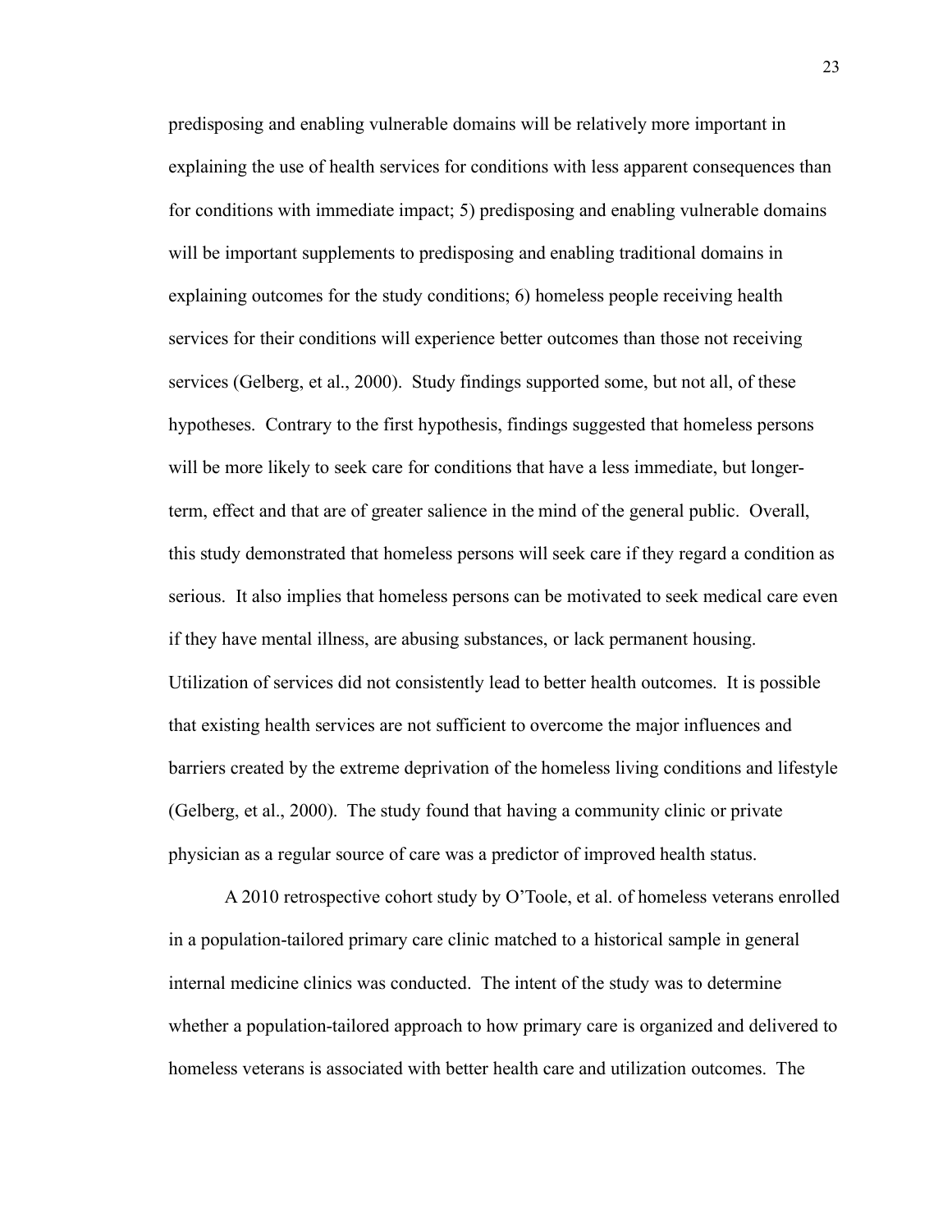predisposing and enabling vulnerable domains will be relatively more important in explaining the use of health services for conditions with less apparent consequences than for conditions with immediate impact; 5) predisposing and enabling vulnerable domains will be important supplements to predisposing and enabling traditional domains in explaining outcomes for the study conditions; 6) homeless people receiving health services for their conditions will experience better outcomes than those not receiving services (Gelberg, et al., 2000). Study findings supported some, but not all, of these hypotheses. Contrary to the first hypothesis, findings suggested that homeless persons will be more likely to seek care for conditions that have a less immediate, but longer-term, effect and that are of greater salience in the mind of the general public. Overall, this study demonstrated that homeless persons will seek care if they regard a condition as serious. It also implies that homeless persons can be motivated to seek medical care even if they have mental illness, are abusing substances, or lack permanent housing. Utilization of services did not consistently lead to better health outcomes. It is possible that existing health services are not sufficient to overcome the major influences and barriers created by the extreme deprivation of the homeless living conditions and lifestyle (Gelberg, et al., 2000). The study found that having a community clinic or private physician as a regular source of care was a predictor of improved health status.

A 2010 retrospective cohort study by O'Toole, et al. of homeless veterans enrolled in a population-tailored primary care clinic matched to a historical sample in general internal medicine clinics was conducted. The intent of the study was to determine whether a population-tailored approach to how primary care is organized and delivered to homeless veterans is associated with better health care and utilization outcomes. The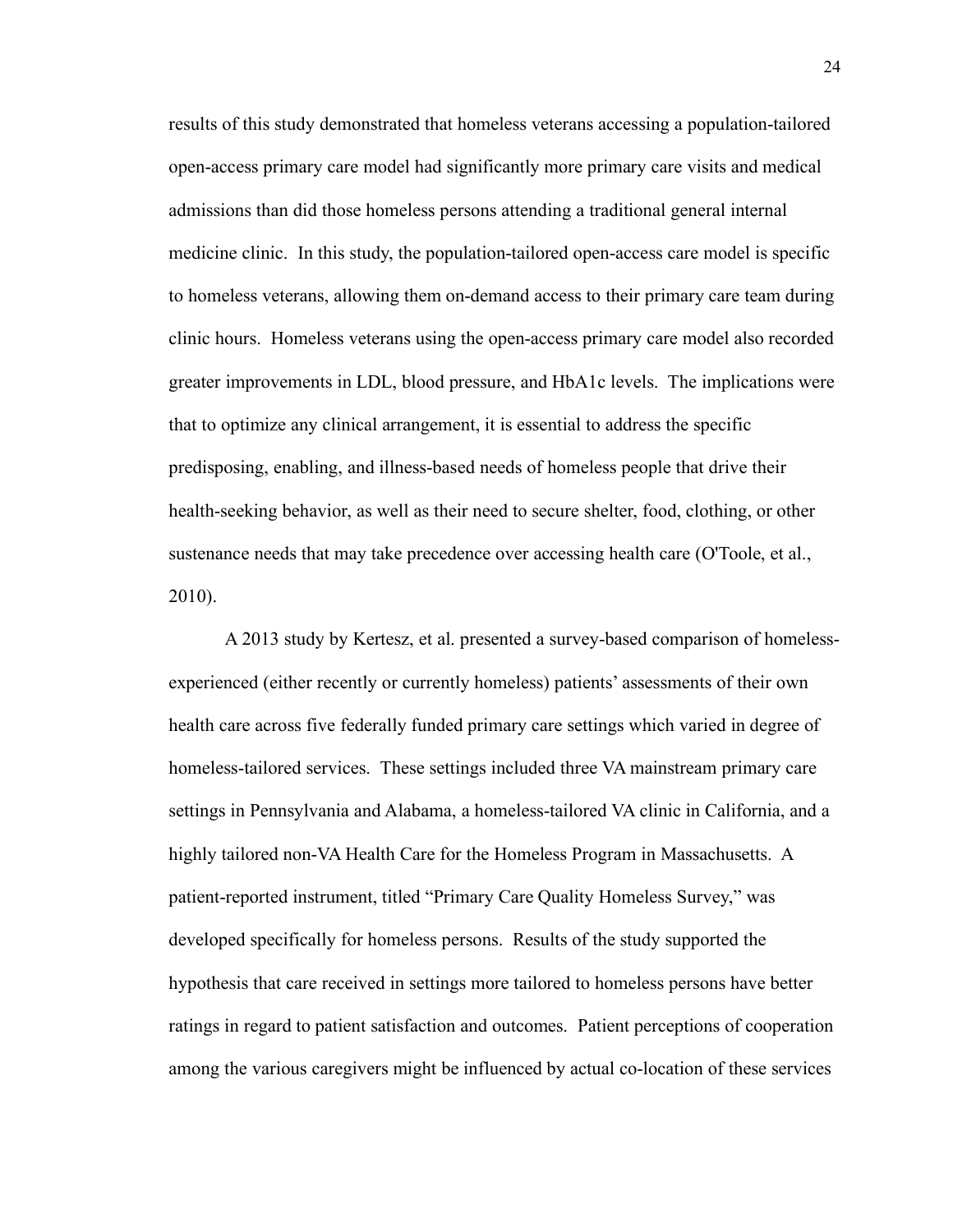results of this study demonstrated that homeless veterans accessing a population-tailored open-access primary care model had significantly more primary care visits and medical admissions than did those homeless persons attending a traditional general internal medicine clinic. In this study, the population-tailored open-access care model is specific to homeless veterans, allowing them on-demand access to their primary care team during clinic hours. Homeless veterans using the open-access primary care model also recorded greater improvements in LDL, blood pressure, and HbA1c levels. The implications were that to optimize any clinical arrangement, it is essential to address the specific predisposing, enabling, and illness-based needs of homeless people that drive their health-seeking behavior, as well as their need to secure shelter, food, clothing, or other sustenance needs that may take precedence over accessing health care (O'Toole, et al., 2010).

A 2013 study by Kertesz, et al. presented a survey-based comparison of homeless-experienced (either recently or currently homeless) patients' assessments of their own health care across five federally funded primary care settings which varied in degree of homeless-tailored services. These settings included three VA mainstream primary care settings in Pennsylvania and Alabama, a homeless-tailored VA clinic in California, and a highly tailored non-VA Health Care for the Homeless Program in Massachusetts. A patient-reported instrument, titled "Primary Care Quality Homeless Survey," was developed specifically for homeless persons. Results of the study supported the hypothesis that care received in settings more tailored to homeless persons have better ratings in regard to patient satisfaction and outcomes. Patient perceptions of cooperation among the various caregivers might be influenced by actual co-location of these services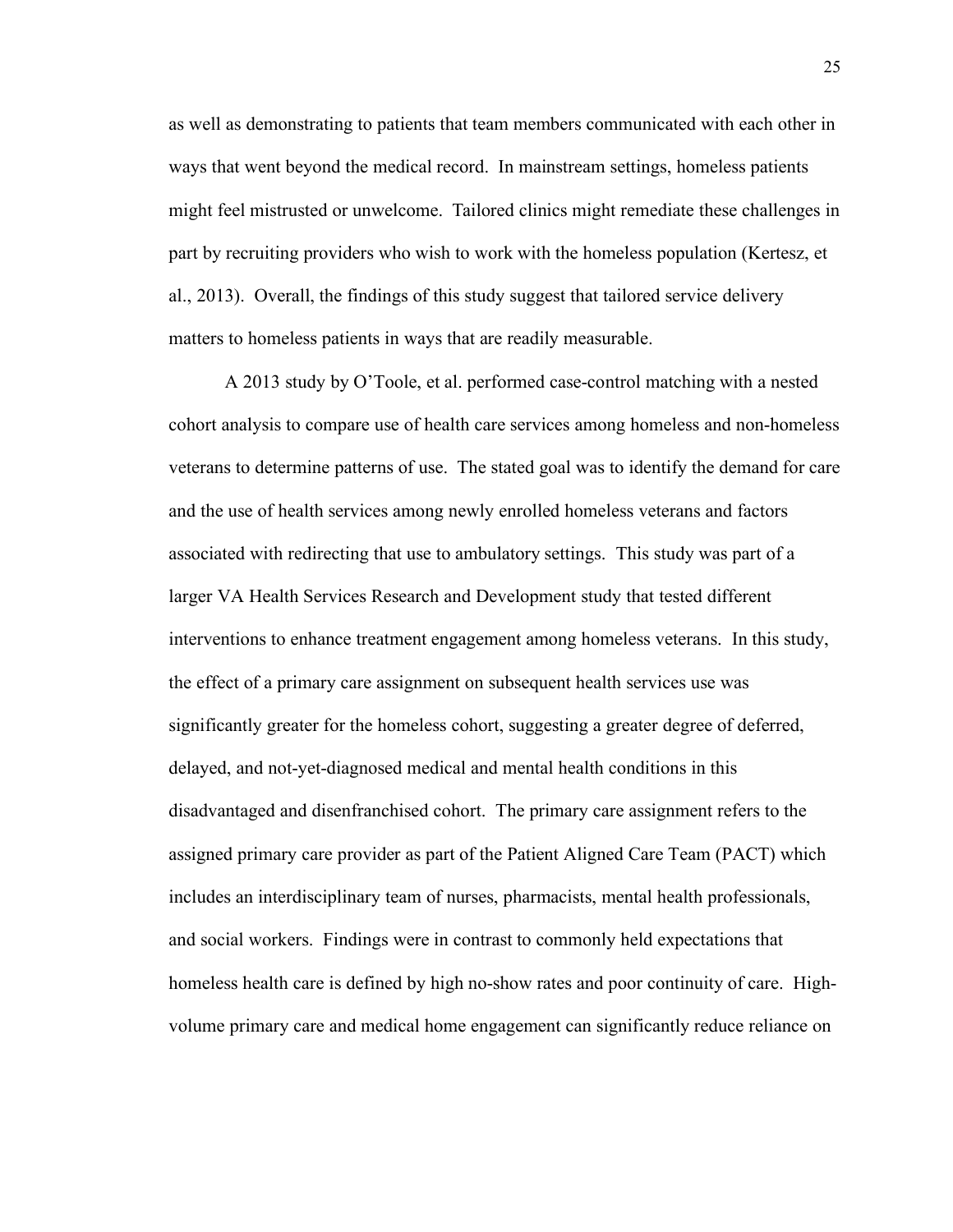as well as demonstrating to patients that team members communicated with each other in ways that went beyond the medical record. In mainstream settings, homeless patients might feel mistrusted or unwelcome. Tailored clinics might remediate these challenges in part by recruiting providers who wish to work with the homeless population (Kertesz, et al., 2013). Overall, the findings of this study suggest that tailored service delivery matters to homeless patients in ways that are readily measurable.

A 2013 study by O'Toole, et al. performed case-control matching with a nested cohort analysis to compare use of health care services among homeless and non-homeless veterans to determine patterns of use. The stated goal was to identify the demand for care and the use of health services among newly enrolled homeless veterans and factors associated with redirecting that use to ambulatory settings. This study was part of a larger VA Health Services Research and Development study that tested different interventions to enhance treatment engagement among homeless veterans. In this study, the effect of a primary care assignment on subsequent health services use was significantly greater for the homeless cohort, suggesting a greater degree of deferred, delayed, and not-yet-diagnosed medical and mental health conditions in this disadvantaged and disenfranchised cohort. The primary care assignment refers to the assigned primary care provider as part of the Patient Aligned Care Team (PACT) which includes an interdisciplinary team of nurses, pharmacists, mental health professionals, and social workers. Findings were in contrast to commonly held expectations that homeless health care is defined by high no-show rates and poor continuity of care. High-volume primary care and medical home engagement can significantly reduce reliance on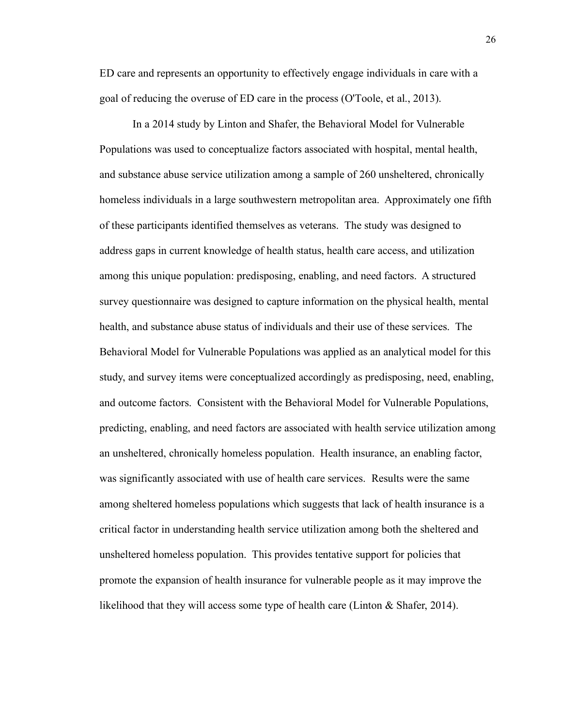ED care and represents an opportunity to effectively engage individuals in care with a goal of reducing the overuse of ED care in the process (O'Toole, et al., 2013).

In a 2014 study by Linton and Shafer, the Behavioral Model for Vulnerable Populations was used to conceptualize factors associated with hospital, mental health, and substance abuse service utilization among a sample of 260 unsheltered, chronically homeless individuals in a large southwestern metropolitan area. Approximately one fifth of these participants identified themselves as veterans. The study was designed to address gaps in current knowledge of health status, health care access, and utilization among this unique population: predisposing, enabling, and need factors. A structured survey questionnaire was designed to capture information on the physical health, mental health, and substance abuse status of individuals and their use of these services. The Behavioral Model for Vulnerable Populations was applied as an analytical model for this study, and survey items were conceptualized accordingly as predisposing, need, enabling, and outcome factors. Consistent with the Behavioral Model for Vulnerable Populations, predicting, enabling, and need factors are associated with health service utilization among an unsheltered, chronically homeless population. Health insurance, an enabling factor, was significantly associated with use of health care services. Results were the same among sheltered homeless populations which suggests that lack of health insurance is a critical factor in understanding health service utilization among both the sheltered and unsheltered homeless population. This provides tentative support for policies that promote the expansion of health insurance for vulnerable people as it may improve the likelihood that they will access some type of health care (Linton & Shafer, 2014).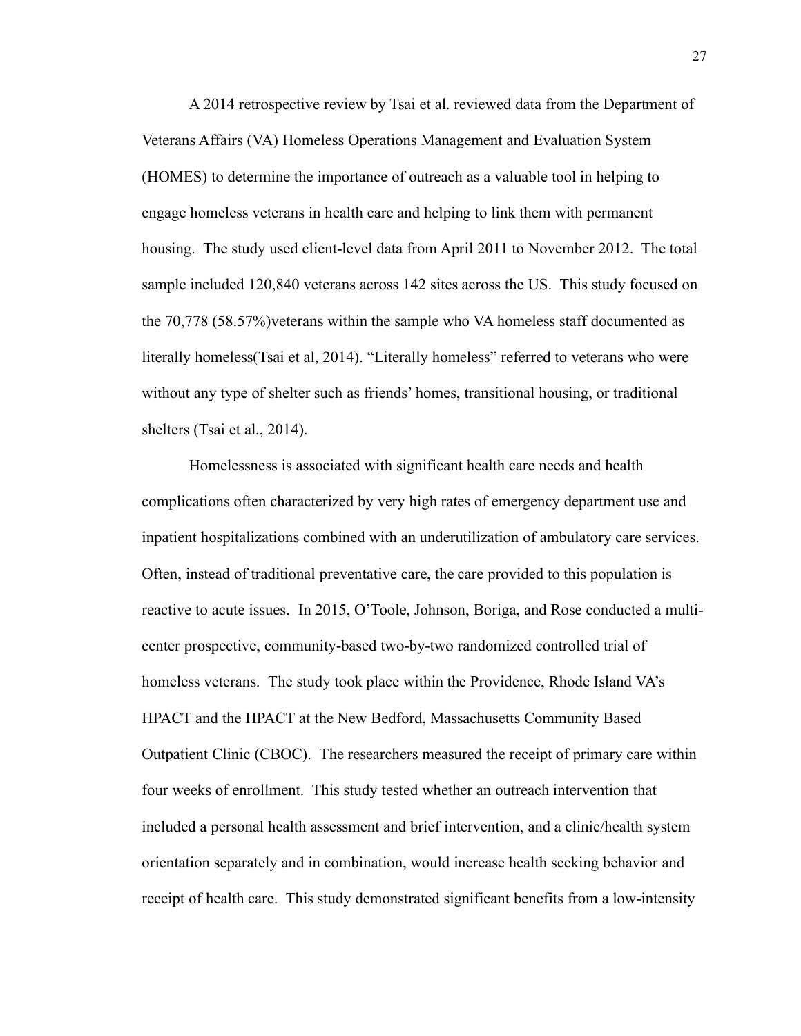A 2014 retrospective review by Tsai et al. reviewed data from the Department of Veterans Affairs (VA) Homeless Operations Management and Evaluation System (HOMES) to determine the importance of outreach as a valuable tool in helping to engage homeless veterans in health care and helping to link them with permanent housing. The study used client-level data from April 2011 to November 2012. The total sample included 120,840 veterans across 142 sites across the US. This study focused on the 70,778 (58.57%)veterans within the sample who VA homeless staff documented as literally homeless(Tsai et al, 2014). "Literally homeless" referred to veterans who were without any type of shelter such as friends' homes, transitional housing, or traditional shelters (Tsai et al., 2014).

Homelessness is associated with significant health care needs and health complications often characterized by very high rates of emergency department use and inpatient hospitalizations combined with an underutilization of ambulatory care services. Often, instead of traditional preventative care, the care provided to this population is reactive to acute issues. In 2015, O'Toole, Johnson, Boriga, and Rose conducted a multi-center prospective, community-based two-by-two randomized controlled trial of homeless veterans. The study took place within the Providence, Rhode Island VA's HPACT and the HPACT at the New Bedford, Massachusetts Community Based Outpatient Clinic (CBOC). The researchers measured the receipt of primary care within four weeks of enrollment. This study tested whether an outreach intervention that included a personal health assessment and brief intervention, and a clinic/health system orientation separately and in combination, would increase health seeking behavior and receipt of health care. This study demonstrated significant benefits from a low-intensity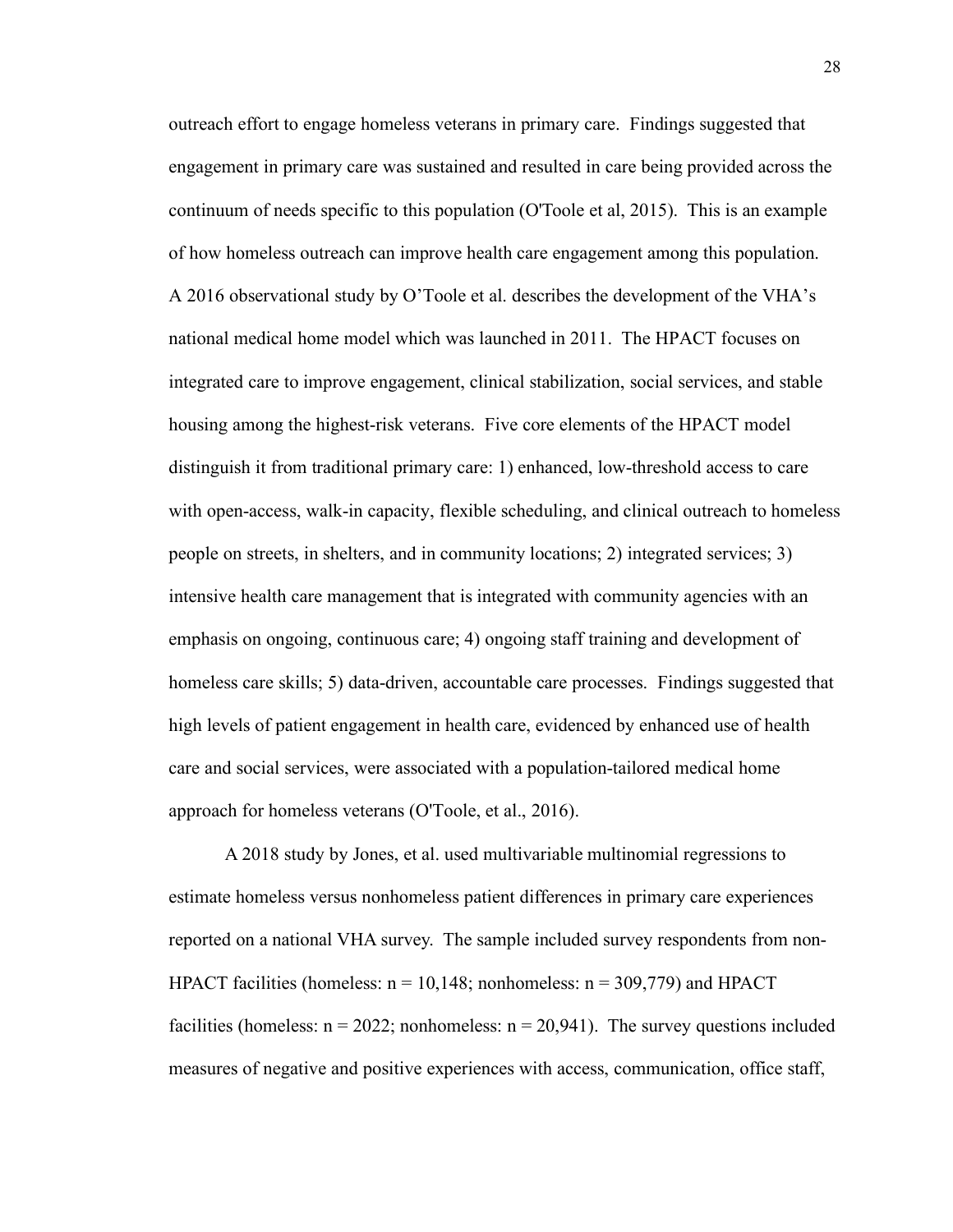outreach effort to engage homeless veterans in primary care. Findings suggested that engagement in primary care was sustained and resulted in care being provided across the continuum of needs specific to this population (O'Toole et al, 2015). This is an example of how homeless outreach can improve health care engagement among this population. A 2016 observational study by O'Toole et al. describes the development of the VHA's national medical home model which was launched in 2011. The HPACT focuses on integrated care to improve engagement, clinical stabilization, social services, and stable housing among the highest-risk veterans. Five core elements of the HPACT model distinguish it from traditional primary care: 1) enhanced, low-threshold access to care with open-access, walk-in capacity, flexible scheduling, and clinical outreach to homeless people on streets, in shelters, and in community locations; 2) integrated services; 3) intensive health care management that is integrated with community agencies with an emphasis on ongoing, continuous care; 4) ongoing staff training and development of homeless care skills; 5) data-driven, accountable care processes. Findings suggested that high levels of patient engagement in health care, evidenced by enhanced use of health care and social services, were associated with a population-tailored medical home approach for homeless veterans (O'Toole, et al., 2016).

A 2018 study by Jones, et al. used multivariable multinomial regressions to estimate homeless versus nonhomeless patient differences in primary care experiences reported on a national VHA survey. The sample included survey respondents from non-HPACT facilities (homeless: $n = 10{,}148$; nonhomeless: $n = 309{,}779$) and HPACT facilities (homeless: $n = 2022$; nonhomeless: $n = 20{,}941$). The survey questions included measures of negative and positive experiences with access, communication, office staff,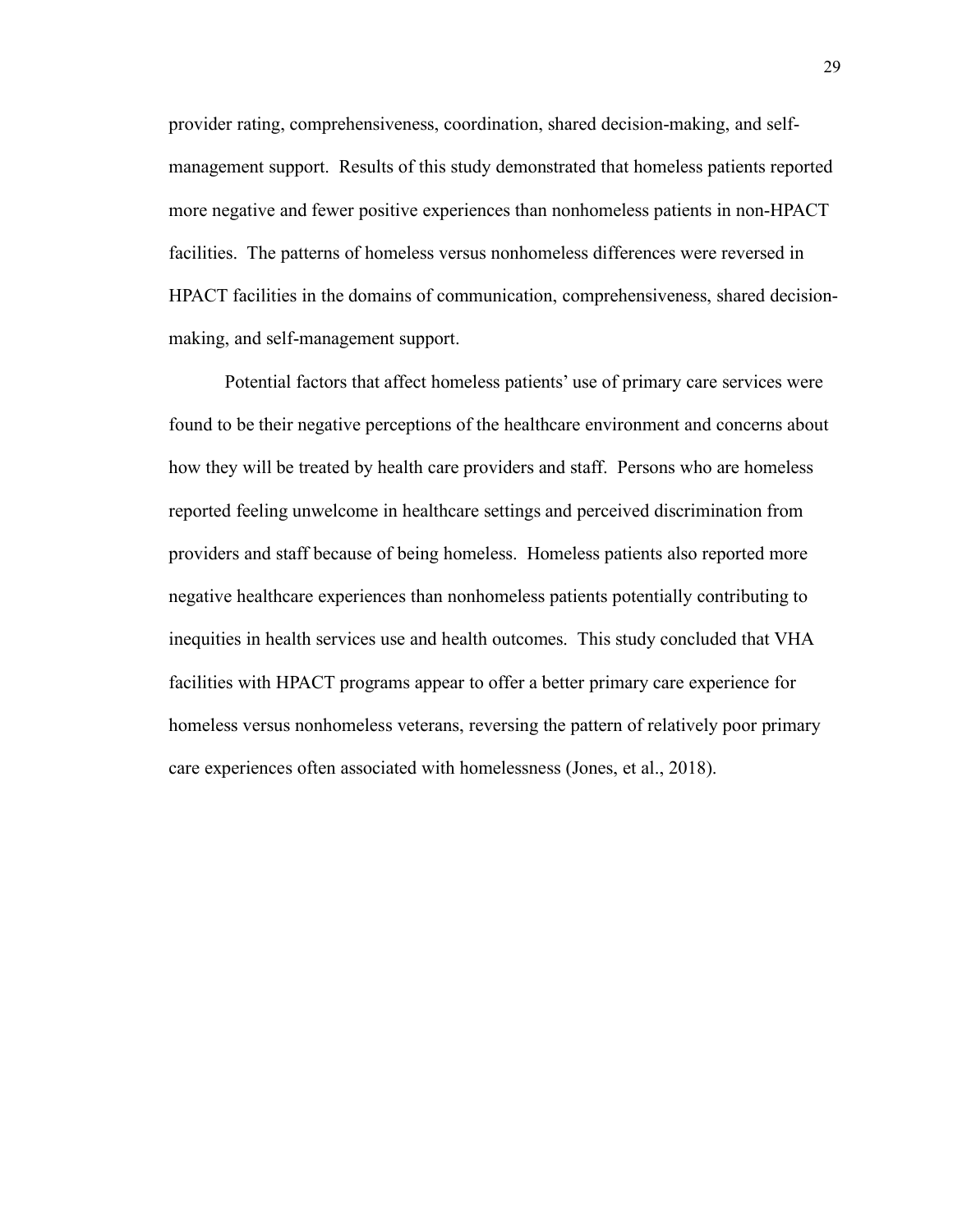provider rating, comprehensiveness, coordination, shared decision-making, and self-management support. Results of this study demonstrated that homeless patients reported more negative and fewer positive experiences than nonhomeless patients in non-HPACT facilities. The patterns of homeless versus nonhomeless differences were reversed in HPACT facilities in the domains of communication, comprehensiveness, shared decision-making, and self-management support.

Potential factors that affect homeless patients' use of primary care services were found to be their negative perceptions of the healthcare environment and concerns about how they will be treated by health care providers and staff. Persons who are homeless reported feeling unwelcome in healthcare settings and perceived discrimination from providers and staff because of being homeless. Homeless patients also reported more negative healthcare experiences than nonhomeless patients potentially contributing to inequities in health services use and health outcomes. This study concluded that VHA facilities with HPACT programs appear to offer a better primary care experience for homeless versus nonhomeless veterans, reversing the pattern of relatively poor primary care experiences often associated with homelessness (Jones, et al., 2018).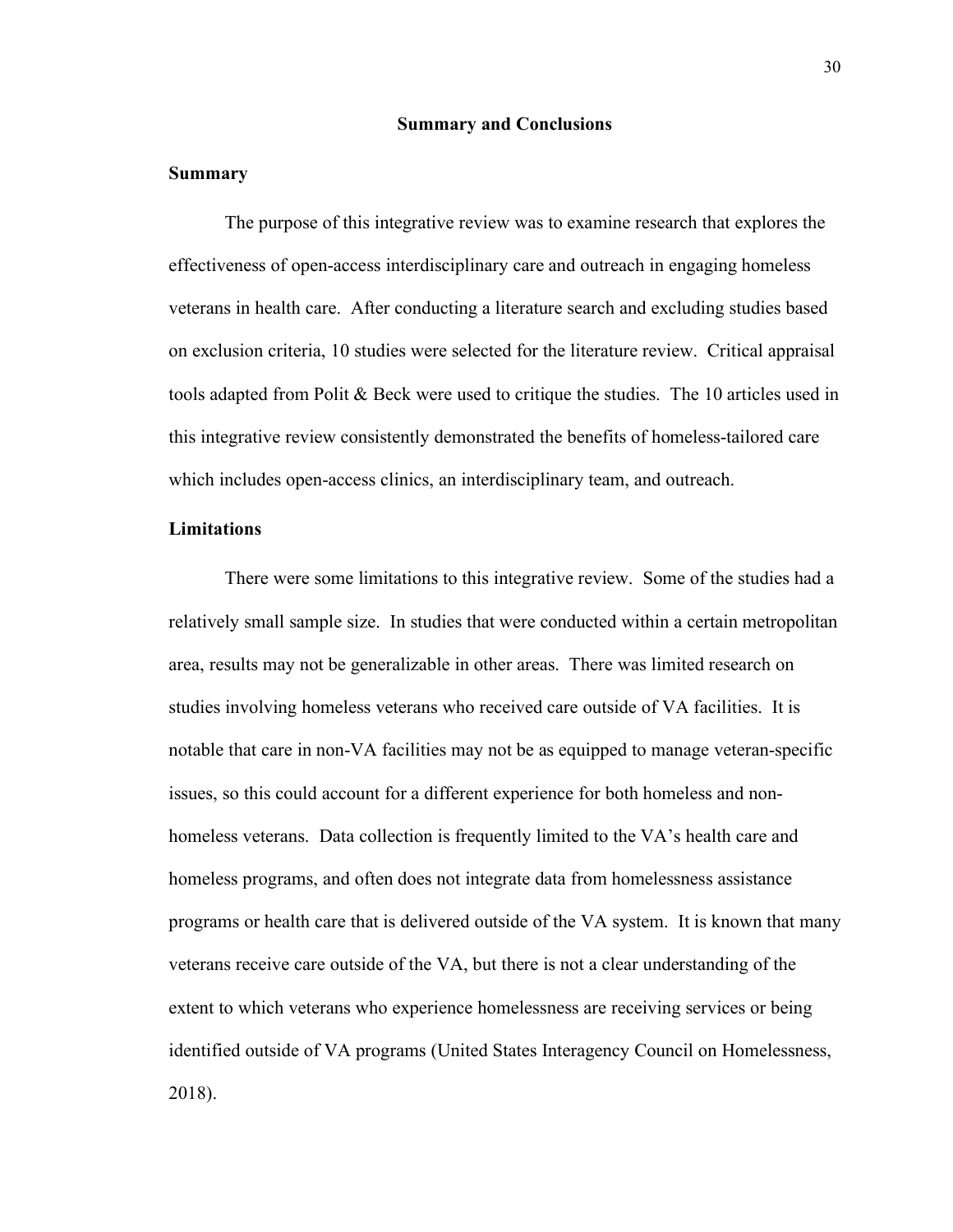# Summary and Conclusions

## Summary

The purpose of this integrative review was to examine research that explores the effectiveness of open-access interdisciplinary care and outreach in engaging homeless veterans in health care. After conducting a literature search and excluding studies based on exclusion criteria, 10 studies were selected for the literature review. Critical appraisal tools adapted from Polit & Beck were used to critique the studies. The 10 articles used in this integrative review consistently demonstrated the benefits of homeless-tailored care which includes open-access clinics, an interdisciplinary team, and outreach.

## Limitations

There were some limitations to this integrative review. Some of the studies had a relatively small sample size. In studies that were conducted within a certain metropolitan area, results may not be generalizable in other areas. There was limited research on studies involving homeless veterans who received care outside of VA facilities. It is notable that care in non-VA facilities may not be as equipped to manage veteran-specific issues, so this could account for a different experience for both homeless and non-homeless veterans. Data collection is frequently limited to the VA's health care and homeless programs, and often does not integrate data from homelessness assistance programs or health care that is delivered outside of the VA system. It is known that many veterans receive care outside of the VA, but there is not a clear understanding of the extent to which veterans who experience homelessness are receiving services or being identified outside of VA programs (United States Interagency Council on Homelessness, 2018).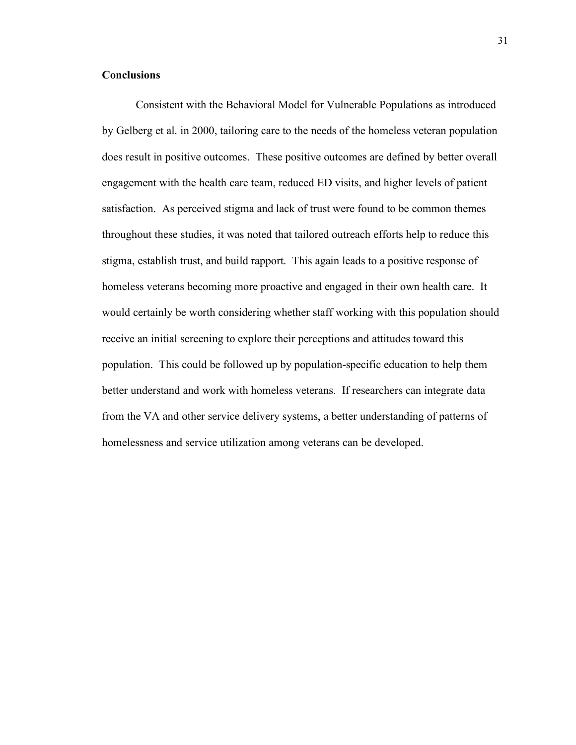## Conclusions

Consistent with the Behavioral Model for Vulnerable Populations as introduced by Gelberg et al. in 2000, tailoring care to the needs of the homeless veteran population does result in positive outcomes. These positive outcomes are defined by better overall engagement with the health care team, reduced ED visits, and higher levels of patient satisfaction. As perceived stigma and lack of trust were found to be common themes throughout these studies, it was noted that tailored outreach efforts help to reduce this stigma, establish trust, and build rapport. This again leads to a positive response of homeless veterans becoming more proactive and engaged in their own health care. It would certainly be worth considering whether staff working with this population should receive an initial screening to explore their perceptions and attitudes toward this population. This could be followed up by population-specific education to help them better understand and work with homeless veterans. If researchers can integrate data from the VA and other service delivery systems, a better understanding of patterns of homelessness and service utilization among veterans can be developed.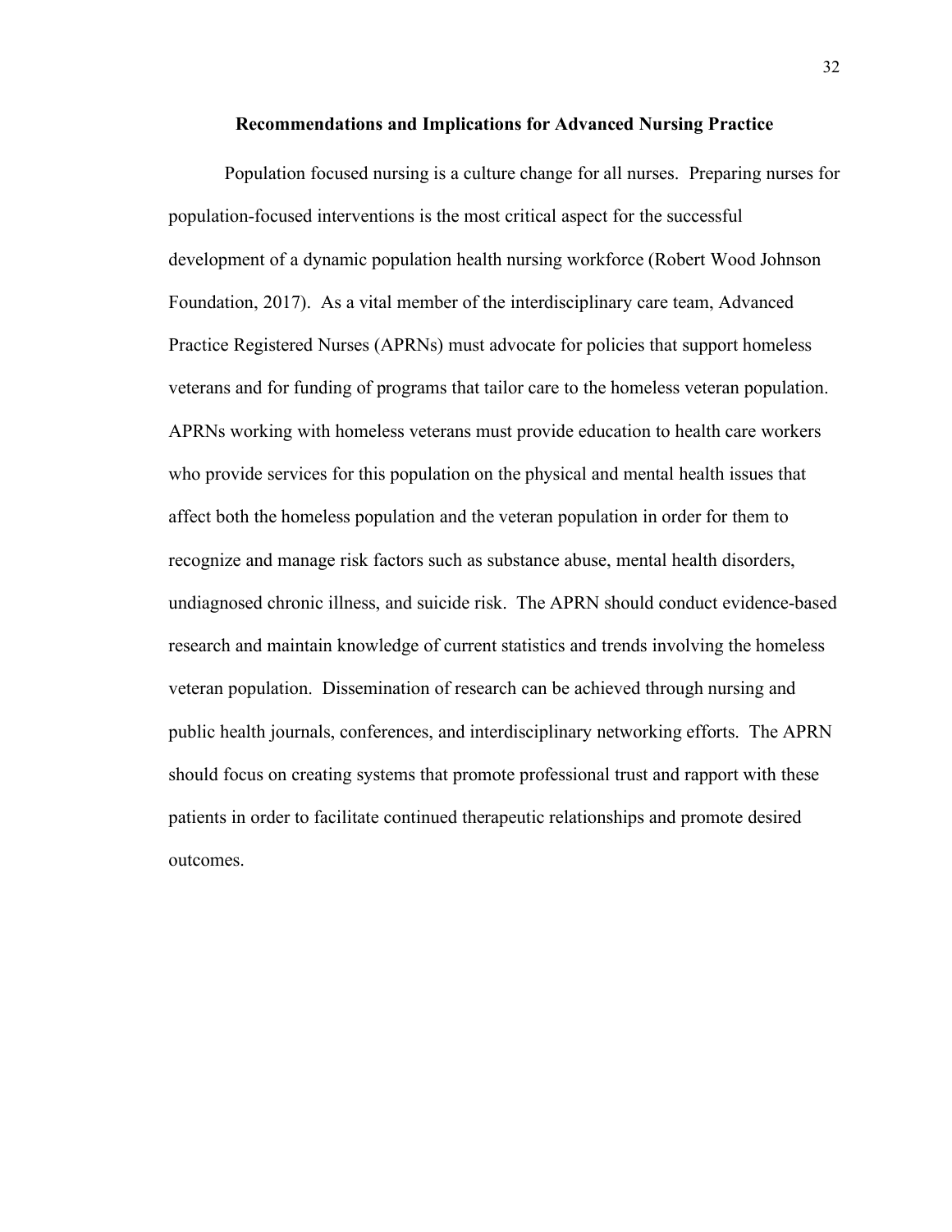## Recommendations and Implications for Advanced Nursing Practice

Population focused nursing is a culture change for all nurses. Preparing nurses for population-focused interventions is the most critical aspect for the successful development of a dynamic population health nursing workforce (Robert Wood Johnson Foundation, 2017). As a vital member of the interdisciplinary care team, Advanced Practice Registered Nurses (APRNs) must advocate for policies that support homeless veterans and for funding of programs that tailor care to the homeless veteran population. APRNs working with homeless veterans must provide education to health care workers who provide services for this population on the physical and mental health issues that affect both the homeless population and the veteran population in order for them to recognize and manage risk factors such as substance abuse, mental health disorders, undiagnosed chronic illness, and suicide risk. The APRN should conduct evidence-based research and maintain knowledge of current statistics and trends involving the homeless veteran population. Dissemination of research can be achieved through nursing and public health journals, conferences, and interdisciplinary networking efforts. The APRN should focus on creating systems that promote professional trust and rapport with these patients in order to facilitate continued therapeutic relationships and promote desired outcomes.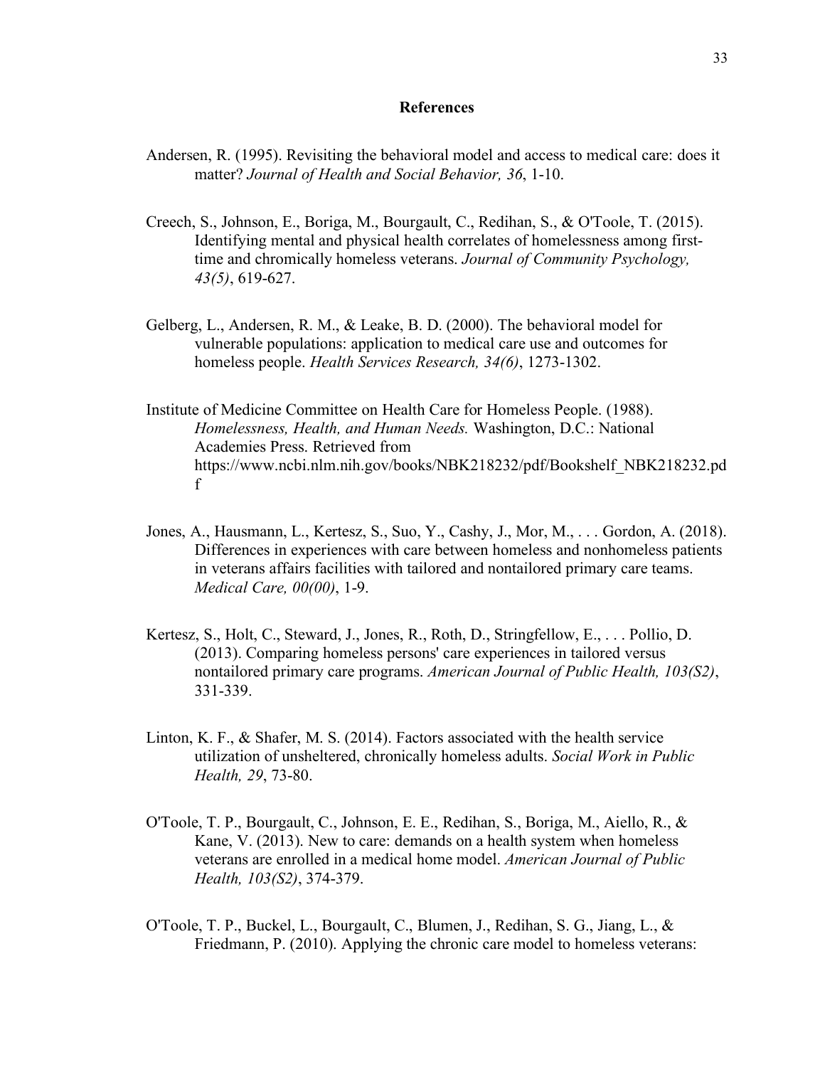# References

Andersen, R. (1995). Revisiting the behavioral model and access to medical care: does it matter? *Journal of Health and Social Behavior, 36*, 1-10.

Creech, S., Johnson, E., Boriga, M., Bourgault, C., Redihan, S., & O'Toole, T. (2015). Identifying mental and physical health correlates of homelessness among first-time and chromically homeless veterans. *Journal of Community Psychology, 43(5)*, 619-627.

Gelberg, L., Andersen, R. M., & Leake, B. D. (2000). The behavioral model for vulnerable populations: application to medical care use and outcomes for homeless people. *Health Services Research, 34(6)*, 1273-1302.

Institute of Medicine Committee on Health Care for Homeless People. (1988). *Homelessness, Health, and Human Needs.* Washington, D.C.: National Academies Press. Retrieved from https://www.ncbi.nlm.nih.gov/books/NBK218232/pdf/Bookshelf_NBK218232.pdf

Jones, A., Hausmann, L., Kertesz, S., Suo, Y., Cashy, J., Mor, M., . . . Gordon, A. (2018). Differences in experiences with care between homeless and nonhomeless patients in veterans affairs facilities with tailored and nontailored primary care teams. *Medical Care, 00(00)*, 1-9.

Kertesz, S., Holt, C., Steward, J., Jones, R., Roth, D., Stringfellow, E., . . . Pollio, D. (2013). Comparing homeless persons' care experiences in tailored versus nontailored primary care programs. *American Journal of Public Health, 103(S2)*, 331-339.

Linton, K. F., & Shafer, M. S. (2014). Factors associated with the health service utilization of unsheltered, chronically homeless adults. *Social Work in Public Health, 29*, 73-80.

O'Toole, T. P., Bourgault, C., Johnson, E. E., Redihan, S., Boriga, M., Aiello, R., & Kane, V. (2013). New to care: demands on a health system when homeless veterans are enrolled in a medical home model. *American Journal of Public Health, 103(S2)*, 374-379.

O'Toole, T. P., Buckel, L., Bourgault, C., Blumen, J., Redihan, S. G., Jiang, L., & Friedmann, P. (2010). Applying the chronic care model to homeless veterans: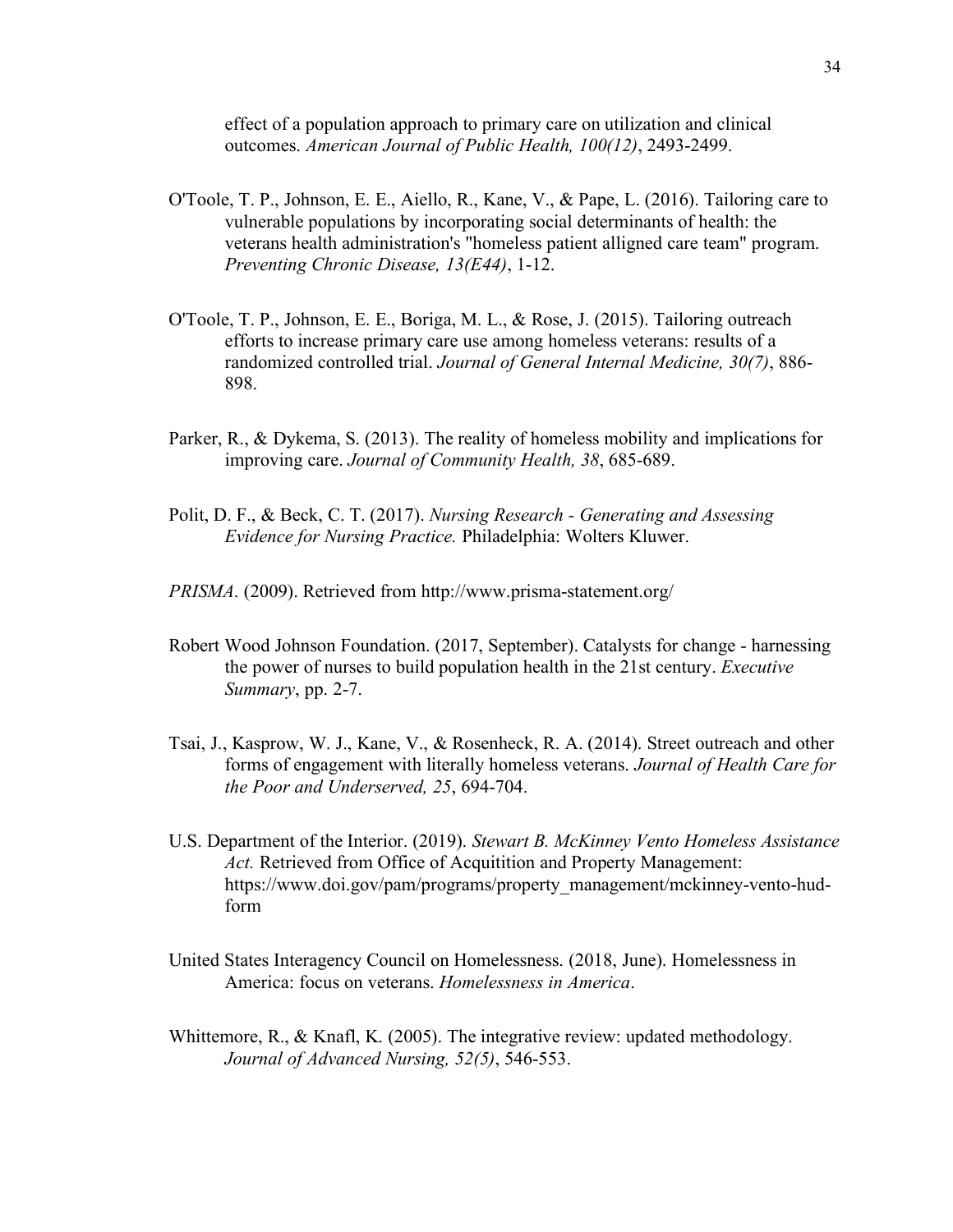effect of a population approach to primary care on utilization and clinical outcomes. *American Journal of Public Health, 100(12)*, 2493-2499.

O'Toole, T. P., Johnson, E. E., Aiello, R., Kane, V., & Pape, L. (2016). Tailoring care to vulnerable populations by incorporating social determinants of health: the veterans health administration's "homeless patient alligned care team" program. *Preventing Chronic Disease, 13(E44)*, 1-12.

O'Toole, T. P., Johnson, E. E., Boriga, M. L., & Rose, J. (2015). Tailoring outreach efforts to increase primary care use among homeless veterans: results of a randomized controlled trial. *Journal of General Internal Medicine, 30(7)*, 886-898.

Parker, R., & Dykema, S. (2013). The reality of homeless mobility and implications for improving care. *Journal of Community Health, 38*, 685-689.

Polit, D. F., & Beck, C. T. (2017). *Nursing Research - Generating and Assessing Evidence for Nursing Practice.* Philadelphia: Wolters Kluwer.

*PRISMA*. (2009). Retrieved from http://www.prisma-statement.org/

Robert Wood Johnson Foundation. (2017, September). Catalysts for change - harnessing the power of nurses to build population health in the 21st century. *Executive Summary*, pp. 2-7.

Tsai, J., Kasprow, W. J., Kane, V., & Rosenheck, R. A. (2014). Street outreach and other forms of engagement with literally homeless veterans. *Journal of Health Care for the Poor and Underserved, 25*, 694-704.

U.S. Department of the Interior. (2019). *Stewart B. McKinney Vento Homeless Assistance Act.* Retrieved from Office of Acquitition and Property Management: https://www.doi.gov/pam/programs/property_management/mckinney-vento-hud-form

United States Interagency Council on Homelessness. (2018, June). Homelessness in America: focus on veterans. *Homelessness in America*.

Whittemore, R., & Knafl, K. (2005). The integrative review: updated methodology. *Journal of Advanced Nursing, 52(5)*, 546-553.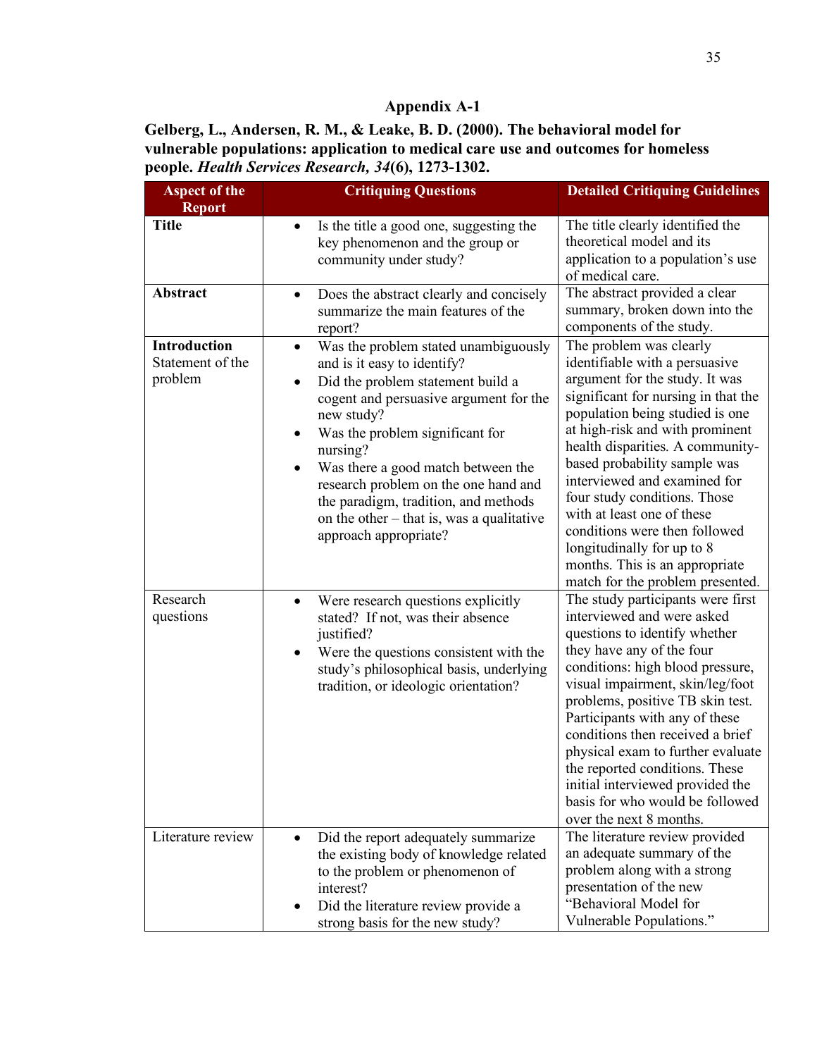## Appendix A-1

**Gelberg, L., Andersen, R. M., & Leake, B. D. (2000). The behavioral model for vulnerable populations: application to medical care use and outcomes for homeless people. *Health Services Research, 34*(6), 1273-1302.**

| Aspect of the Report | Critiquing Questions | Detailed Critiquing Guidelines |
|---|---|---|
| **Title** | • Is the title a good one, suggesting the key phenomenon and the group or community under study? | The title clearly identified the theoretical model and its application to a population's use of medical care. |
| **Abstract** | • Does the abstract clearly and concisely summarize the main features of the report? | The abstract provided a clear summary, broken down into the components of the study. |
| **Introduction** Statement of the problem | • Was the problem stated unambiguously and is it easy to identify? <br> • Did the problem statement build a cogent and persuasive argument for the new study? <br> • Was the problem significant for nursing? <br> • Was there a good match between the research problem on the one hand and the paradigm, tradition, and methods on the other – that is, was a qualitative approach appropriate? | The problem was clearly identifiable with a persuasive argument for the study. It was significant for nursing in that the population being studied is one at high-risk and with prominent health disparities. A community-based probability sample was interviewed and examined for four study conditions. Those with at least one of these conditions were then followed longitudinally for up to 8 months. This is an appropriate match for the problem presented. |
| Research questions | • Were research questions explicitly stated? If not, was their absence justified? <br> • Were the questions consistent with the study's philosophical basis, underlying tradition, or ideologic orientation? | The study participants were first interviewed and were asked questions to identify whether they have any of the four conditions: high blood pressure, visual impairment, skin/leg/foot problems, positive TB skin test. Participants with any of these conditions then received a brief physical exam to further evaluate the reported conditions. These initial interviewed provided the basis for who would be followed over the next 8 months. |
| Literature review | • Did the report adequately summarize the existing body of knowledge related to the problem or phenomenon of interest? <br> • Did the literature review provide a strong basis for the new study? | The literature review provided an adequate summary of the problem along with a strong presentation of the new "Behavioral Model for Vulnerable Populations." |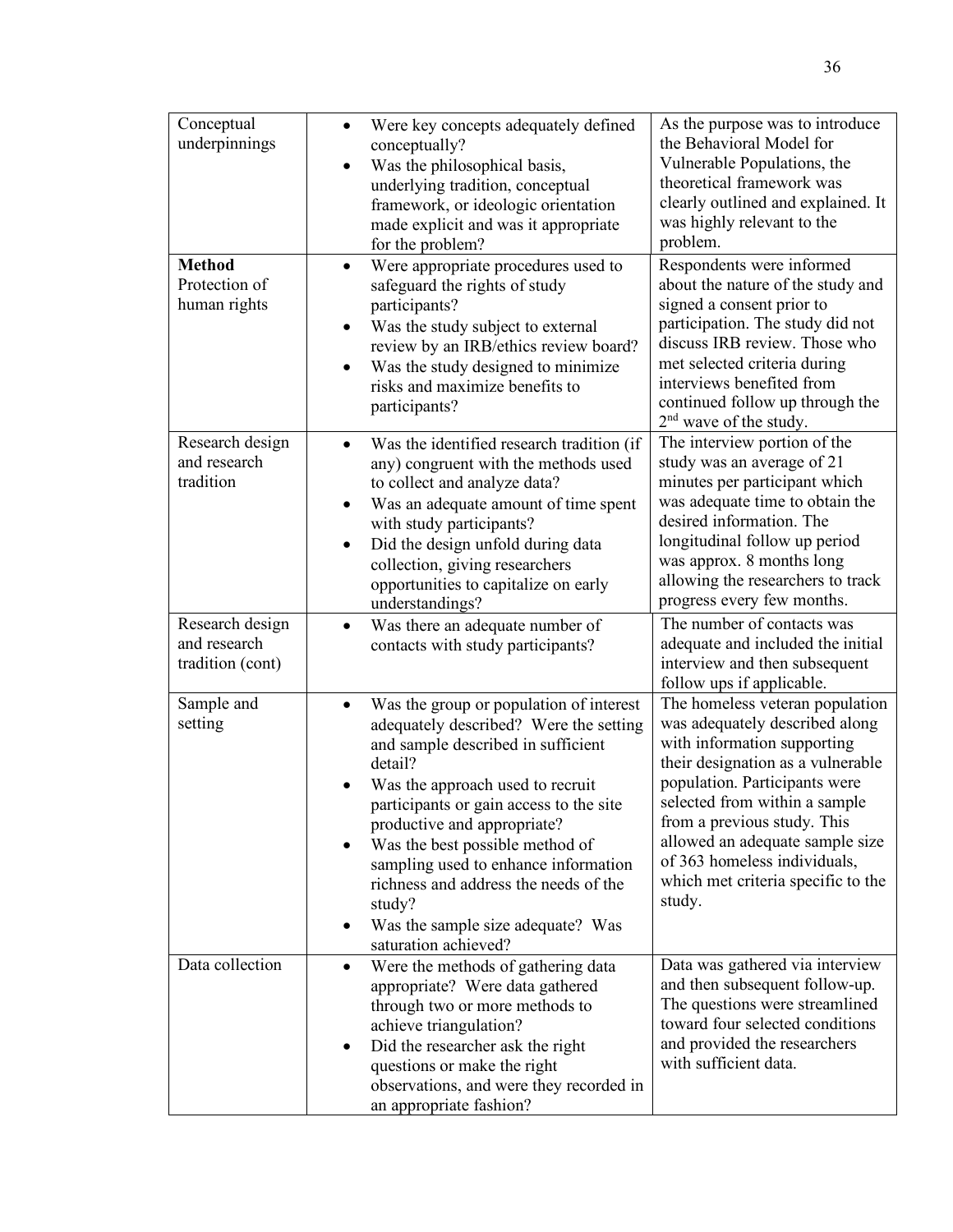| | | |
|---|---|---|
| Conceptual underpinnings | • Were key concepts adequately defined conceptually?<br>• Was the philosophical basis, underlying tradition, conceptual framework, or ideologic orientation made explicit and was it appropriate for the problem? | As the purpose was to introduce the Behavioral Model for Vulnerable Populations, the theoretical framework was clearly outlined and explained. It was highly relevant to the problem. |
| **Method**<br>Protection of human rights | • Were appropriate procedures used to safeguard the rights of study participants?<br>• Was the study subject to external review by an IRB/ethics review board?<br>• Was the study designed to minimize risks and maximize benefits to participants? | Respondents were informed about the nature of the study and signed a consent prior to participation. The study did not discuss IRB review. Those who met selected criteria during interviews benefited from continued follow up through the 2nd wave of the study. |
| Research design and research tradition | • Was the identified research tradition (if any) congruent with the methods used to collect and analyze data?<br>• Was an adequate amount of time spent with study participants?<br>• Did the design unfold during data collection, giving researchers opportunities to capitalize on early understandings? | The interview portion of the study was an average of 21 minutes per participant which was adequate time to obtain the desired information. The longitudinal follow up period was approx. 8 months long allowing the researchers to track progress every few months. |
| Research design and research tradition (cont) | • Was there an adequate number of contacts with study participants? | The number of contacts was adequate and included the initial interview and then subsequent follow ups if applicable. |
| Sample and setting | • Was the group or population of interest adequately described? Were the setting and sample described in sufficient detail?<br>• Was the approach used to recruit participants or gain access to the site productive and appropriate?<br>• Was the best possible method of sampling used to enhance information richness and address the needs of the study?<br>• Was the sample size adequate? Was saturation achieved? | The homeless veteran population was adequately described along with information supporting their designation as a vulnerable population. Participants were selected from within a sample from a previous study. This allowed an adequate sample size of 363 homeless individuals, which met criteria specific to the study. |
| Data collection | • Were the methods of gathering data appropriate? Were data gathered through two or more methods to achieve triangulation?<br>• Did the researcher ask the right questions or make the right observations, and were they recorded in an appropriate fashion? | Data was gathered via interview and then subsequent follow-up. The questions were streamlined toward four selected conditions and provided the researchers with sufficient data. |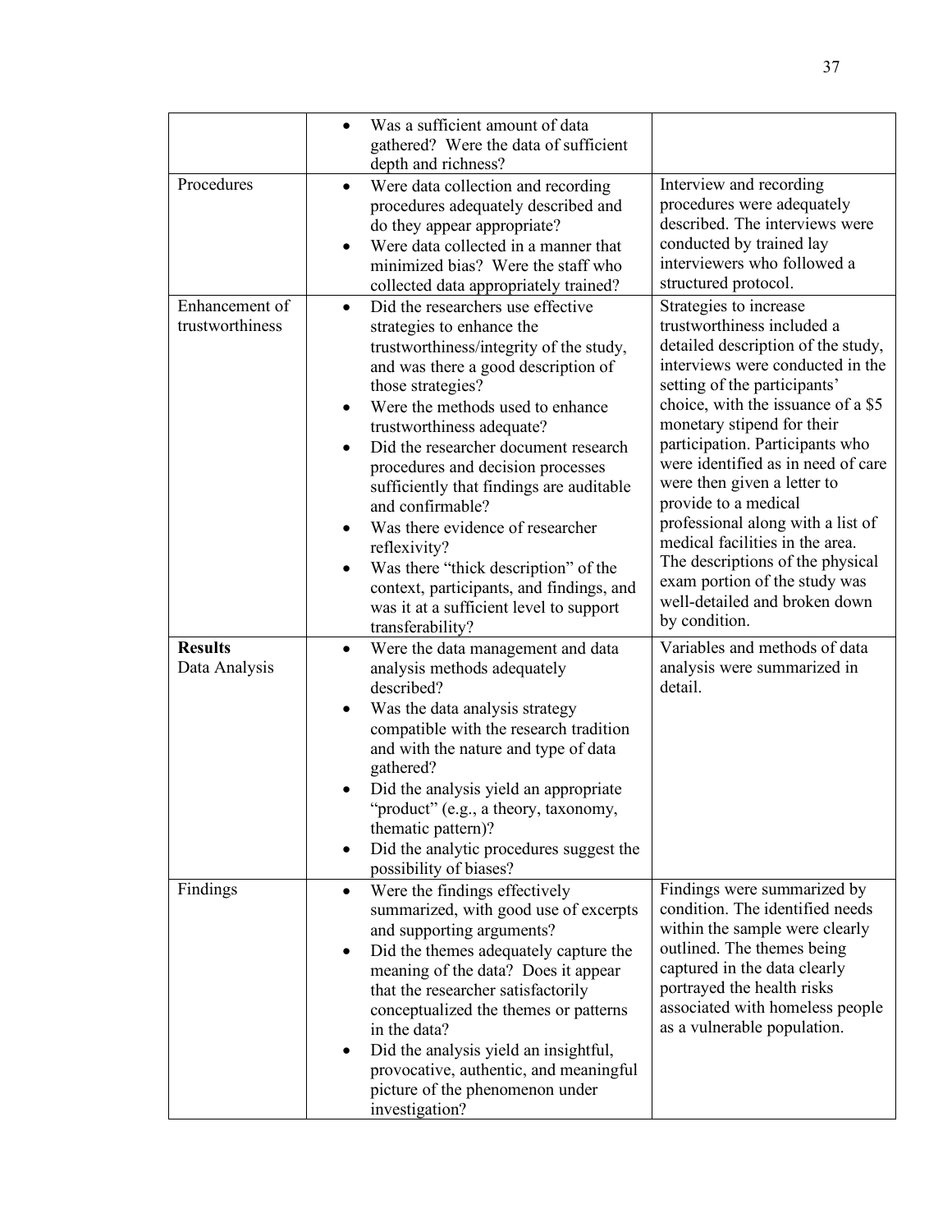| | | |
|---|---|---|
| | • Was a sufficient amount of data gathered? Were the data of sufficient depth and richness? | |
| Procedures | • Were data collection and recording procedures adequately described and do they appear appropriate?<br>• Were data collected in a manner that minimized bias? Were the staff who collected data appropriately trained? | Interview and recording procedures were adequately described. The interviews were conducted by trained lay interviewers who followed a structured protocol. |
| Enhancement of trustworthiness | • Did the researchers use effective strategies to enhance the trustworthiness/integrity of the study, and was there a good description of those strategies?<br>• Were the methods used to enhance trustworthiness adequate?<br>• Did the researcher document research procedures and decision processes sufficiently that findings are auditable and confirmable?<br>• Was there evidence of researcher reflexivity?<br>• Was there "thick description" of the context, participants, and findings, and was it at a sufficient level to support transferability? | Strategies to increase trustworthiness included a detailed description of the study, interviews were conducted in the setting of the participants' choice, with the issuance of a $5 monetary stipend for their participation. Participants who were identified as in need of care were then given a letter to provide to a medical professional along with a list of medical facilities in the area. The descriptions of the physical exam portion of the study was well-detailed and broken down by condition. |
| **Results**<br>Data Analysis | • Were the data management and data analysis methods adequately described?<br>• Was the data analysis strategy compatible with the research tradition and with the nature and type of data gathered?<br>• Did the analysis yield an appropriate "product" (e.g., a theory, taxonomy, thematic pattern)?<br>• Did the analytic procedures suggest the possibility of biases? | Variables and methods of data analysis were summarized in detail. |
| Findings | • Were the findings effectively summarized, with good use of excerpts and supporting arguments?<br>• Did the themes adequately capture the meaning of the data? Does it appear that the researcher satisfactorily conceptualized the themes or patterns in the data?<br>• Did the analysis yield an insightful, provocative, authentic, and meaningful picture of the phenomenon under investigation? | Findings were summarized by condition. The identified needs within the sample were clearly outlined. The themes being captured in the data clearly portrayed the health risks associated with homeless people as a vulnerable population. |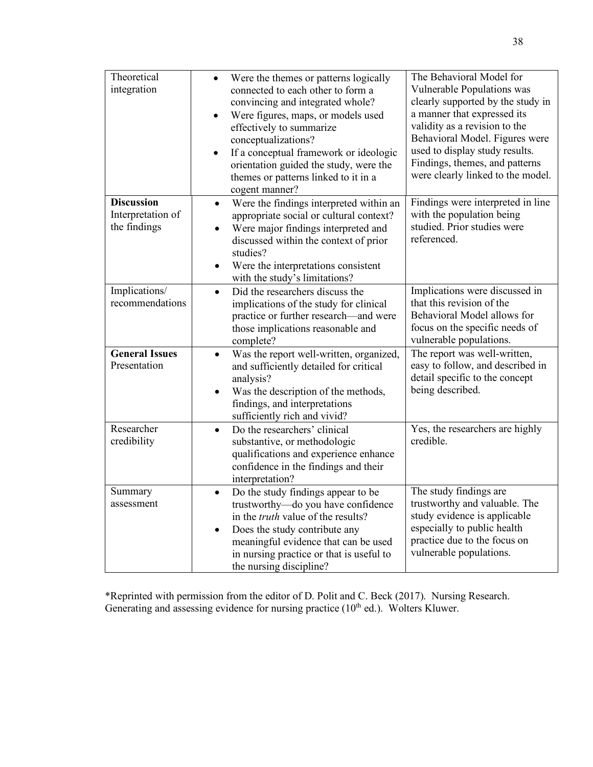| | | |
|---|---|---|
| Theoretical integration | • Were the themes or patterns logically connected to each other to form a convincing and integrated whole?<br>• Were figures, maps, or models used effectively to summarize conceptualizations?<br>• If a conceptual framework or ideologic orientation guided the study, were the themes or patterns linked to it in a cogent manner? | The Behavioral Model for Vulnerable Populations was clearly supported by the study in a manner that expressed its validity as a revision to the Behavioral Model. Figures were used to display study results. Findings, themes, and patterns were clearly linked to the model. |
| **Discussion** Interpretation of the findings | • Were the findings interpreted within an appropriate social or cultural context?<br>• Were major findings interpreted and discussed within the context of prior studies?<br>• Were the interpretations consistent with the study's limitations? | Findings were interpreted in line with the population being studied. Prior studies were referenced. |
| Implications/ recommendations | • Did the researchers discuss the implications of the study for clinical practice or further research—and were those implications reasonable and complete? | Implications were discussed in that this revision of the Behavioral Model allows for focus on the specific needs of vulnerable populations. |
| **General Issues** Presentation | • Was the report well-written, organized, and sufficiently detailed for critical analysis?<br>• Was the description of the methods, findings, and interpretations sufficiently rich and vivid? | The report was well-written, easy to follow, and described in detail specific to the concept being described. |
| Researcher credibility | • Do the researchers' clinical substantive, or methodologic qualifications and experience enhance confidence in the findings and their interpretation? | Yes, the researchers are highly credible. |
| Summary assessment | • Do the study findings appear to be trustworthy—do you have confidence in the *truth* value of the results?<br>• Does the study contribute any meaningful evidence that can be used in nursing practice or that is useful to the nursing discipline? | The study findings are trustworthy and valuable. The study evidence is applicable especially to public health practice due to the focus on vulnerable populations. |

*Reprinted with permission from the editor of D. Polit and C. Beck (2017). Nursing Research. Generating and assessing evidence for nursing practice (10th ed.). Wolters Kluwer.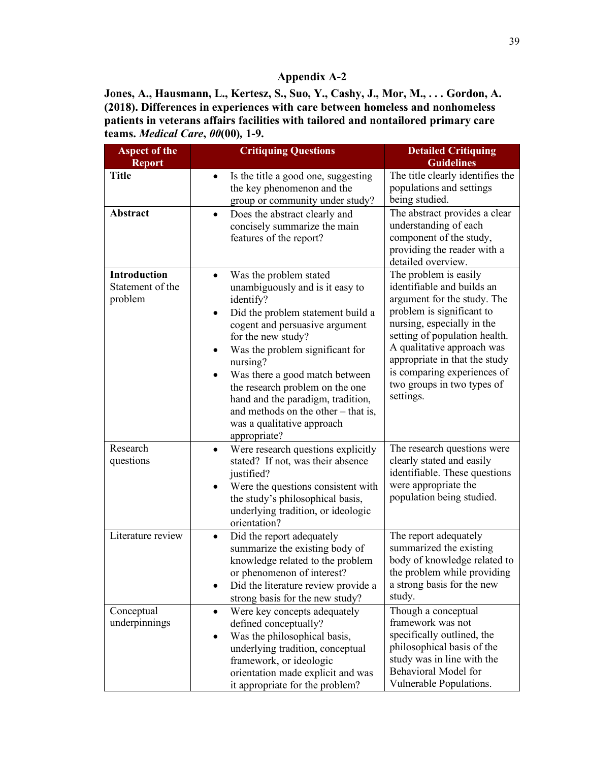## Appendix A-2

**Jones, A., Hausmann, L., Kertesz, S., Suo, Y., Cashy, J., Mor, M., . . . Gordon, A. (2018). Differences in experiences with care between homeless and nonhomeless patients in veterans affairs facilities with tailored and nontailored primary care teams. *Medical Care*, *00*(00), 1-9.**

| Aspect of the Report | Critiquing Questions | Detailed Critiquing Guidelines |
|---|---|---|
| **Title** | • Is the title a good one, suggesting the key phenomenon and the group or community under study? | The title clearly identifies the populations and settings being studied. |
| **Abstract** | • Does the abstract clearly and concisely summarize the main features of the report? | The abstract provides a clear understanding of each component of the study, providing the reader with a detailed overview. |
| **Introduction** Statement of the problem | • Was the problem stated unambiguously and is it easy to identify? • Did the problem statement build a cogent and persuasive argument for the new study? • Was the problem significant for nursing? • Was there a good match between the research problem on the one hand and the paradigm, tradition, and methods on the other – that is, was a qualitative approach appropriate? | The problem is easily identifiable and builds an argument for the study. The problem is significant to nursing, especially in the setting of population health. A qualitative approach was appropriate in that the study is comparing experiences of two groups in two types of settings. |
| Research questions | • Were research questions explicitly stated? If not, was their absence justified? • Were the questions consistent with the study's philosophical basis, underlying tradition, or ideologic orientation? | The research questions were clearly stated and easily identifiable. These questions were appropriate the population being studied. |
| Literature review | • Did the report adequately summarize the existing body of knowledge related to the problem or phenomenon of interest? • Did the literature review provide a strong basis for the new study? | The report adequately summarized the existing body of knowledge related to the problem while providing a strong basis for the new study. |
| Conceptual underpinnings | • Were key concepts adequately defined conceptually? • Was the philosophical basis, underlying tradition, conceptual framework, or ideologic orientation made explicit and was it appropriate for the problem? | Though a conceptual framework was not specifically outlined, the philosophical basis of the study was in line with the Behavioral Model for Vulnerable Populations. |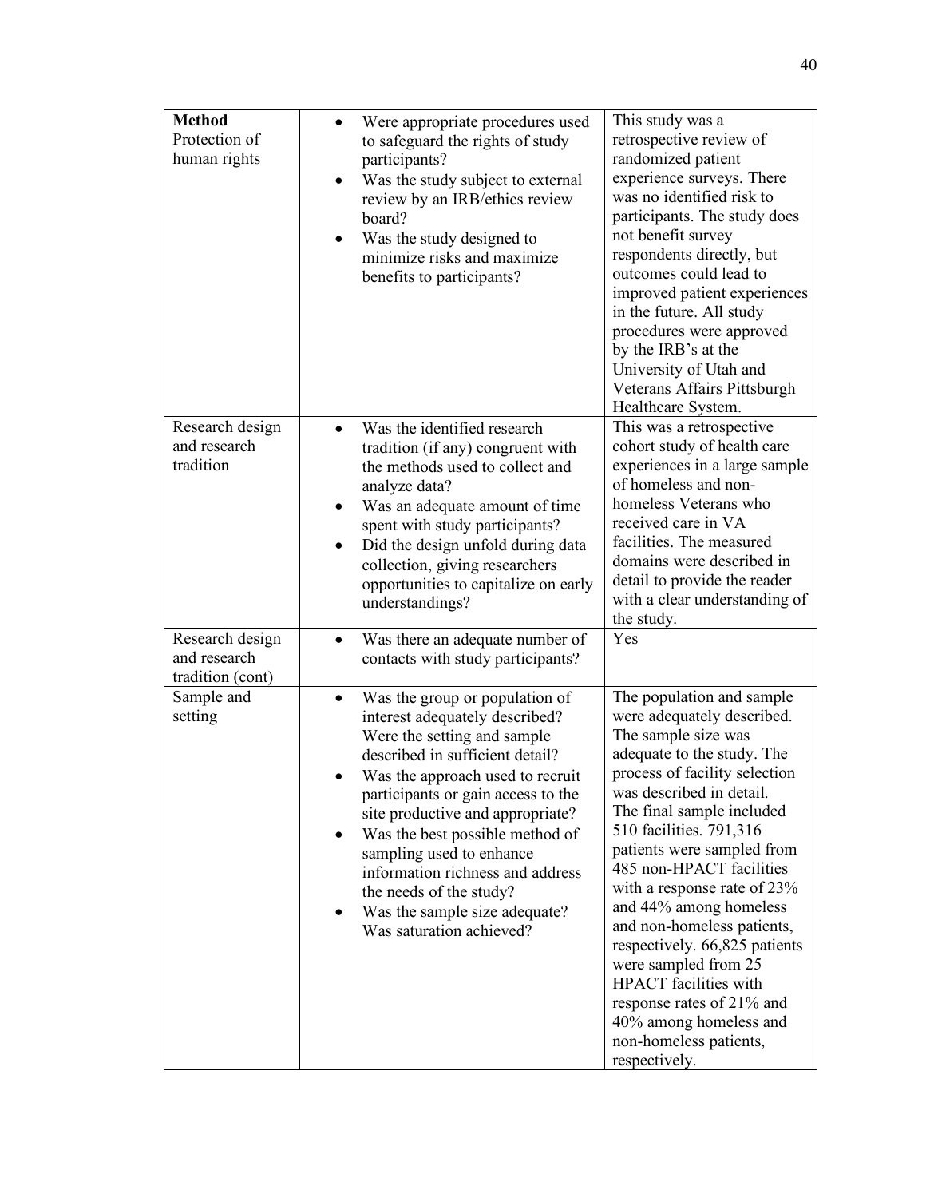| **Method** Protection of human rights | • Were appropriate procedures used to safeguard the rights of study participants?<br>• Was the study subject to external review by an IRB/ethics review board?<br>• Was the study designed to minimize risks and maximize benefits to participants? | This study was a retrospective review of randomized patient experience surveys. There was no identified risk to participants. The study does not benefit survey respondents directly, but outcomes could lead to improved patient experiences in the future. All study procedures were approved by the IRB's at the University of Utah and Veterans Affairs Pittsburgh Healthcare System. |
|---|---|---|
| Research design and research tradition | • Was the identified research tradition (if any) congruent with the methods used to collect and analyze data?<br>• Was an adequate amount of time spent with study participants?<br>• Did the design unfold during data collection, giving researchers opportunities to capitalize on early understandings? | This was a retrospective cohort study of health care experiences in a large sample of homeless and non-homeless Veterans who received care in VA facilities. The measured domains were described in detail to provide the reader with a clear understanding of the study. |
| Research design and research tradition (cont) | • Was there an adequate number of contacts with study participants? | Yes |
| Sample and setting | • Was the group or population of interest adequately described? Were the setting and sample described in sufficient detail?<br>• Was the approach used to recruit participants or gain access to the site productive and appropriate?<br>• Was the best possible method of sampling used to enhance information richness and address the needs of the study?<br>• Was the sample size adequate? Was saturation achieved? | The population and sample were adequately described. The sample size was adequate to the study. The process of facility selection was described in detail. The final sample included 510 facilities. 791,316 patients were sampled from 485 non-HPACT facilities with a response rate of 23% and 44% among homeless and non-homeless patients, respectively. 66,825 patients were sampled from 25 HPACT facilities with response rates of 21% and 40% among homeless and non-homeless patients, respectively. |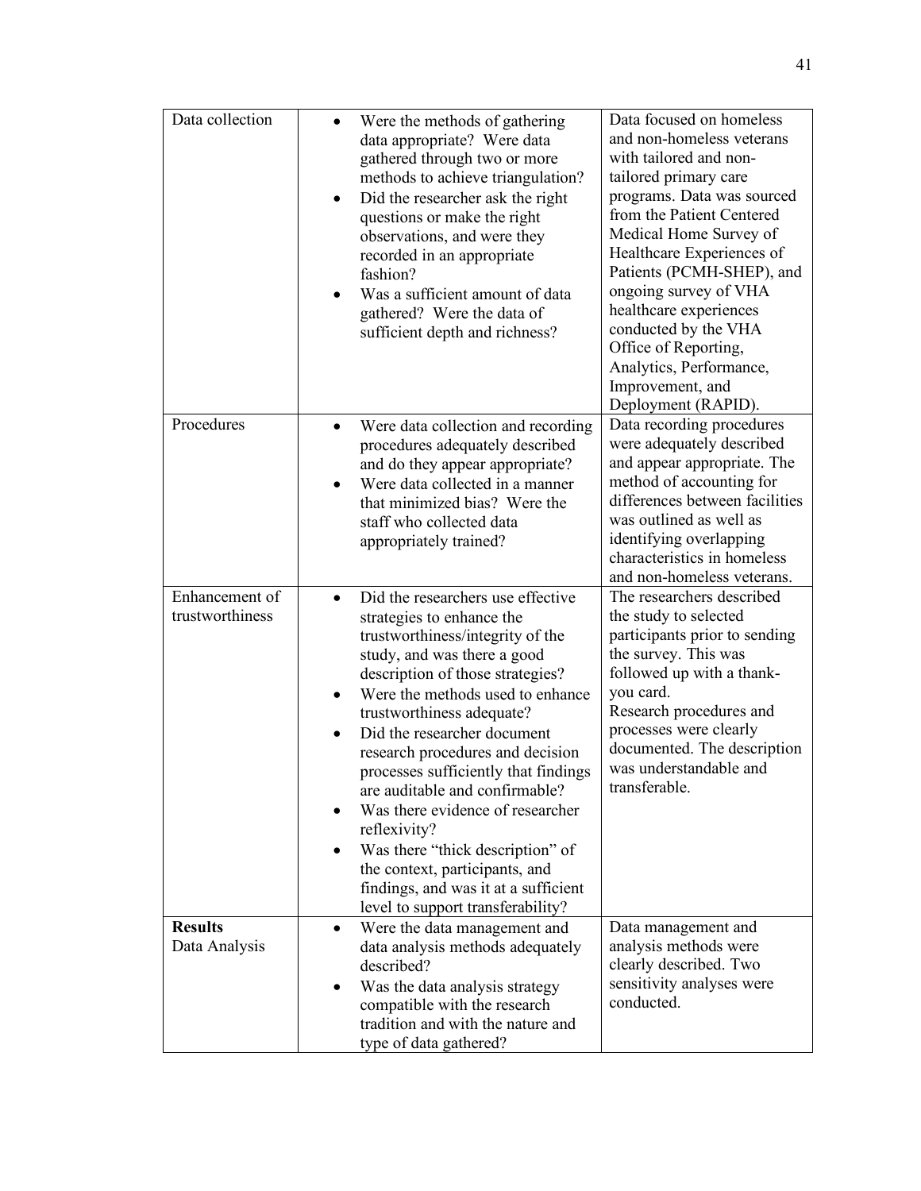| | | |
|---|---|---|
| Data collection | • Were the methods of gathering data appropriate? Were data gathered through two or more methods to achieve triangulation?<br>• Did the researcher ask the right questions or make the right observations, and were they recorded in an appropriate fashion?<br>• Was a sufficient amount of data gathered? Were the data of sufficient depth and richness? | Data focused on homeless and non-homeless veterans with tailored and non-tailored primary care programs. Data was sourced from the Patient Centered Medical Home Survey of Healthcare Experiences of Patients (PCMH-SHEP), and ongoing survey of VHA healthcare experiences conducted by the VHA Office of Reporting, Analytics, Performance, Improvement, and Deployment (RAPID). |
| Procedures | • Were data collection and recording procedures adequately described and do they appear appropriate?<br>• Were data collected in a manner that minimized bias? Were the staff who collected data appropriately trained? | Data recording procedures were adequately described and appear appropriate. The method of accounting for differences between facilities was outlined as well as identifying overlapping characteristics in homeless and non-homeless veterans. |
| Enhancement of trustworthiness | • Did the researchers use effective strategies to enhance the trustworthiness/integrity of the study, and was there a good description of those strategies?<br>• Were the methods used to enhance trustworthiness adequate?<br>• Did the researcher document research procedures and decision processes sufficiently that findings are auditable and confirmable?<br>• Was there evidence of researcher reflexivity?<br>• Was there "thick description" of the context, participants, and findings, and was it at a sufficient level to support transferability? | The researchers described the study to selected participants prior to sending the survey. This was followed up with a thank-you card.<br>Research procedures and processes were clearly documented. The description was understandable and transferable. |
| **Results**<br>Data Analysis | • Were the data management and data analysis methods adequately described?<br>• Was the data analysis strategy compatible with the research tradition and with the nature and type of data gathered? | Data management and analysis methods were clearly described. Two sensitivity analyses were conducted. |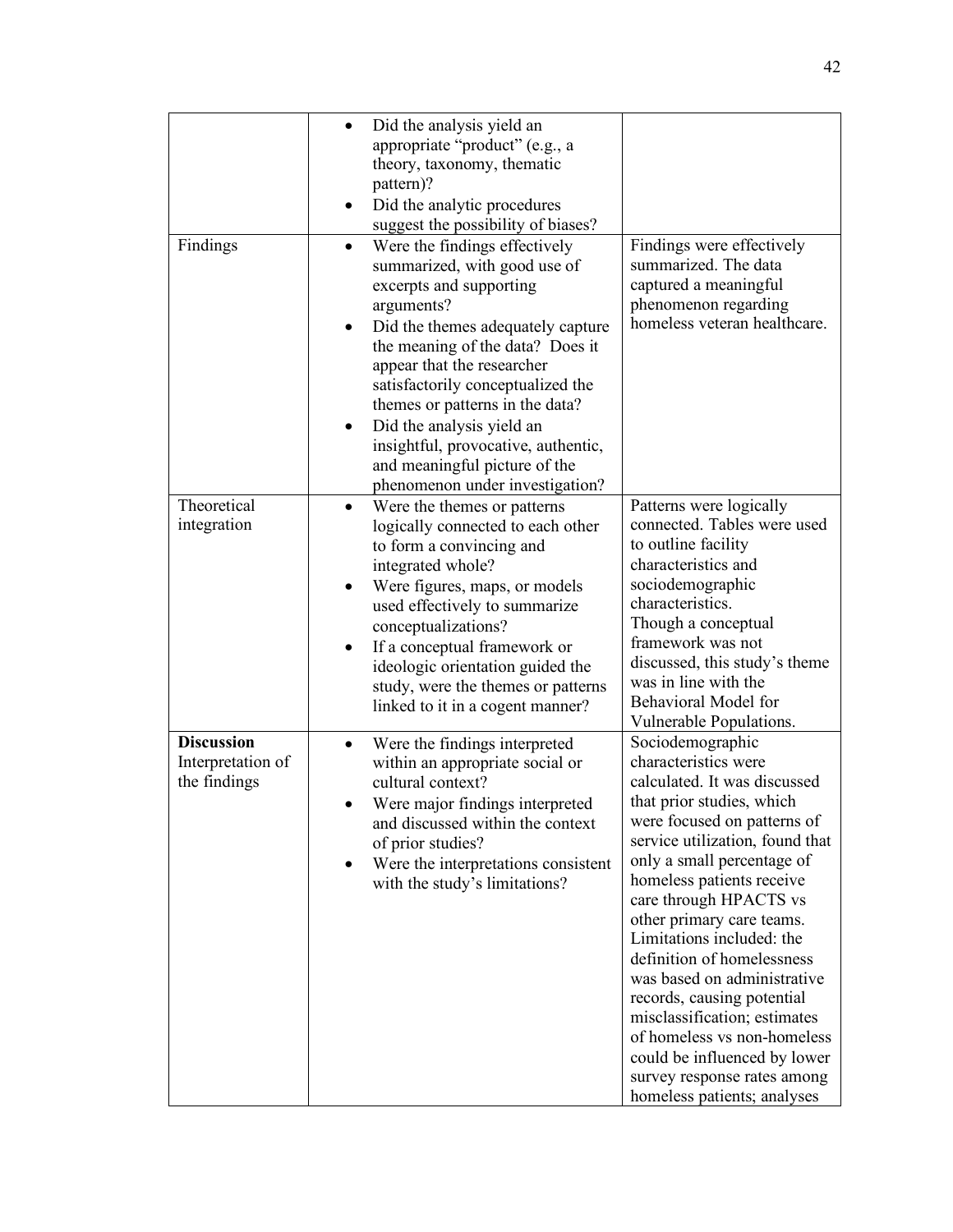| | | |
|---|---|---|
| | • Did the analysis yield an appropriate "product" (e.g., a theory, taxonomy, thematic pattern)?<br>• Did the analytic procedures suggest the possibility of biases? | |
| Findings | • Were the findings effectively summarized, with good use of excerpts and supporting arguments?<br>• Did the themes adequately capture the meaning of the data? Does it appear that the researcher satisfactorily conceptualized the themes or patterns in the data?<br>• Did the analysis yield an insightful, provocative, authentic, and meaningful picture of the phenomenon under investigation? | Findings were effectively summarized. The data captured a meaningful phenomenon regarding homeless veteran healthcare. |
| Theoretical integration | • Were the themes or patterns logically connected to each other to form a convincing and integrated whole?<br>• Were figures, maps, or models used effectively to summarize conceptualizations?<br>• If a conceptual framework or ideologic orientation guided the study, were the themes or patterns linked to it in a cogent manner? | Patterns were logically connected. Tables were used to outline facility characteristics and sociodemographic characteristics.<br>Though a conceptual framework was not discussed, this study's theme was in line with the Behavioral Model for Vulnerable Populations. |
| **Discussion**<br>Interpretation of the findings | • Were the findings interpreted within an appropriate social or cultural context?<br>• Were major findings interpreted and discussed within the context of prior studies?<br>• Were the interpretations consistent with the study's limitations? | Sociodemographic characteristics were calculated. It was discussed that prior studies, which were focused on patterns of service utilization, found that only a small percentage of homeless patients receive care through HPACTS vs other primary care teams. Limitations included: the definition of homelessness was based on administrative records, causing potential misclassification; estimates of homeless vs non-homeless could be influenced by lower survey response rates among homeless patients; analyses |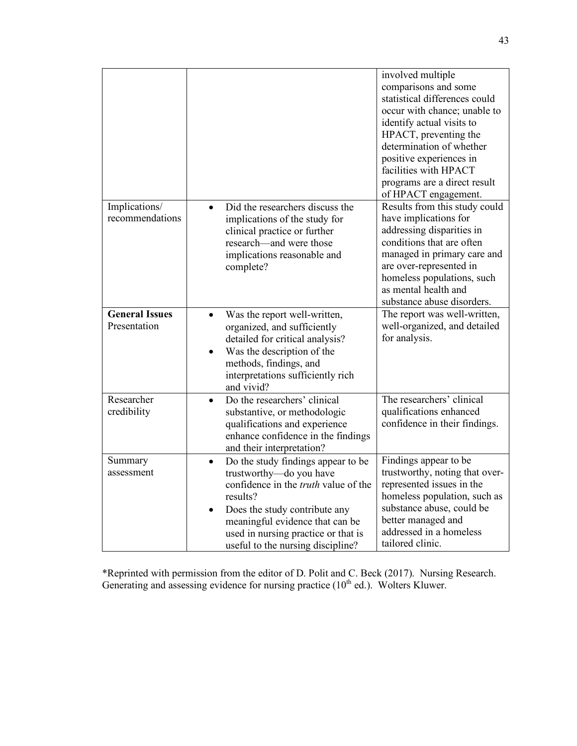|  |  |  |
|---|---|---|
|  |  | involved multiple comparisons and some statistical differences could occur with chance; unable to identify actual visits to HPACT, preventing the determination of whether positive experiences in facilities with HPACT programs are a direct result of HPACT engagement. |
| Implications/ recommendations | • Did the researchers discuss the implications of the study for clinical practice or further research—and were those implications reasonable and complete? | Results from this study could have implications for addressing disparities in conditions that are often managed in primary care and are over-represented in homeless populations, such as mental health and substance abuse disorders. |
| **General Issues** Presentation | • Was the report well-written, organized, and sufficiently detailed for critical analysis? • Was the description of the methods, findings, and interpretations sufficiently rich and vivid? | The report was well-written, well-organized, and detailed for analysis. |
| Researcher credibility | • Do the researchers' clinical substantive, or methodologic qualifications and experience enhance confidence in the findings and their interpretation? | The researchers' clinical qualifications enhanced confidence in their findings. |
| Summary assessment | • Do the study findings appear to be trustworthy—do you have confidence in the *truth* value of the results? • Does the study contribute any meaningful evidence that can be used in nursing practice or that is useful to the nursing discipline? | Findings appear to be trustworthy, noting that over-represented issues in the homeless population, such as substance abuse, could be better managed and addressed in a homeless tailored clinic. |

*Reprinted with permission from the editor of D. Polit and C. Beck (2017). Nursing Research. Generating and assessing evidence for nursing practice (10th ed.). Wolters Kluwer.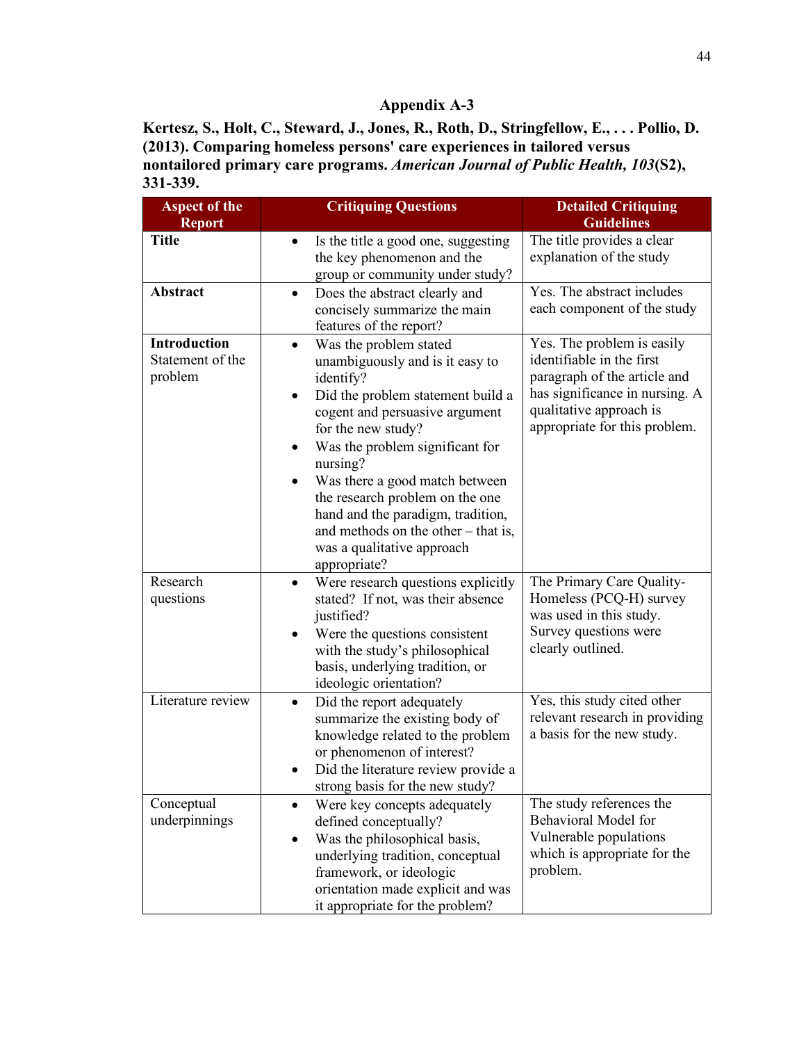# Appendix A-3

**Kertesz, S., Holt, C., Steward, J., Jones, R., Roth, D., Stringfellow, E., . . . Pollio, D. (2013). Comparing homeless persons' care experiences in tailored versus nontailored primary care programs. *American Journal of Public Health, 103*(S2), 331-339.**

| Aspect of the Report | Critiquing Questions | Detailed Critiquing Guidelines |
|---|---|---|
| **Title** | • Is the title a good one, suggesting the key phenomenon and the group or community under study? | The title provides a clear explanation of the study |
| **Abstract** | • Does the abstract clearly and concisely summarize the main features of the report? | Yes. The abstract includes each component of the study |
| **Introduction** Statement of the problem | • Was the problem stated unambiguously and is it easy to identify? • Did the problem statement build a cogent and persuasive argument for the new study? • Was the problem significant for nursing? • Was there a good match between the research problem on the one hand and the paradigm, tradition, and methods on the other – that is, was a qualitative approach appropriate? | Yes. The problem is easily identifiable in the first paragraph of the article and has significance in nursing. A qualitative approach is appropriate for this problem. |
| Research questions | • Were research questions explicitly stated? If not, was their absence justified? • Were the questions consistent with the study's philosophical basis, underlying tradition, or ideologic orientation? | The Primary Care Quality-Homeless (PCQ-H) survey was used in this study. Survey questions were clearly outlined. |
| Literature review | • Did the report adequately summarize the existing body of knowledge related to the problem or phenomenon of interest? • Did the literature review provide a strong basis for the new study? | Yes, this study cited other relevant research in providing a basis for the new study. |
| Conceptual underpinnings | • Were key concepts adequately defined conceptually? • Was the philosophical basis, underlying tradition, conceptual framework, or ideologic orientation made explicit and was it appropriate for the problem? | The study references the Behavioral Model for Vulnerable populations which is appropriate for the problem. |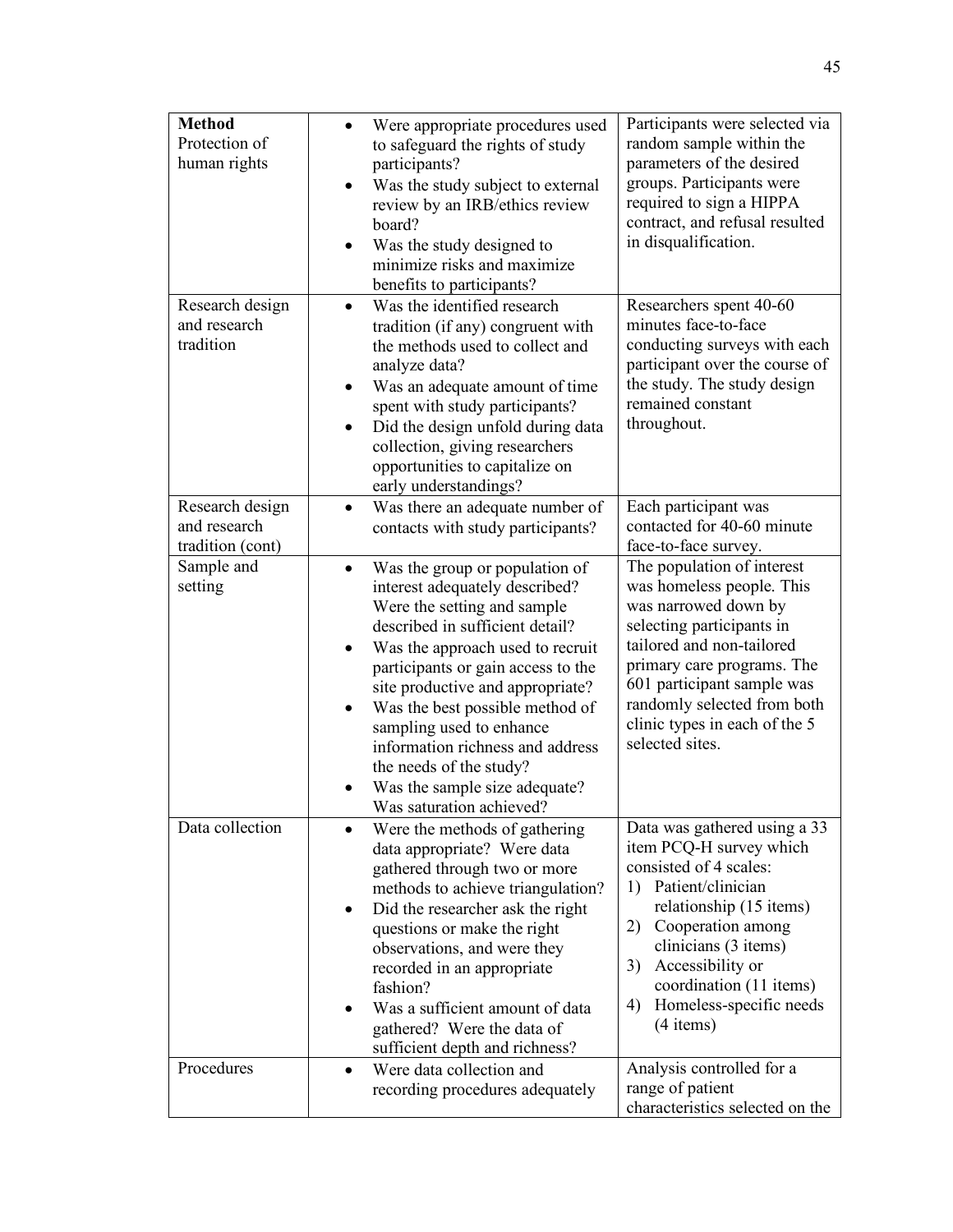| **Method** Protection of human rights | • Were appropriate procedures used to safeguard the rights of study participants? • Was the study subject to external review by an IRB/ethics review board? • Was the study designed to minimize risks and maximize benefits to participants? | Participants were selected via random sample within the parameters of the desired groups. Participants were required to sign a HIPPA contract, and refusal resulted in disqualification. |
|---|---|---|
| Research design and research tradition | • Was the identified research tradition (if any) congruent with the methods used to collect and analyze data? • Was an adequate amount of time spent with study participants? • Did the design unfold during data collection, giving researchers opportunities to capitalize on early understandings? | Researchers spent 40-60 minutes face-to-face conducting surveys with each participant over the course of the study. The study design remained constant throughout. |
| Research design and research tradition (cont) | • Was there an adequate number of contacts with study participants? | Each participant was contacted for 40-60 minute face-to-face survey. |
| Sample and setting | • Was the group or population of interest adequately described? Were the setting and sample described in sufficient detail? • Was the approach used to recruit participants or gain access to the site productive and appropriate? • Was the best possible method of sampling used to enhance information richness and address the needs of the study? • Was the sample size adequate? Was saturation achieved? | The population of interest was homeless people. This was narrowed down by selecting participants in tailored and non-tailored primary care programs. The 601 participant sample was randomly selected from both clinic types in each of the 5 selected sites. |
| Data collection | • Were the methods of gathering data appropriate? Were data gathered through two or more methods to achieve triangulation? • Did the researcher ask the right questions or make the right observations, and were they recorded in an appropriate fashion? • Was a sufficient amount of data gathered? Were the data of sufficient depth and richness? | Data was gathered using a 33 item PCQ-H survey which consisted of 4 scales: 1) Patient/clinician relationship (15 items) 2) Cooperation among clinicians (3 items) 3) Accessibility or coordination (11 items) 4) Homeless-specific needs (4 items) |
| Procedures | • Were data collection and recording procedures adequately | Analysis controlled for a range of patient characteristics selected on the |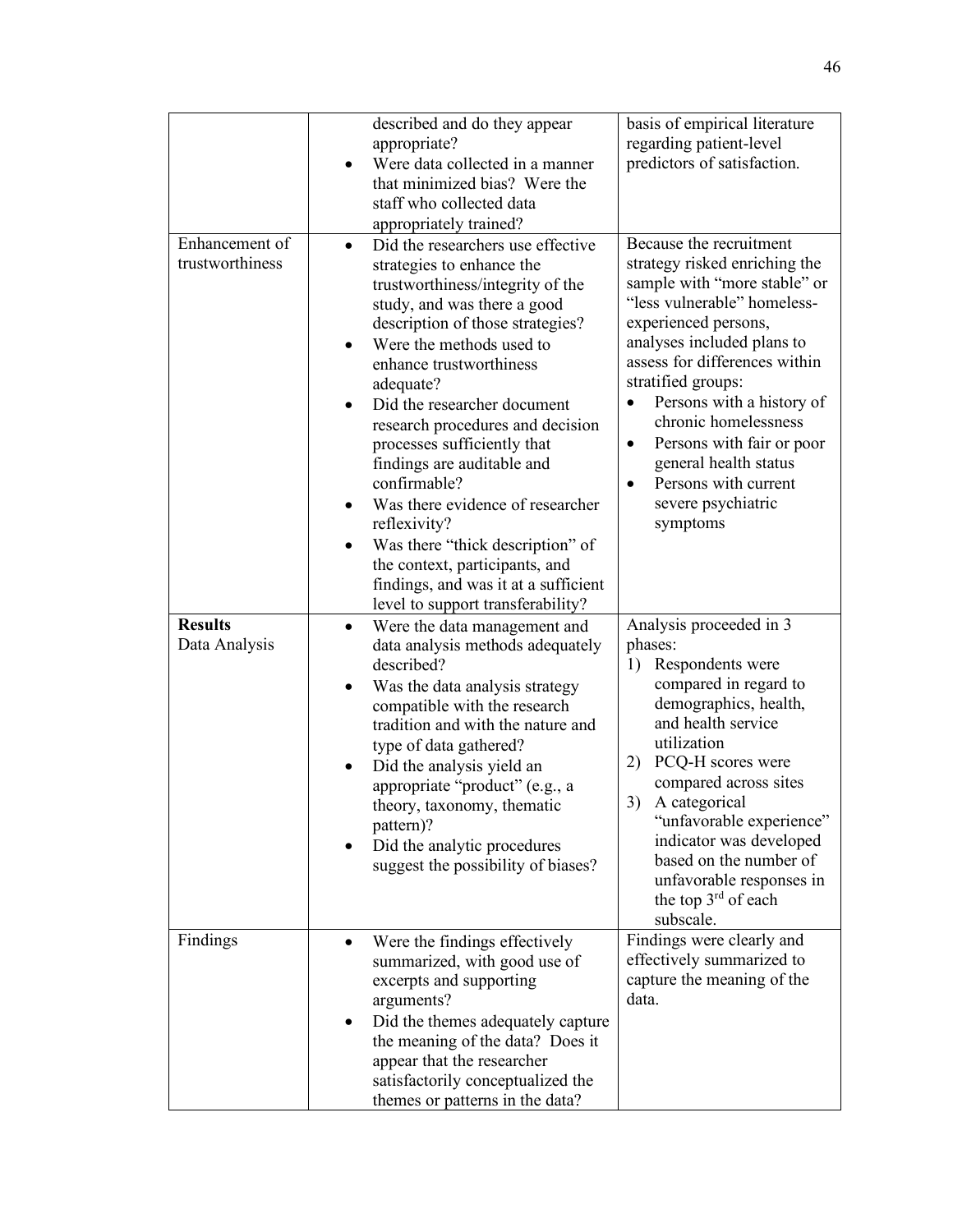| | | |
|---|---|---|
| | • described and do they appear appropriate?<br>• Were data collected in a manner that minimized bias? Were the staff who collected data appropriately trained? | basis of empirical literature regarding patient-level predictors of satisfaction. |
| Enhancement of trustworthiness | • Did the researchers use effective strategies to enhance the trustworthiness/integrity of the study, and was there a good description of those strategies?<br>• Were the methods used to enhance trustworthiness adequate?<br>• Did the researcher document research procedures and decision processes sufficiently that findings are auditable and confirmable?<br>• Was there evidence of researcher reflexivity?<br>• Was there "thick description" of the context, participants, and findings, and was it at a sufficient level to support transferability? | Because the recruitment strategy risked enriching the sample with "more stable" or "less vulnerable" homeless-experienced persons, analyses included plans to assess for differences within stratified groups:<br>• Persons with a history of chronic homelessness<br>• Persons with fair or poor general health status<br>• Persons with current severe psychiatric symptoms |
| **Results**<br>Data Analysis | • Were the data management and data analysis methods adequately described?<br>• Was the data analysis strategy compatible with the research tradition and with the nature and type of data gathered?<br>• Did the analysis yield an appropriate "product" (e.g., a theory, taxonomy, thematic pattern)?<br>• Did the analytic procedures suggest the possibility of biases? | Analysis proceeded in 3 phases:<br>1) Respondents were compared in regard to demographics, health, and health service utilization<br>2) PCQ-H scores were compared across sites<br>3) A categorical "unfavorable experience" indicator was developed based on the number of unfavorable responses in the top 3rd of each subscale. |
| Findings | • Were the findings effectively summarized, with good use of excerpts and supporting arguments?<br>• Did the themes adequately capture the meaning of the data? Does it appear that the researcher satisfactorily conceptualized the themes or patterns in the data? | Findings were clearly and effectively summarized to capture the meaning of the data. |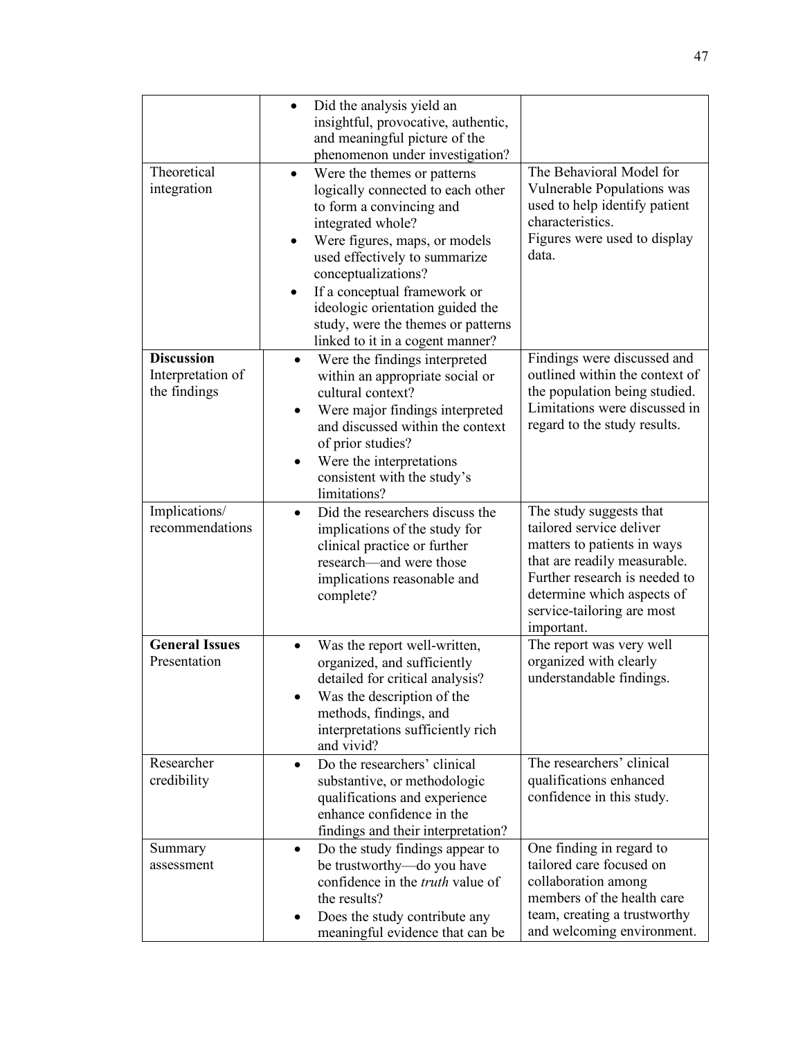| | | |
|---|---|---|
| | • Did the analysis yield an insightful, provocative, authentic, and meaningful picture of the phenomenon under investigation? | |
| Theoretical integration | • Were the themes or patterns logically connected to each other to form a convincing and integrated whole?<br>• Were figures, maps, or models used effectively to summarize conceptualizations?<br>• If a conceptual framework or ideologic orientation guided the study, were the themes or patterns linked to it in a cogent manner? | The Behavioral Model for Vulnerable Populations was used to help identify patient characteristics.<br>Figures were used to display data. |
| **Discussion**<br>Interpretation of the findings | • Were the findings interpreted within an appropriate social or cultural context?<br>• Were major findings interpreted and discussed within the context of prior studies?<br>• Were the interpretations consistent with the study's limitations? | Findings were discussed and outlined within the context of the population being studied. Limitations were discussed in regard to the study results. |
| Implications/ recommendations | • Did the researchers discuss the implications of the study for clinical practice or further research—and were those implications reasonable and complete? | The study suggests that tailored service deliver matters to patients in ways that are readily measurable. Further research is needed to determine which aspects of service-tailoring are most important. |
| **General Issues**<br>Presentation | • Was the report well-written, organized, and sufficiently detailed for critical analysis?<br>• Was the description of the methods, findings, and interpretations sufficiently rich and vivid? | The report was very well organized with clearly understandable findings. |
| Researcher credibility | • Do the researchers' clinical substantive, or methodologic qualifications and experience enhance confidence in the findings and their interpretation? | The researchers' clinical qualifications enhanced confidence in this study. |
| Summary assessment | • Do the study findings appear to be trustworthy—do you have confidence in the *truth* value of the results?<br>• Does the study contribute any meaningful evidence that can be | One finding in regard to tailored care focused on collaboration among members of the health care team, creating a trustworthy and welcoming environment. |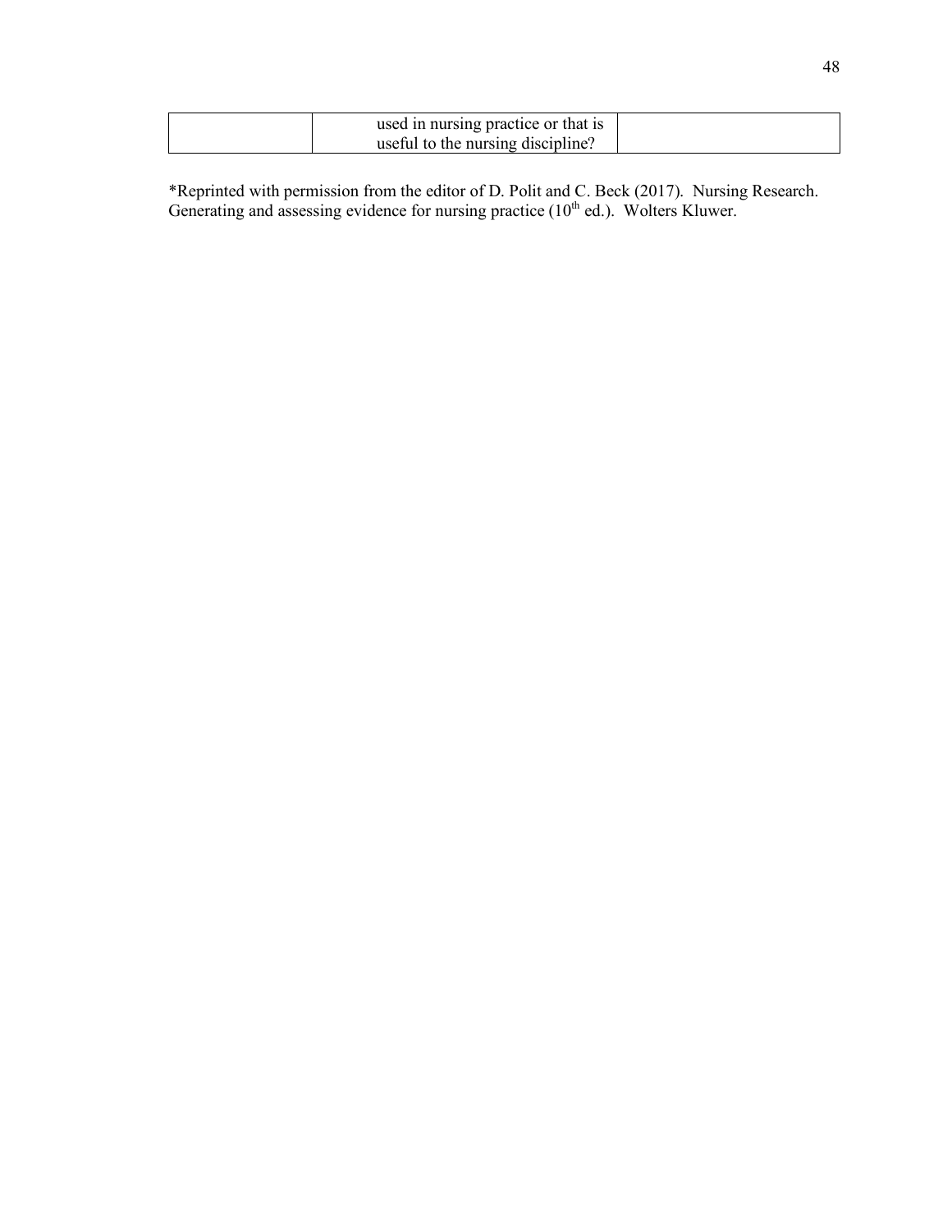|  | used in nursing practice or that is useful to the nursing discipline? |  |
|---|---|---|

*Reprinted with permission from the editor of D. Polit and C. Beck (2017). Nursing Research. Generating and assessing evidence for nursing practice (10[th] ed.). Wolters Kluwer.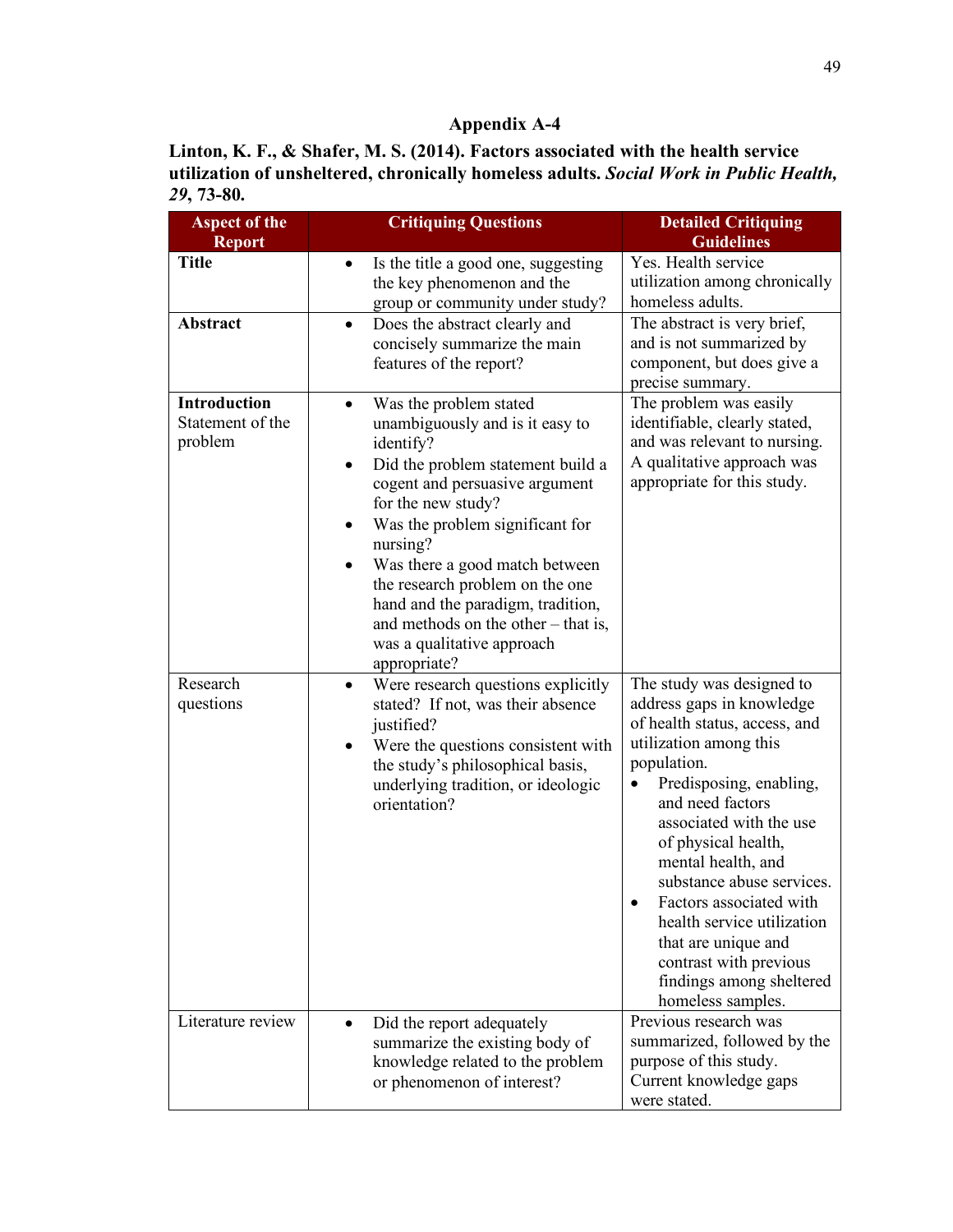## Appendix A-4

**Linton, K. F., & Shafer, M. S. (2014). Factors associated with the health service utilization of unsheltered, chronically homeless adults. *Social Work in Public Health, 29*, 73-80.**

| Aspect of the Report | Critiquing Questions | Detailed Critiquing Guidelines |
|---|---|---|
| **Title** | • Is the title a good one, suggesting the key phenomenon and the group or community under study? | Yes. Health service utilization among chronically homeless adults. |
| **Abstract** | • Does the abstract clearly and concisely summarize the main features of the report? | The abstract is very brief, and is not summarized by component, but does give a precise summary. |
| **Introduction** Statement of the problem | • Was the problem stated unambiguously and is it easy to identify?<br>• Did the problem statement build a cogent and persuasive argument for the new study?<br>• Was the problem significant for nursing?<br>• Was there a good match between the research problem on the one hand and the paradigm, tradition, and methods on the other – that is, was a qualitative approach appropriate? | The problem was easily identifiable, clearly stated, and was relevant to nursing. A qualitative approach was appropriate for this study. |
| Research questions | • Were research questions explicitly stated? If not, was their absence justified?<br>• Were the questions consistent with the study's philosophical basis, underlying tradition, or ideologic orientation? | The study was designed to address gaps in knowledge of health status, access, and utilization among this population.<br>• Predisposing, enabling, and need factors associated with the use of physical health, mental health, and substance abuse services.<br>• Factors associated with health service utilization that are unique and contrast with previous findings among sheltered homeless samples. |
| Literature review | • Did the report adequately summarize the existing body of knowledge related to the problem or phenomenon of interest? | Previous research was summarized, followed by the purpose of this study. Current knowledge gaps were stated. |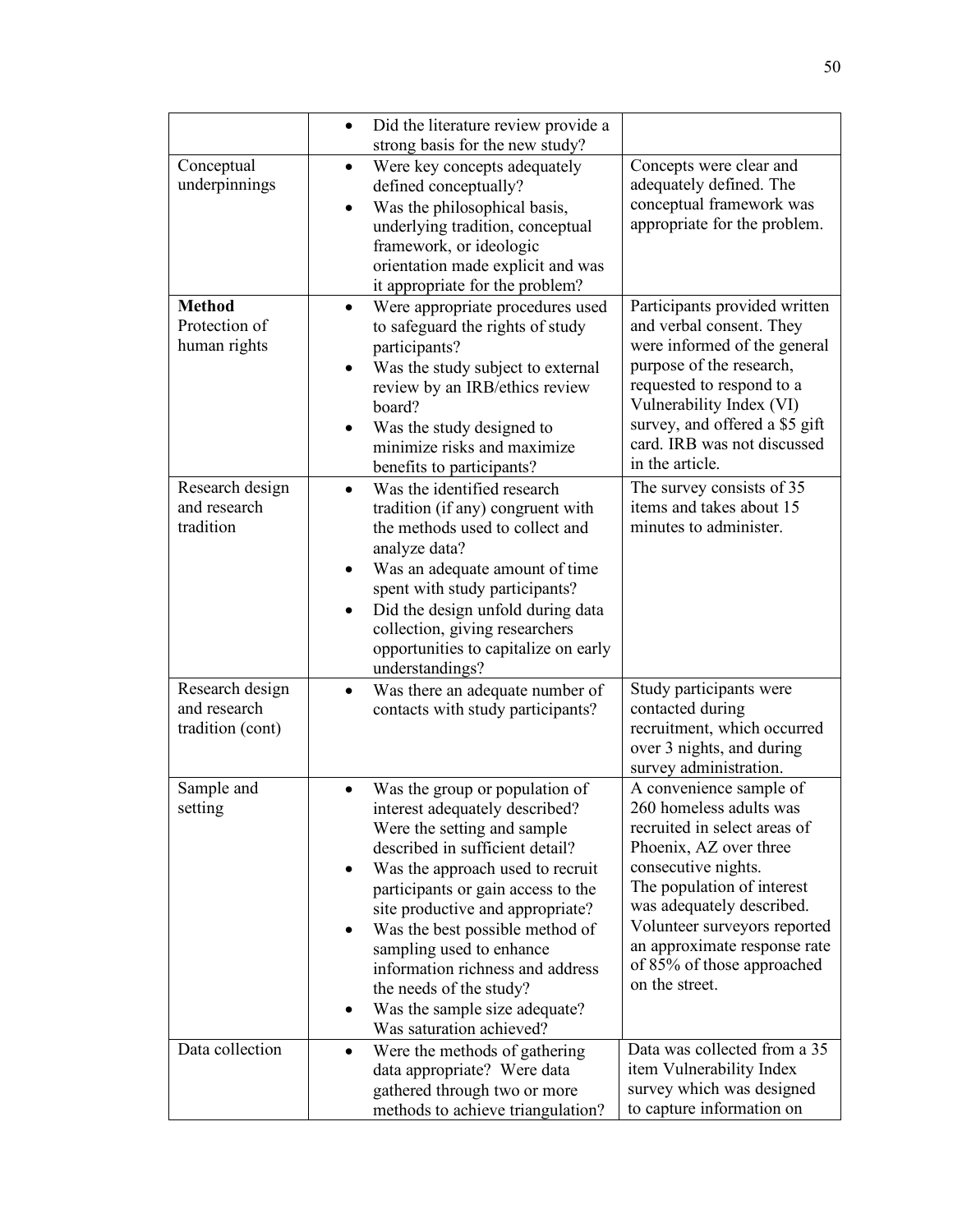| | | |
|---|---|---|
| | • Did the literature review provide a strong basis for the new study? | |
| Conceptual underpinnings | • Were key concepts adequately defined conceptually?<br>• Was the philosophical basis, underlying tradition, conceptual framework, or ideologic orientation made explicit and was it appropriate for the problem? | Concepts were clear and adequately defined. The conceptual framework was appropriate for the problem. |
| **Method**<br>Protection of human rights | • Were appropriate procedures used to safeguard the rights of study participants?<br>• Was the study subject to external review by an IRB/ethics review board?<br>• Was the study designed to minimize risks and maximize benefits to participants? | Participants provided written and verbal consent. They were informed of the general purpose of the research, requested to respond to a Vulnerability Index (VI) survey, and offered a $5 gift card. IRB was not discussed in the article. |
| Research design and research tradition | • Was the identified research tradition (if any) congruent with the methods used to collect and analyze data?<br>• Was an adequate amount of time spent with study participants?<br>• Did the design unfold during data collection, giving researchers opportunities to capitalize on early understandings? | The survey consists of 35 items and takes about 15 minutes to administer. |
| Research design and research tradition (cont) | • Was there an adequate number of contacts with study participants? | Study participants were contacted during recruitment, which occurred over 3 nights, and during survey administration. |
| Sample and setting | • Was the group or population of interest adequately described? Were the setting and sample described in sufficient detail?<br>• Was the approach used to recruit participants or gain access to the site productive and appropriate?<br>• Was the best possible method of sampling used to enhance information richness and address the needs of the study?<br>• Was the sample size adequate? Was saturation achieved? | A convenience sample of 260 homeless adults was recruited in select areas of Phoenix, AZ over three consecutive nights.<br>The population of interest was adequately described. Volunteer surveyors reported an approximate response rate of 85% of those approached on the street. |
| Data collection | • Were the methods of gathering data appropriate? Were data gathered through two or more methods to achieve triangulation? | Data was collected from a 35 item Vulnerability Index survey which was designed to capture information on |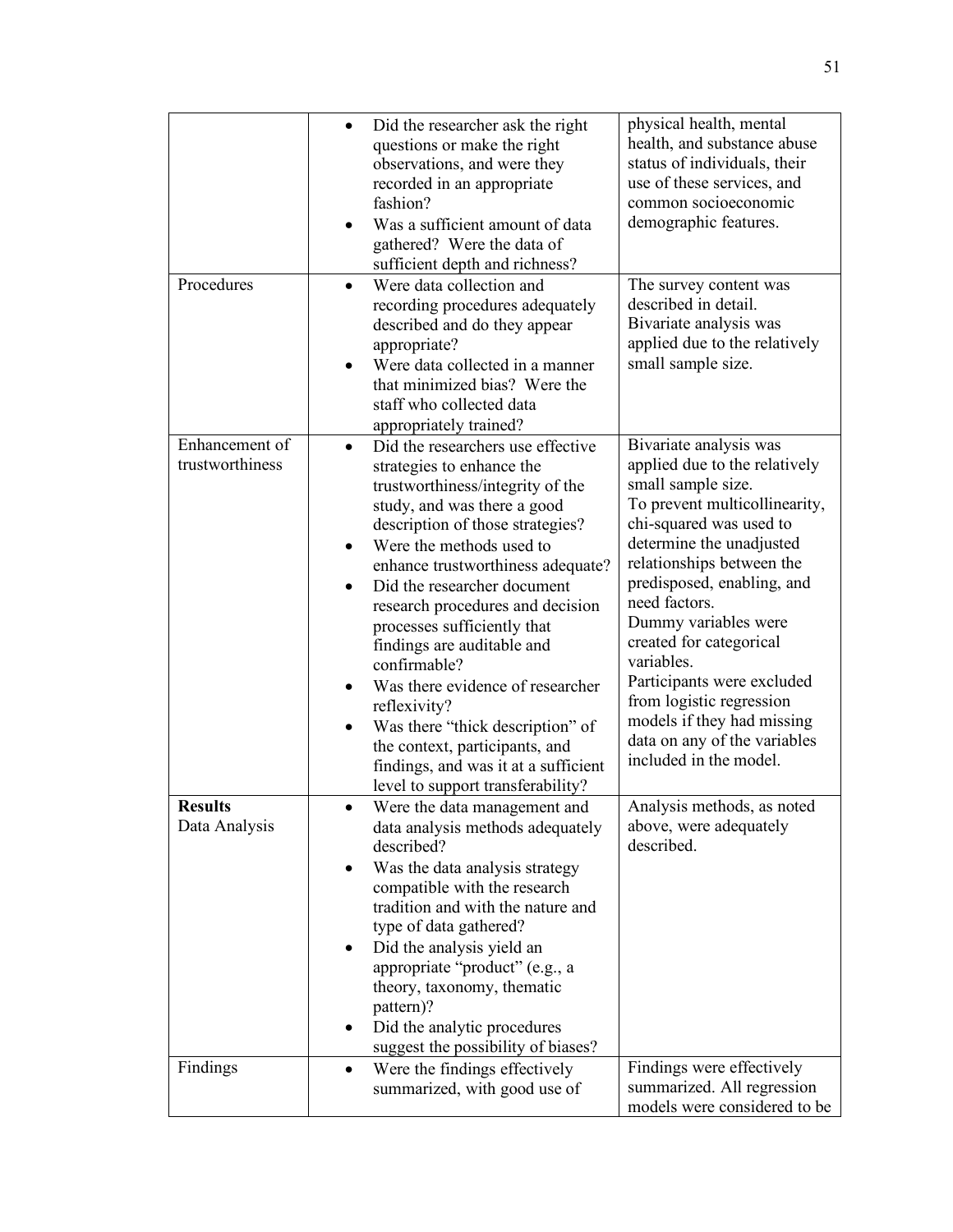| | | |
|---|---|---|
| | • Did the researcher ask the right questions or make the right observations, and were they recorded in an appropriate fashion?<br>• Was a sufficient amount of data gathered? Were the data of sufficient depth and richness? | physical health, mental health, and substance abuse status of individuals, their use of these services, and common socioeconomic demographic features. |
| Procedures | • Were data collection and recording procedures adequately described and do they appear appropriate?<br>• Were data collected in a manner that minimized bias? Were the staff who collected data appropriately trained? | The survey content was described in detail. Bivariate analysis was applied due to the relatively small sample size. |
| Enhancement of trustworthiness | • Did the researchers use effective strategies to enhance the trustworthiness/integrity of the study, and was there a good description of those strategies?<br>• Were the methods used to enhance trustworthiness adequate?<br>• Did the researcher document research procedures and decision processes sufficiently that findings are auditable and confirmable?<br>• Was there evidence of researcher reflexivity?<br>• Was there "thick description" of the context, participants, and findings, and was it at a sufficient level to support transferability? | Bivariate analysis was applied due to the relatively small sample size.<br>To prevent multicollinearity, chi-squared was used to determine the unadjusted relationships between the predisposed, enabling, and need factors.<br>Dummy variables were created for categorical variables.<br>Participants were excluded from logistic regression models if they had missing data on any of the variables included in the model. |
| **Results**<br>Data Analysis | • Were the data management and data analysis methods adequately described?<br>• Was the data analysis strategy compatible with the research tradition and with the nature and type of data gathered?<br>• Did the analysis yield an appropriate "product" (e.g., a theory, taxonomy, thematic pattern)?<br>• Did the analytic procedures suggest the possibility of biases? | Analysis methods, as noted above, were adequately described. |
| Findings | • Were the findings effectively summarized, with good use of | Findings were effectively summarized. All regression models were considered to be |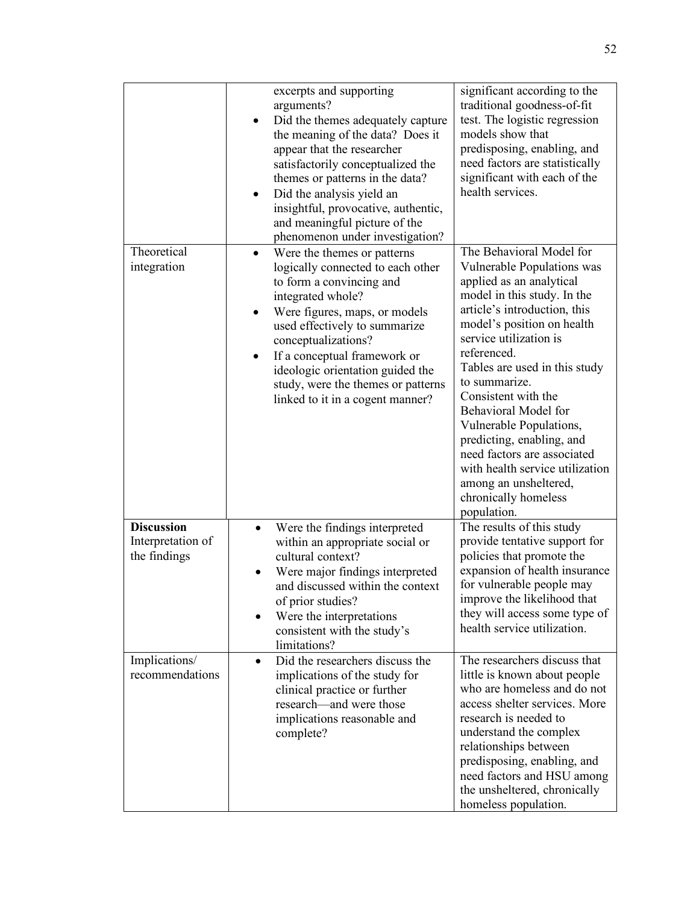| | | |
|---|---|---|
| | excerpts and supporting arguments?<br>• Did the themes adequately capture the meaning of the data? Does it appear that the researcher satisfactorily conceptualized the themes or patterns in the data?<br>• Did the analysis yield an insightful, provocative, authentic, and meaningful picture of the phenomenon under investigation? | significant according to the traditional goodness-of-fit test. The logistic regression models show that predisposing, enabling, and need factors are statistically significant with each of the health services. |
| Theoretical integration | • Were the themes or patterns logically connected to each other to form a convincing and integrated whole?<br>• Were figures, maps, or models used effectively to summarize conceptualizations?<br>• If a conceptual framework or ideologic orientation guided the study, were the themes or patterns linked to it in a cogent manner? | The Behavioral Model for Vulnerable Populations was applied as an analytical model in this study. In the article's introduction, this model's position on health service utilization is referenced.<br>Tables are used in this study to summarize.<br>Consistent with the Behavioral Model for Vulnerable Populations, predicting, enabling, and need factors are associated with health service utilization among an unsheltered, chronically homeless population. |
| **Discussion**<br>Interpretation of the findings | • Were the findings interpreted within an appropriate social or cultural context?<br>• Were major findings interpreted and discussed within the context of prior studies?<br>• Were the interpretations consistent with the study's limitations? | The results of this study provide tentative support for policies that promote the expansion of health insurance for vulnerable people may improve the likelihood that they will access some type of health service utilization. |
| Implications/ recommendations | • Did the researchers discuss the implications of the study for clinical practice or further research—and were those implications reasonable and complete? | The researchers discuss that little is known about people who are homeless and do not access shelter services. More research is needed to understand the complex relationships between predisposing, enabling, and need factors and HSU among the unsheltered, chronically homeless population. |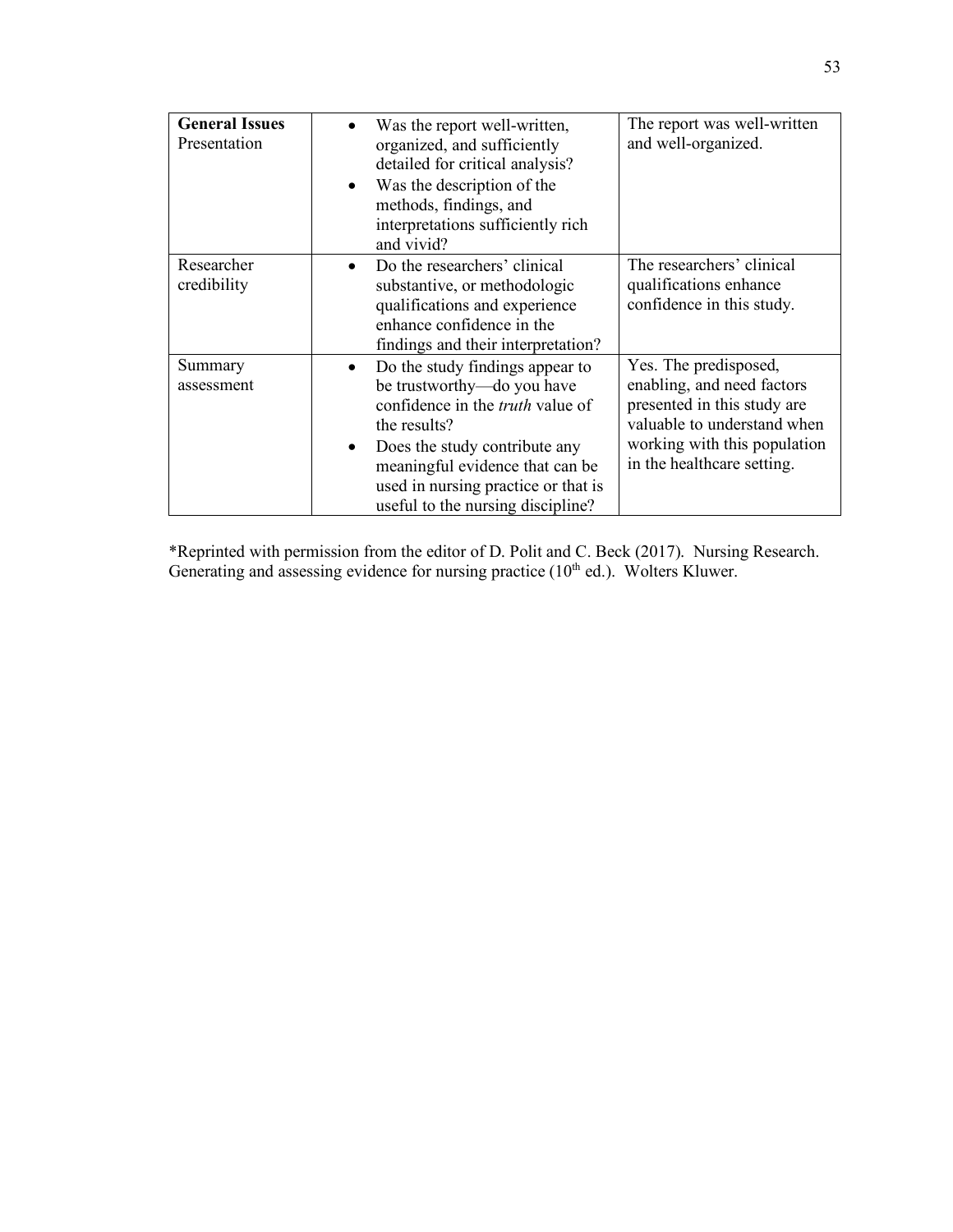| **General Issues** Presentation | • Was the report well-written, organized, and sufficiently detailed for critical analysis?<br>• Was the description of the methods, findings, and interpretations sufficiently rich and vivid? | The report was well-written and well-organized. |
|---|---|---|
| Researcher credibility | • Do the researchers' clinical substantive, or methodologic qualifications and experience enhance confidence in the findings and their interpretation? | The researchers' clinical qualifications enhance confidence in this study. |
| Summary assessment | • Do the study findings appear to be trustworthy—do you have confidence in the *truth* value of the results?<br>• Does the study contribute any meaningful evidence that can be used in nursing practice or that is useful to the nursing discipline? | Yes. The predisposed, enabling, and need factors presented in this study are valuable to understand when working with this population in the healthcare setting. |

*Reprinted with permission from the editor of D. Polit and C. Beck (2017). Nursing Research. Generating and assessing evidence for nursing practice (10th ed.). Wolters Kluwer.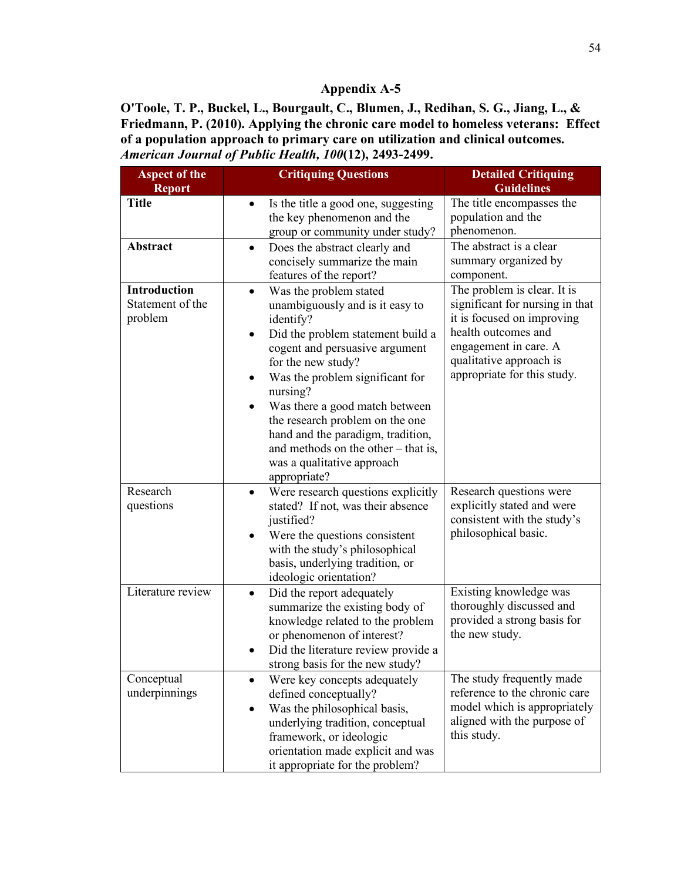# Appendix A-5

**O'Toole, T. P., Buckel, L., Bourgault, C., Blumen, J., Redihan, S. G., Jiang, L., & Friedmann, P. (2010). Applying the chronic care model to homeless veterans: Effect of a population approach to primary care on utilization and clinical outcomes.** ***American Journal of Public Health, 100*****(12), 2493-2499.**

| Aspect of the Report | Critiquing Questions | Detailed Critiquing Guidelines |
|---|---|---|
| **Title** | • Is the title a good one, suggesting the key phenomenon and the group or community under study? | The title encompasses the population and the phenomenon. |
| **Abstract** | • Does the abstract clearly and concisely summarize the main features of the report? | The abstract is a clear summary organized by component. |
| **Introduction** Statement of the problem | • Was the problem stated unambiguously and is it easy to identify? <br> • Did the problem statement build a cogent and persuasive argument for the new study? <br> • Was the problem significant for nursing? <br> • Was there a good match between the research problem on the one hand and the paradigm, tradition, and methods on the other – that is, was a qualitative approach appropriate? | The problem is clear. It is significant for nursing in that it is focused on improving health outcomes and engagement in care. A qualitative approach is appropriate for this study. |
| Research questions | • Were research questions explicitly stated? If not, was their absence justified? <br> • Were the questions consistent with the study's philosophical basis, underlying tradition, or ideologic orientation? | Research questions were explicitly stated and were consistent with the study's philosophical basic. |
| Literature review | • Did the report adequately summarize the existing body of knowledge related to the problem or phenomenon of interest? <br> • Did the literature review provide a strong basis for the new study? | Existing knowledge was thoroughly discussed and provided a strong basis for the new study. |
| Conceptual underpinnings | • Were key concepts adequately defined conceptually? <br> • Was the philosophical basis, underlying tradition, conceptual framework, or ideologic orientation made explicit and was it appropriate for the problem? | The study frequently made reference to the chronic care model which is appropriately aligned with the purpose of this study. |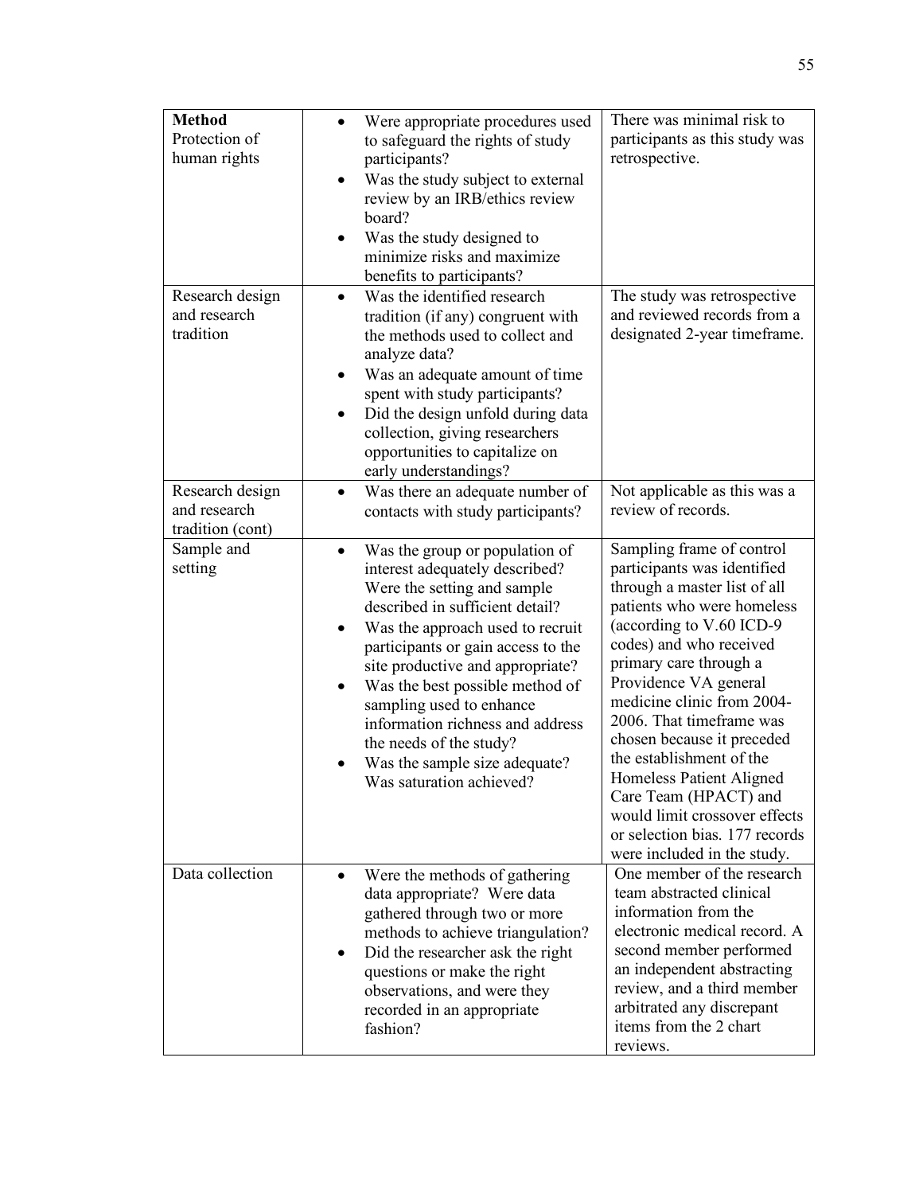| **Method** Protection of human rights | • Were appropriate procedures used to safeguard the rights of study participants?<br>• Was the study subject to external review by an IRB/ethics review board?<br>• Was the study designed to minimize risks and maximize benefits to participants? | There was minimal risk to participants as this study was retrospective. |
|---|---|---|
| Research design and research tradition | • Was the identified research tradition (if any) congruent with the methods used to collect and analyze data?<br>• Was an adequate amount of time spent with study participants?<br>• Did the design unfold during data collection, giving researchers opportunities to capitalize on early understandings? | The study was retrospective and reviewed records from a designated 2-year timeframe. |
| Research design and research tradition (cont) | • Was there an adequate number of contacts with study participants? | Not applicable as this was a review of records. |
| Sample and setting | • Was the group or population of interest adequately described? Were the setting and sample described in sufficient detail?<br>• Was the approach used to recruit participants or gain access to the site productive and appropriate?<br>• Was the best possible method of sampling used to enhance information richness and address the needs of the study?<br>• Was the sample size adequate? Was saturation achieved? | Sampling frame of control participants was identified through a master list of all patients who were homeless (according to V.60 ICD-9 codes) and who received primary care through a Providence VA general medicine clinic from 2004-2006. That timeframe was chosen because it preceded the establishment of the Homeless Patient Aligned Care Team (HPACT) and would limit crossover effects or selection bias. 177 records were included in the study. |
| Data collection | • Were the methods of gathering data appropriate? Were data gathered through two or more methods to achieve triangulation?<br>• Did the researcher ask the right questions or make the right observations, and were they recorded in an appropriate fashion? | One member of the research team abstracted clinical information from the electronic medical record. A second member performed an independent abstracting review, and a third member arbitrated any discrepant items from the 2 chart reviews. |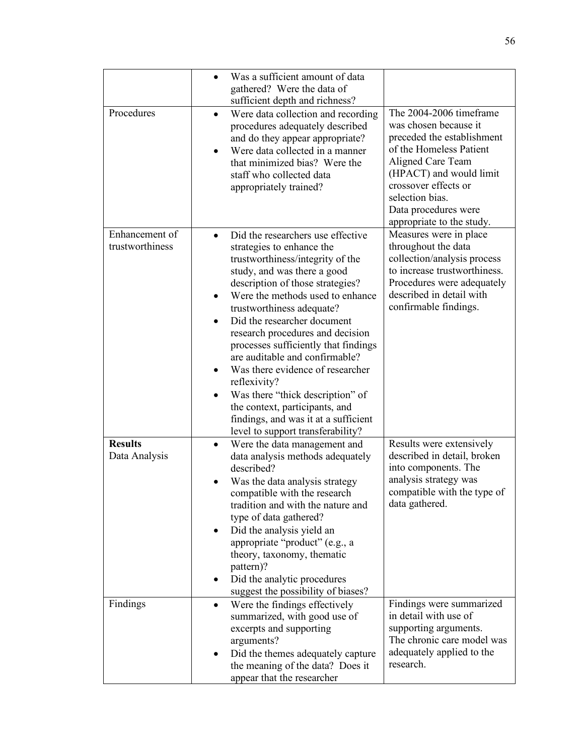|  |  |  |
|---|---|---|
|  | • Was a sufficient amount of data gathered? Were the data of sufficient depth and richness? |  |
| Procedures | • Were data collection and recording procedures adequately described and do they appear appropriate?<br>• Were data collected in a manner that minimized bias? Were the staff who collected data appropriately trained? | The 2004-2006 timeframe was chosen because it preceded the establishment of the Homeless Patient Aligned Care Team (HPACT) and would limit crossover effects or selection bias.<br>Data procedures were appropriate to the study. |
| Enhancement of trustworthiness | • Did the researchers use effective strategies to enhance the trustworthiness/integrity of the study, and was there a good description of those strategies?<br>• Were the methods used to enhance trustworthiness adequate?<br>• Did the researcher document research procedures and decision processes sufficiently that findings are auditable and confirmable?<br>• Was there evidence of researcher reflexivity?<br>• Was there "thick description" of the context, participants, and findings, and was it at a sufficient level to support transferability? | Measures were in place throughout the data collection/analysis process to increase trustworthiness. Procedures were adequately described in detail with confirmable findings. |
| **Results**<br>Data Analysis | • Were the data management and data analysis methods adequately described?<br>• Was the data analysis strategy compatible with the research tradition and with the nature and type of data gathered?<br>• Did the analysis yield an appropriate "product" (e.g., a theory, taxonomy, thematic pattern)?<br>• Did the analytic procedures suggest the possibility of biases? | Results were extensively described in detail, broken into components. The analysis strategy was compatible with the type of data gathered. |
| Findings | • Were the findings effectively summarized, with good use of excerpts and supporting arguments?<br>• Did the themes adequately capture the meaning of the data? Does it appear that the researcher | Findings were summarized in detail with use of supporting arguments.<br>The chronic care model was adequately applied to the research. |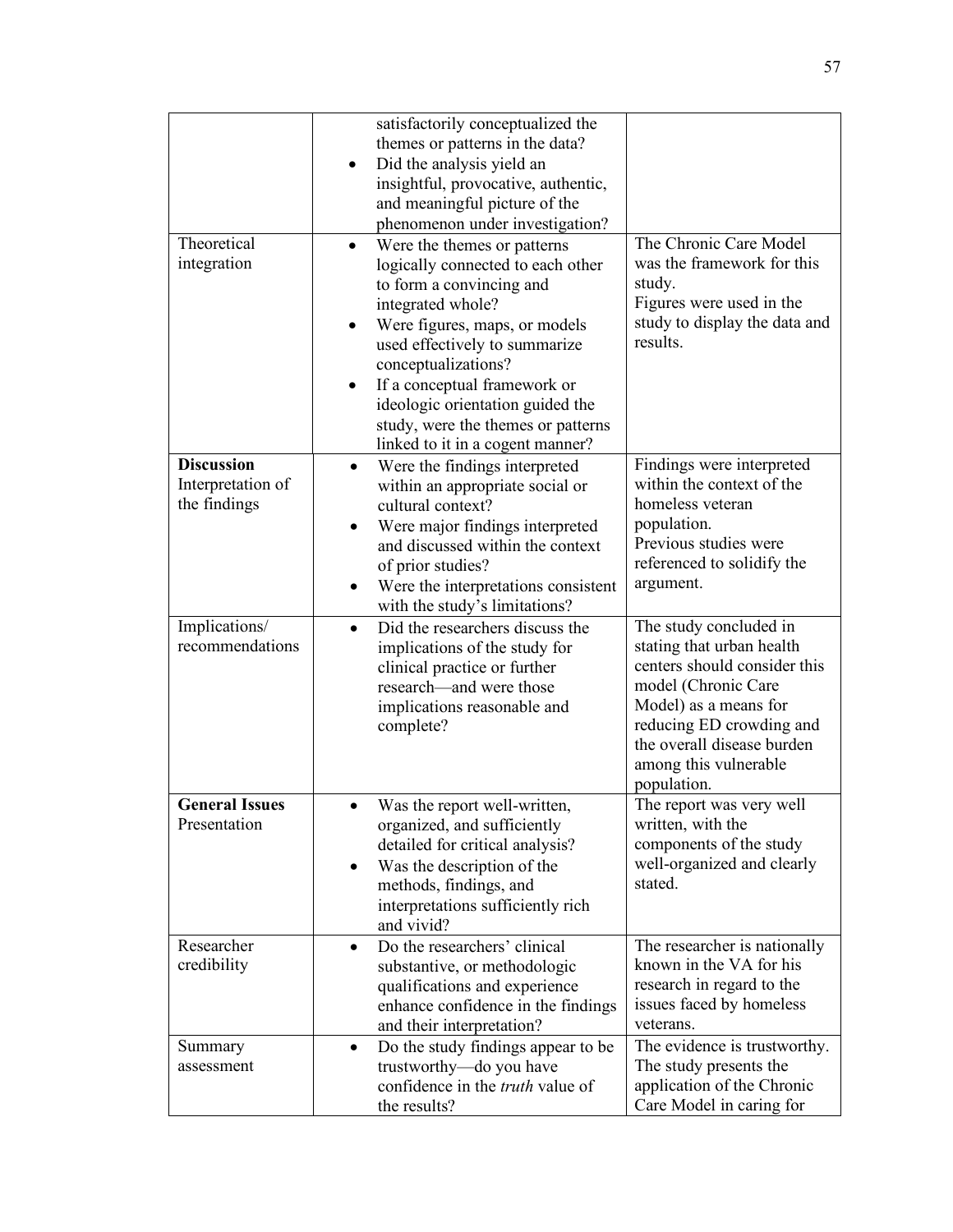| | | |
|---|---|---|
| | satisfactorily conceptualized the themes or patterns in the data?<br>• Did the analysis yield an insightful, provocative, authentic, and meaningful picture of the phenomenon under investigation? | |
| Theoretical integration | • Were the themes or patterns logically connected to each other to form a convincing and integrated whole?<br>• Were figures, maps, or models used effectively to summarize conceptualizations?<br>• If a conceptual framework or ideologic orientation guided the study, were the themes or patterns linked to it in a cogent manner? | The Chronic Care Model was the framework for this study.<br>Figures were used in the study to display the data and results. |
| **Discussion** Interpretation of the findings | • Were the findings interpreted within an appropriate social or cultural context?<br>• Were major findings interpreted and discussed within the context of prior studies?<br>• Were the interpretations consistent with the study's limitations? | Findings were interpreted within the context of the homeless veteran population.<br>Previous studies were referenced to solidify the argument. |
| Implications/ recommendations | • Did the researchers discuss the implications of the study for clinical practice or further research—and were those implications reasonable and complete? | The study concluded in stating that urban health centers should consider this model (Chronic Care Model) as a means for reducing ED crowding and the overall disease burden among this vulnerable population. |
| **General Issues** Presentation | • Was the report well-written, organized, and sufficiently detailed for critical analysis?<br>• Was the description of the methods, findings, and interpretations sufficiently rich and vivid? | The report was very well written, with the components of the study well-organized and clearly stated. |
| Researcher credibility | • Do the researchers' clinical substantive, or methodologic qualifications and experience enhance confidence in the findings and their interpretation? | The researcher is nationally known in the VA for his research in regard to the issues faced by homeless veterans. |
| Summary assessment | • Do the study findings appear to be trustworthy—do you have confidence in the *truth* value of the results? | The evidence is trustworthy. The study presents the application of the Chronic Care Model in caring for |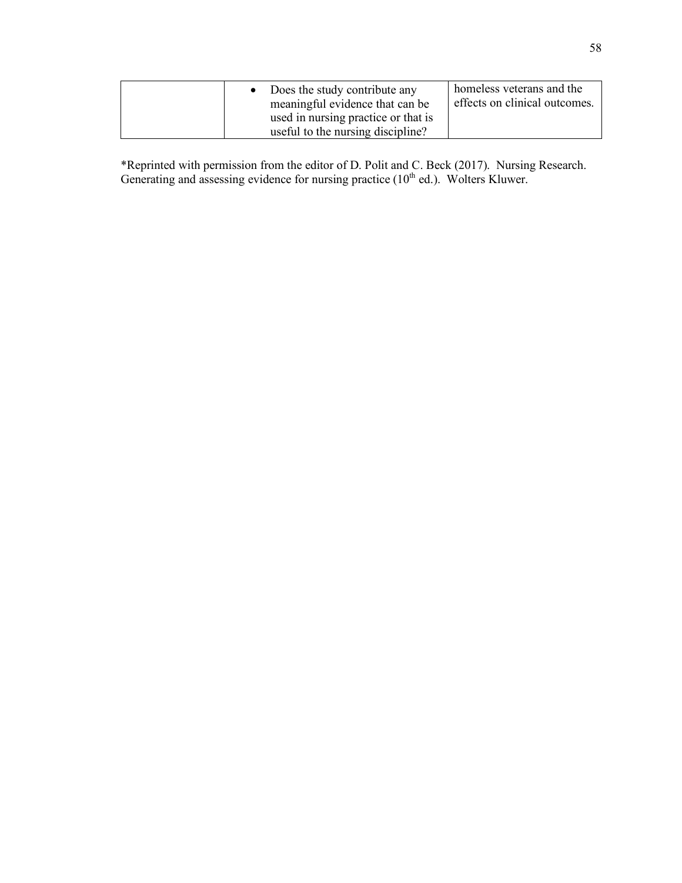| | | |
|---|---|---|
| | • Does the study contribute any meaningful evidence that can be used in nursing practice or that is useful to the nursing discipline? | homeless veterans and the effects on clinical outcomes. |

*Reprinted with permission from the editor of D. Polit and C. Beck (2017). Nursing Research. Generating and assessing evidence for nursing practice (10th ed.). Wolters Kluwer.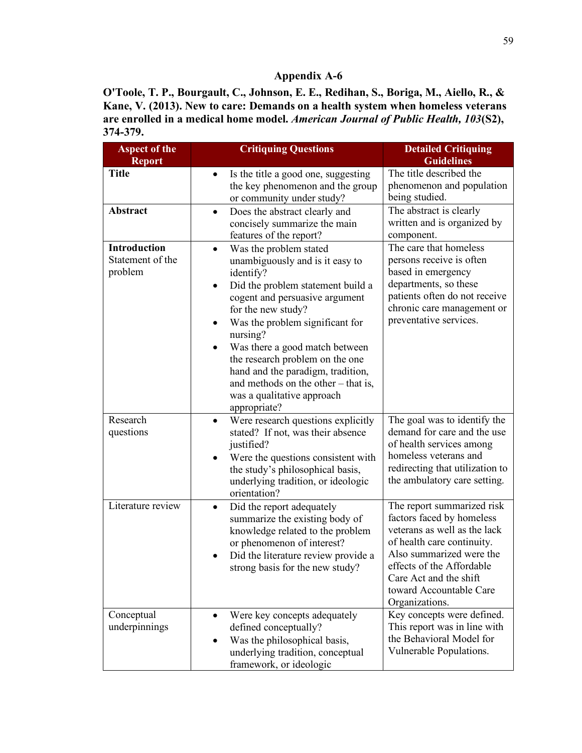## Appendix A-6

**O'Toole, T. P., Bourgault, C., Johnson, E. E., Redihan, S., Boriga, M., Aiello, R., & Kane, V. (2013). New to care: Demands on a health system when homeless veterans are enrolled in a medical home model. *American Journal of Public Health, 103*(S2), 374-379.**

| Aspect of the Report | Critiquing Questions | Detailed Critiquing Guidelines |
|---|---|---|
| **Title** | • Is the title a good one, suggesting the key phenomenon and the group or community under study? | The title described the phenomenon and population being studied. |
| **Abstract** | • Does the abstract clearly and concisely summarize the main features of the report? | The abstract is clearly written and is organized by component. |
| **Introduction** Statement of the problem | • Was the problem stated unambiguously and is it easy to identify? <br> • Did the problem statement build a cogent and persuasive argument for the new study? <br> • Was the problem significant for nursing? <br> • Was there a good match between the research problem on the one hand and the paradigm, tradition, and methods on the other – that is, was a qualitative approach appropriate? | The care that homeless persons receive is often based in emergency departments, so these patients often do not receive chronic care management or preventative services. |
| Research questions | • Were research questions explicitly stated? If not, was their absence justified? <br> • Were the questions consistent with the study's philosophical basis, underlying tradition, or ideologic orientation? | The goal was to identify the demand for care and the use of health services among homeless veterans and redirecting that utilization to the ambulatory care setting. |
| Literature review | • Did the report adequately summarize the existing body of knowledge related to the problem or phenomenon of interest? <br> • Did the literature review provide a strong basis for the new study? | The report summarized risk factors faced by homeless veterans as well as the lack of health care continuity. Also summarized were the effects of the Affordable Care Act and the shift toward Accountable Care Organizations. |
| Conceptual underpinnings | • Were key concepts adequately defined conceptually? <br> • Was the philosophical basis, underlying tradition, conceptual framework, or ideologic | Key concepts were defined. This report was in line with the Behavioral Model for Vulnerable Populations. |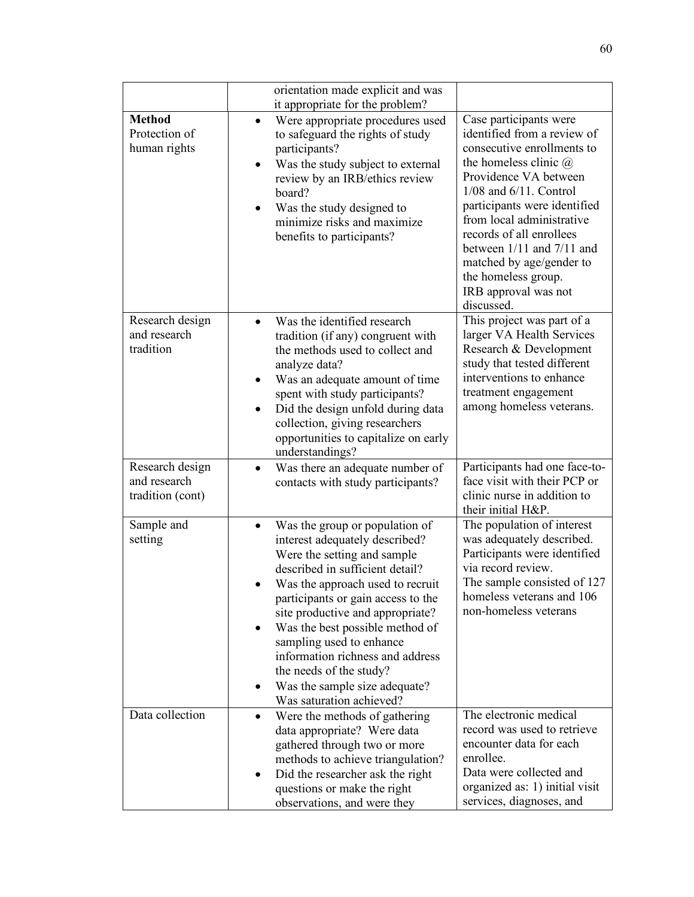| | | |
|---|---|---|
| | orientation made explicit and was it appropriate for the problem? | |
| **Method** Protection of human rights | • Were appropriate procedures used to safeguard the rights of study participants?<br>• Was the study subject to external review by an IRB/ethics review board?<br>• Was the study designed to minimize risks and maximize benefits to participants? | Case participants were identified from a review of consecutive enrollments to the homeless clinic @ Providence VA between 1/08 and 6/11. Control participants were identified from local administrative records of all enrollees between 1/11 and 7/11 and matched by age/gender to the homeless group.<br>IRB approval was not discussed. |
| Research design and research tradition | • Was the identified research tradition (if any) congruent with the methods used to collect and analyze data?<br>• Was an adequate amount of time spent with study participants?<br>• Did the design unfold during data collection, giving researchers opportunities to capitalize on early understandings? | This project was part of a larger VA Health Services Research & Development study that tested different interventions to enhance treatment engagement among homeless veterans. |
| Research design and research tradition (cont) | • Was there an adequate number of contacts with study participants? | Participants had one face-to-face visit with their PCP or clinic nurse in addition to their initial H&P. |
| Sample and setting | • Was the group or population of interest adequately described? Were the setting and sample described in sufficient detail?<br>• Was the approach used to recruit participants or gain access to the site productive and appropriate?<br>• Was the best possible method of sampling used to enhance information richness and address the needs of the study?<br>• Was the sample size adequate? Was saturation achieved? | The population of interest was adequately described. Participants were identified via record review.<br>The sample consisted of 127 homeless veterans and 106 non-homeless veterans |
| Data collection | • Were the methods of gathering data appropriate? Were data gathered through two or more methods to achieve triangulation?<br>• Did the researcher ask the right questions or make the right observations, and were they | The electronic medical record was used to retrieve encounter data for each enrollee.<br>Data were collected and organized as: 1) initial visit services, diagnoses, and |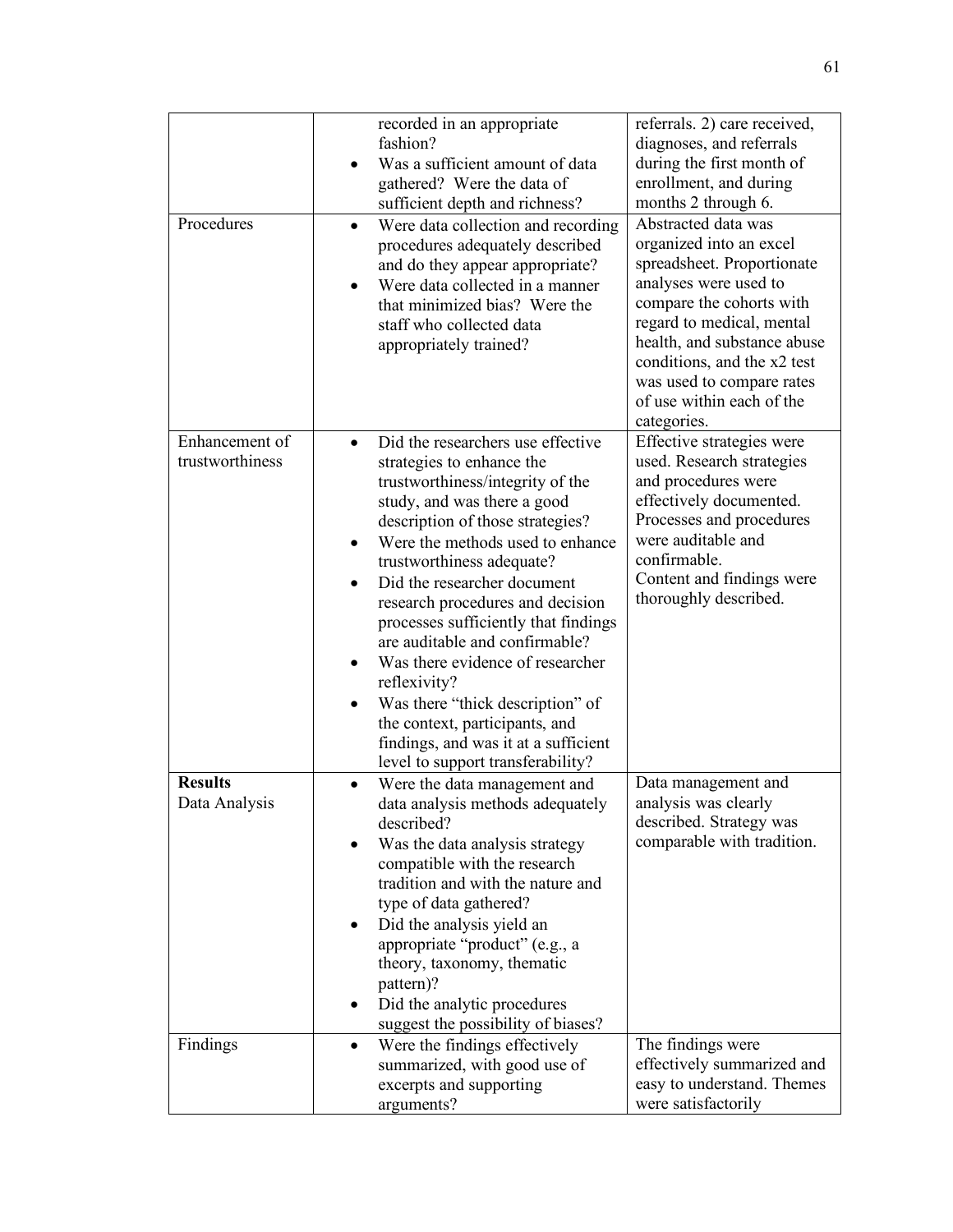| | | |
|---|---|---|
| | recorded in an appropriate fashion?<br>• Was a sufficient amount of data gathered? Were the data of sufficient depth and richness? | referrals. 2) care received, diagnoses, and referrals during the first month of enrollment, and during months 2 through 6. |
| Procedures | • Were data collection and recording procedures adequately described and do they appear appropriate?<br>• Were data collected in a manner that minimized bias? Were the staff who collected data appropriately trained? | Abstracted data was organized into an excel spreadsheet. Proportionate analyses were used to compare the cohorts with regard to medical, mental health, and substance abuse conditions, and the x2 test was used to compare rates of use within each of the categories. |
| Enhancement of trustworthiness | • Did the researchers use effective strategies to enhance the trustworthiness/integrity of the study, and was there a good description of those strategies?<br>• Were the methods used to enhance trustworthiness adequate?<br>• Did the researcher document research procedures and decision processes sufficiently that findings are auditable and confirmable?<br>• Was there evidence of researcher reflexivity?<br>• Was there "thick description" of the context, participants, and findings, and was it at a sufficient level to support transferability? | Effective strategies were used. Research strategies and procedures were effectively documented. Processes and procedures were auditable and confirmable.<br>Content and findings were thoroughly described. |
| **Results**<br>Data Analysis | • Were the data management and data analysis methods adequately described?<br>• Was the data analysis strategy compatible with the research tradition and with the nature and type of data gathered?<br>• Did the analysis yield an appropriate "product" (e.g., a theory, taxonomy, thematic pattern)?<br>• Did the analytic procedures suggest the possibility of biases? | Data management and analysis was clearly described. Strategy was comparable with tradition. |
| Findings | • Were the findings effectively summarized, with good use of excerpts and supporting arguments? | The findings were effectively summarized and easy to understand. Themes were satisfactorily |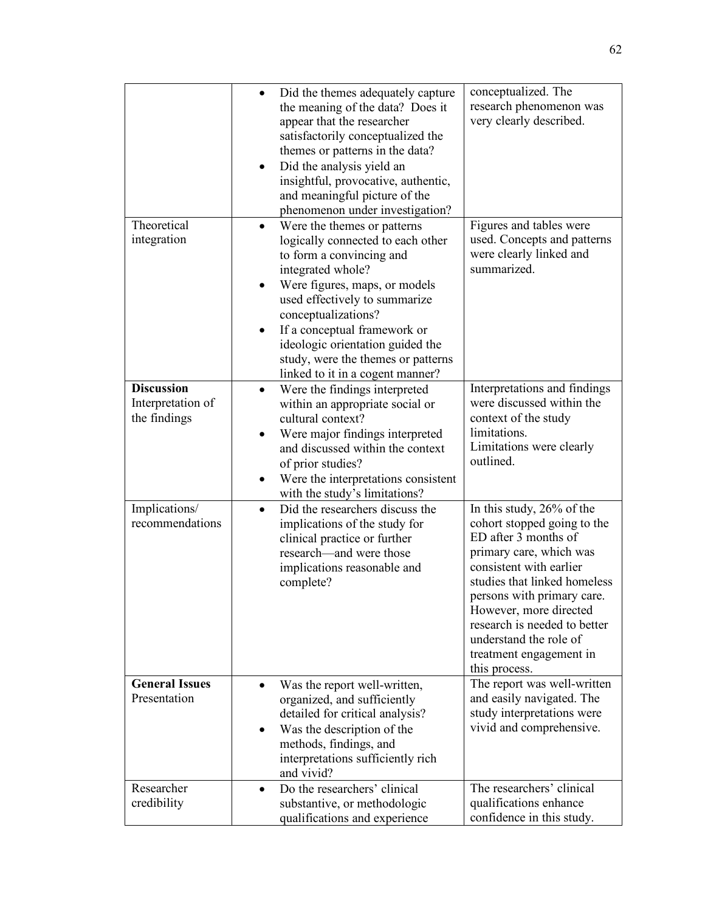| | | |
|---|---|---|
| | • Did the themes adequately capture the meaning of the data? Does it appear that the researcher satisfactorily conceptualized the themes or patterns in the data?<br>• Did the analysis yield an insightful, provocative, authentic, and meaningful picture of the phenomenon under investigation? | conceptualized. The research phenomenon was very clearly described. |
| Theoretical integration | • Were the themes or patterns logically connected to each other to form a convincing and integrated whole?<br>• Were figures, maps, or models used effectively to summarize conceptualizations?<br>• If a conceptual framework or ideologic orientation guided the study, were the themes or patterns linked to it in a cogent manner? | Figures and tables were used. Concepts and patterns were clearly linked and summarized. |
| **Discussion**<br>Interpretation of the findings | • Were the findings interpreted within an appropriate social or cultural context?<br>• Were major findings interpreted and discussed within the context of prior studies?<br>• Were the interpretations consistent with the study's limitations? | Interpretations and findings were discussed within the context of the study limitations.<br>Limitations were clearly outlined. |
| Implications/ recommendations | • Did the researchers discuss the implications of the study for clinical practice or further research—and were those implications reasonable and complete? | In this study, 26% of the cohort stopped going to the ED after 3 months of primary care, which was consistent with earlier studies that linked homeless persons with primary care. However, more directed research is needed to better understand the role of treatment engagement in this process. |
| **General Issues**<br>Presentation | • Was the report well-written, organized, and sufficiently detailed for critical analysis?<br>• Was the description of the methods, findings, and interpretations sufficiently rich and vivid? | The report was well-written and easily navigated. The study interpretations were vivid and comprehensive. |
| Researcher credibility | • Do the researchers' clinical substantive, or methodologic qualifications and experience | The researchers' clinical qualifications enhance confidence in this study. |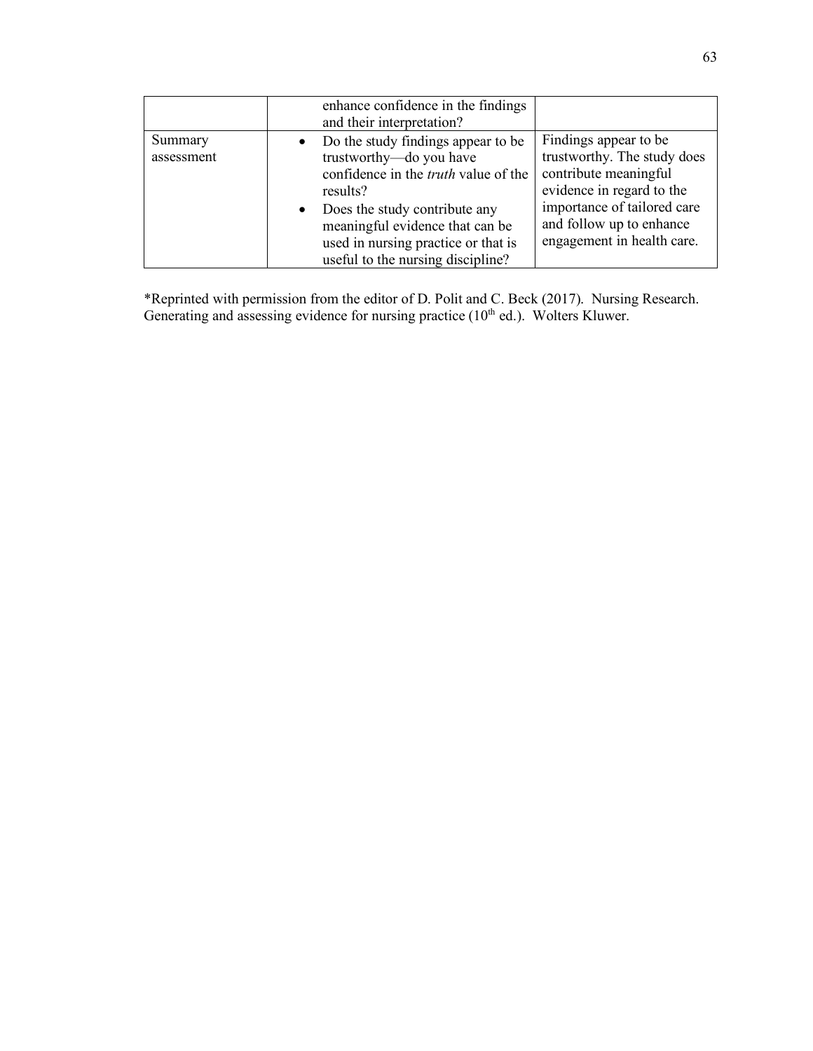| | | |
|---|---|---|
| | enhance confidence in the findings and their interpretation? | |
| Summary assessment | • Do the study findings appear to be trustworthy—do you have confidence in the *truth* value of the results?<br>• Does the study contribute any meaningful evidence that can be used in nursing practice or that is useful to the nursing discipline? | Findings appear to be trustworthy. The study does contribute meaningful evidence in regard to the importance of tailored care and follow up to enhance engagement in health care. |

*Reprinted with permission from the editor of D. Polit and C. Beck (2017). Nursing Research. Generating and assessing evidence for nursing practice (10th ed.). Wolters Kluwer.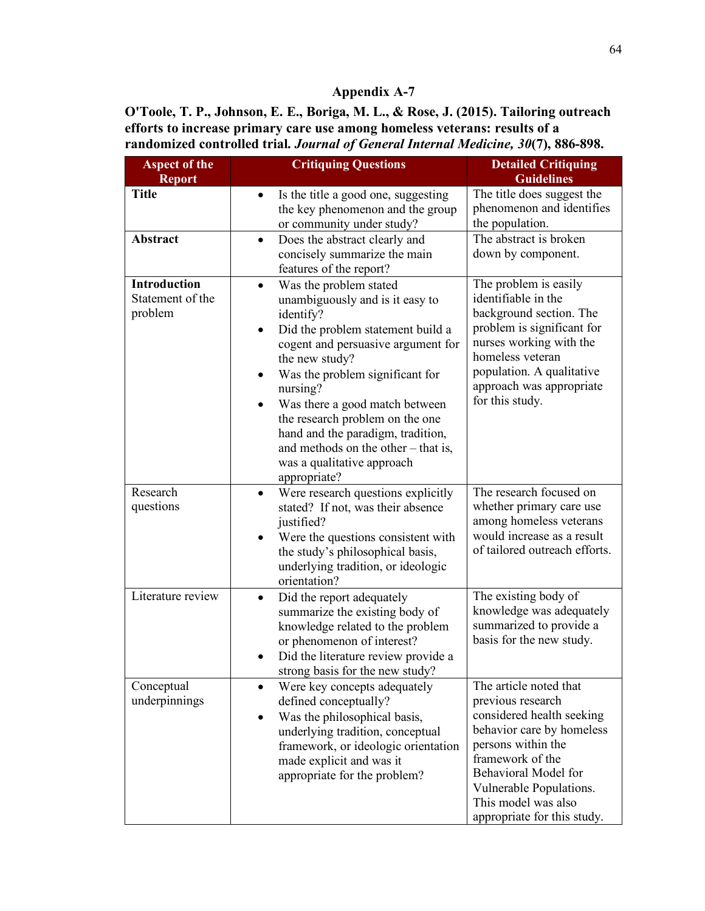## Appendix A-7

**O'Toole, T. P., Johnson, E. E., Boriga, M. L., & Rose, J. (2015). Tailoring outreach efforts to increase primary care use among homeless veterans: results of a randomized controlled trial. *Journal of General Internal Medicine, 30*(7), 886-898.**

| Aspect of the Report | Critiquing Questions | Detailed Critiquing Guidelines |
|---|---|---|
| **Title** | • Is the title a good one, suggesting the key phenomenon and the group or community under study? | The title does suggest the phenomenon and identifies the population. |
| **Abstract** | • Does the abstract clearly and concisely summarize the main features of the report? | The abstract is broken down by component. |
| **Introduction** Statement of the problem | • Was the problem stated unambiguously and is it easy to identify?<br>• Did the problem statement build a cogent and persuasive argument for the new study?<br>• Was the problem significant for nursing?<br>• Was there a good match between the research problem on the one hand and the paradigm, tradition, and methods on the other – that is, was a qualitative approach appropriate? | The problem is easily identifiable in the background section. The problem is significant for nurses working with the homeless veteran population. A qualitative approach was appropriate for this study. |
| Research questions | • Were research questions explicitly stated? If not, was their absence justified?<br>• Were the questions consistent with the study's philosophical basis, underlying tradition, or ideologic orientation? | The research focused on whether primary care use among homeless veterans would increase as a result of tailored outreach efforts. |
| Literature review | • Did the report adequately summarize the existing body of knowledge related to the problem or phenomenon of interest?<br>• Did the literature review provide a strong basis for the new study? | The existing body of knowledge was adequately summarized to provide a basis for the new study. |
| Conceptual underpinnings | • Were key concepts adequately defined conceptually?<br>• Was the philosophical basis, underlying tradition, conceptual framework, or ideologic orientation made explicit and was it appropriate for the problem? | The article noted that previous research considered health seeking behavior care by homeless persons within the framework of the Behavioral Model for Vulnerable Populations. This model was also appropriate for this study. |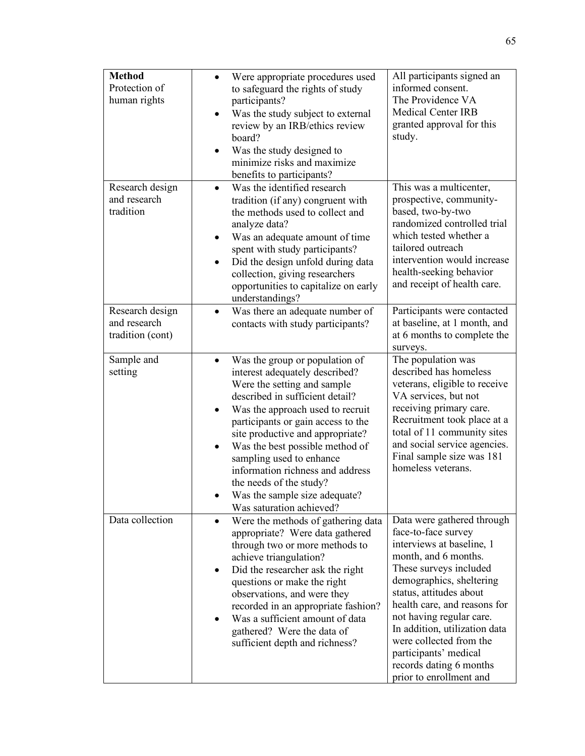| **Method** Protection of human rights | • Were appropriate procedures used to safeguard the rights of study participants? • Was the study subject to external review by an IRB/ethics review board? • Was the study designed to minimize risks and maximize benefits to participants? | All participants signed an informed consent. The Providence VA Medical Center IRB granted approval for this study. |
|---|---|---|
| Research design and research tradition | • Was the identified research tradition (if any) congruent with the methods used to collect and analyze data? • Was an adequate amount of time spent with study participants? • Did the design unfold during data collection, giving researchers opportunities to capitalize on early understandings? | This was a multicenter, prospective, community-based, two-by-two randomized controlled trial which tested whether a tailored outreach intervention would increase health-seeking behavior and receipt of health care. |
| Research design and research tradition (cont) | • Was there an adequate number of contacts with study participants? | Participants were contacted at baseline, at 1 month, and at 6 months to complete the surveys. |
| Sample and setting | • Was the group or population of interest adequately described? Were the setting and sample described in sufficient detail? • Was the approach used to recruit participants or gain access to the site productive and appropriate? • Was the best possible method of sampling used to enhance information richness and address the needs of the study? • Was the sample size adequate? Was saturation achieved? | The population was described has homeless veterans, eligible to receive VA services, but not receiving primary care. Recruitment took place at a total of 11 community sites and social service agencies. Final sample size was 181 homeless veterans. |
| Data collection | • Were the methods of gathering data appropriate? Were data gathered through two or more methods to achieve triangulation? • Did the researcher ask the right questions or make the right observations, and were they recorded in an appropriate fashion? • Was a sufficient amount of data gathered? Were the data of sufficient depth and richness? | Data were gathered through face-to-face survey interviews at baseline, 1 month, and 6 months. These surveys included demographics, sheltering status, attitudes about health care, and reasons for not having regular care. In addition, utilization data were collected from the participants' medical records dating 6 months prior to enrollment and |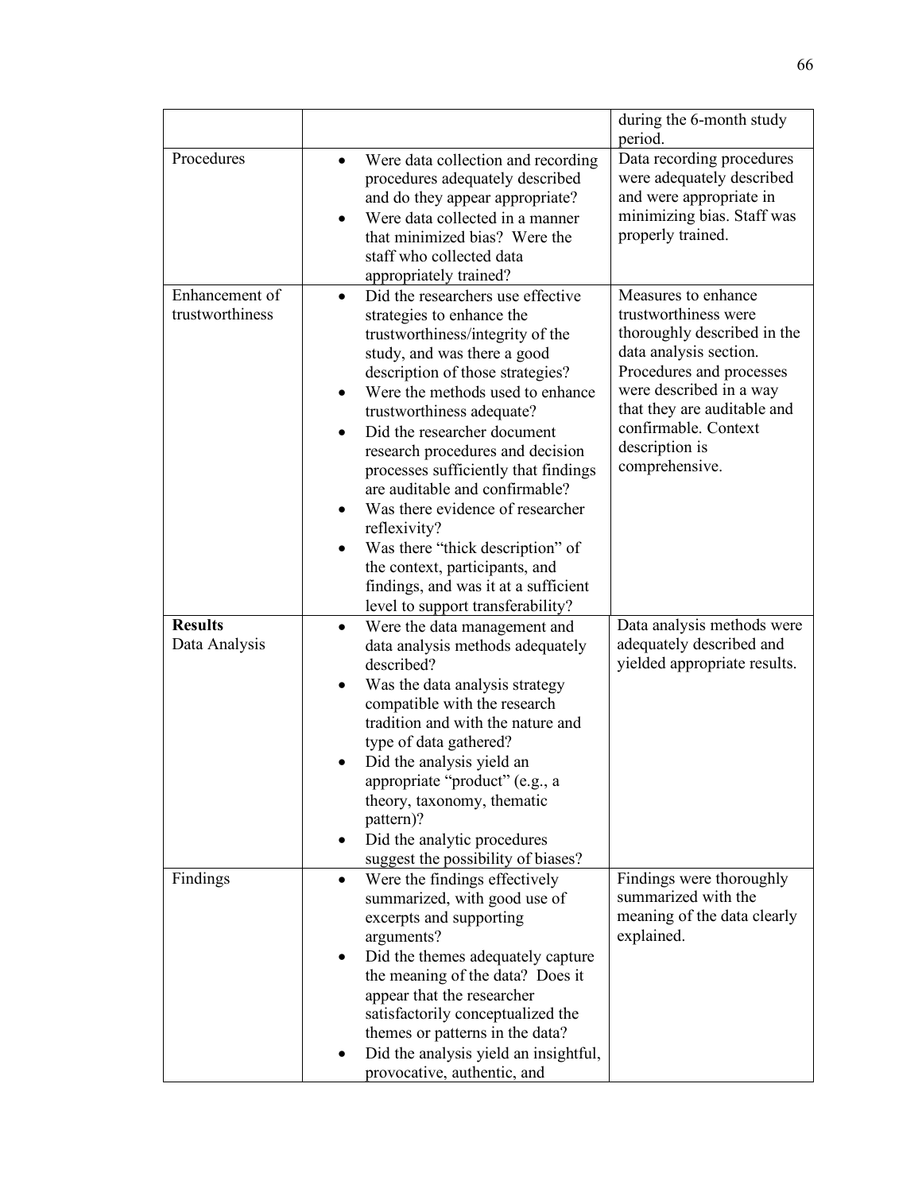| | | |
|---|---|---|
| | | during the 6-month study period. |
| Procedures | • Were data collection and recording procedures adequately described and do they appear appropriate?<br>• Were data collected in a manner that minimized bias? Were the staff who collected data appropriately trained? | Data recording procedures were adequately described and were appropriate in minimizing bias. Staff was properly trained. |
| Enhancement of trustworthiness | • Did the researchers use effective strategies to enhance the trustworthiness/integrity of the study, and was there a good description of those strategies?<br>• Were the methods used to enhance trustworthiness adequate?<br>• Did the researcher document research procedures and decision processes sufficiently that findings are auditable and confirmable?<br>• Was there evidence of researcher reflexivity?<br>• Was there "thick description" of the context, participants, and findings, and was it at a sufficient level to support transferability? | Measures to enhance trustworthiness were thoroughly described in the data analysis section. Procedures and processes were described in a way that they are auditable and confirmable. Context description is comprehensive. |
| **Results**<br>Data Analysis | • Were the data management and data analysis methods adequately described?<br>• Was the data analysis strategy compatible with the research tradition and with the nature and type of data gathered?<br>• Did the analysis yield an appropriate "product" (e.g., a theory, taxonomy, thematic pattern)?<br>• Did the analytic procedures suggest the possibility of biases? | Data analysis methods were adequately described and yielded appropriate results. |
| Findings | • Were the findings effectively summarized, with good use of excerpts and supporting arguments?<br>• Did the themes adequately capture the meaning of the data? Does it appear that the researcher satisfactorily conceptualized the themes or patterns in the data?<br>• Did the analysis yield an insightful, provocative, authentic, and | Findings were thoroughly summarized with the meaning of the data clearly explained. |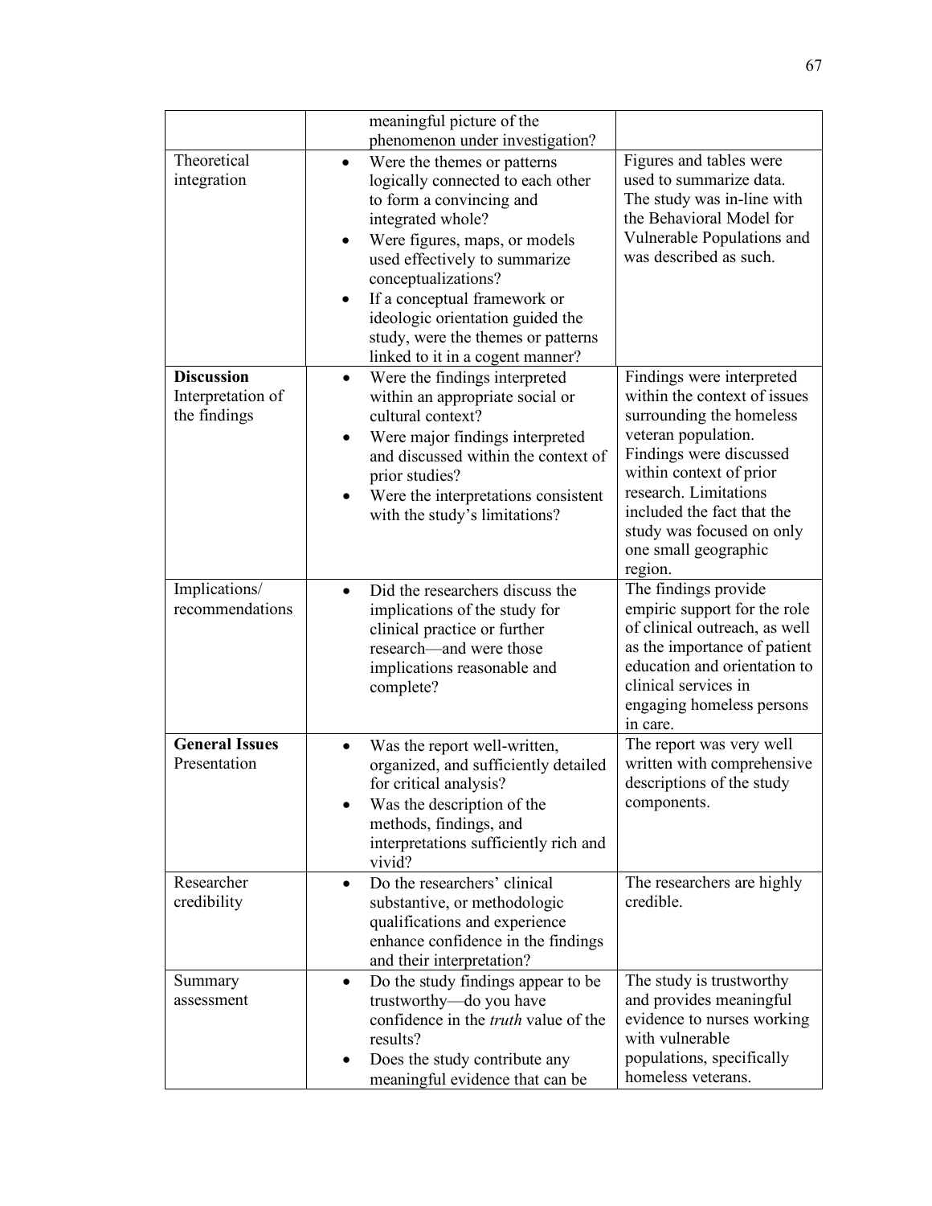| | | |
|---|---|---|
| | meaningful picture of the phenomenon under investigation? | |
| Theoretical integration | • Were the themes or patterns logically connected to each other to form a convincing and integrated whole?<br>• Were figures, maps, or models used effectively to summarize conceptualizations?<br>• If a conceptual framework or ideologic orientation guided the study, were the themes or patterns linked to it in a cogent manner? | Figures and tables were used to summarize data. The study was in-line with the Behavioral Model for Vulnerable Populations and was described as such. |
| **Discussion** Interpretation of the findings | • Were the findings interpreted within an appropriate social or cultural context?<br>• Were major findings interpreted and discussed within the context of prior studies?<br>• Were the interpretations consistent with the study's limitations? | Findings were interpreted within the context of issues surrounding the homeless veteran population. Findings were discussed within context of prior research. Limitations included the fact that the study was focused on only one small geographic region. |
| Implications/ recommendations | • Did the researchers discuss the implications of the study for clinical practice or further research—and were those implications reasonable and complete? | The findings provide empiric support for the role of clinical outreach, as well as the importance of patient education and orientation to clinical services in engaging homeless persons in care. |
| **General Issues** Presentation | • Was the report well-written, organized, and sufficiently detailed for critical analysis?<br>• Was the description of the methods, findings, and interpretations sufficiently rich and vivid? | The report was very well written with comprehensive descriptions of the study components. |
| Researcher credibility | • Do the researchers' clinical substantive, or methodologic qualifications and experience enhance confidence in the findings and their interpretation? | The researchers are highly credible. |
| Summary assessment | • Do the study findings appear to be trustworthy—do you have confidence in the *truth* value of the results?<br>• Does the study contribute any meaningful evidence that can be | The study is trustworthy and provides meaningful evidence to nurses working with vulnerable populations, specifically homeless veterans. |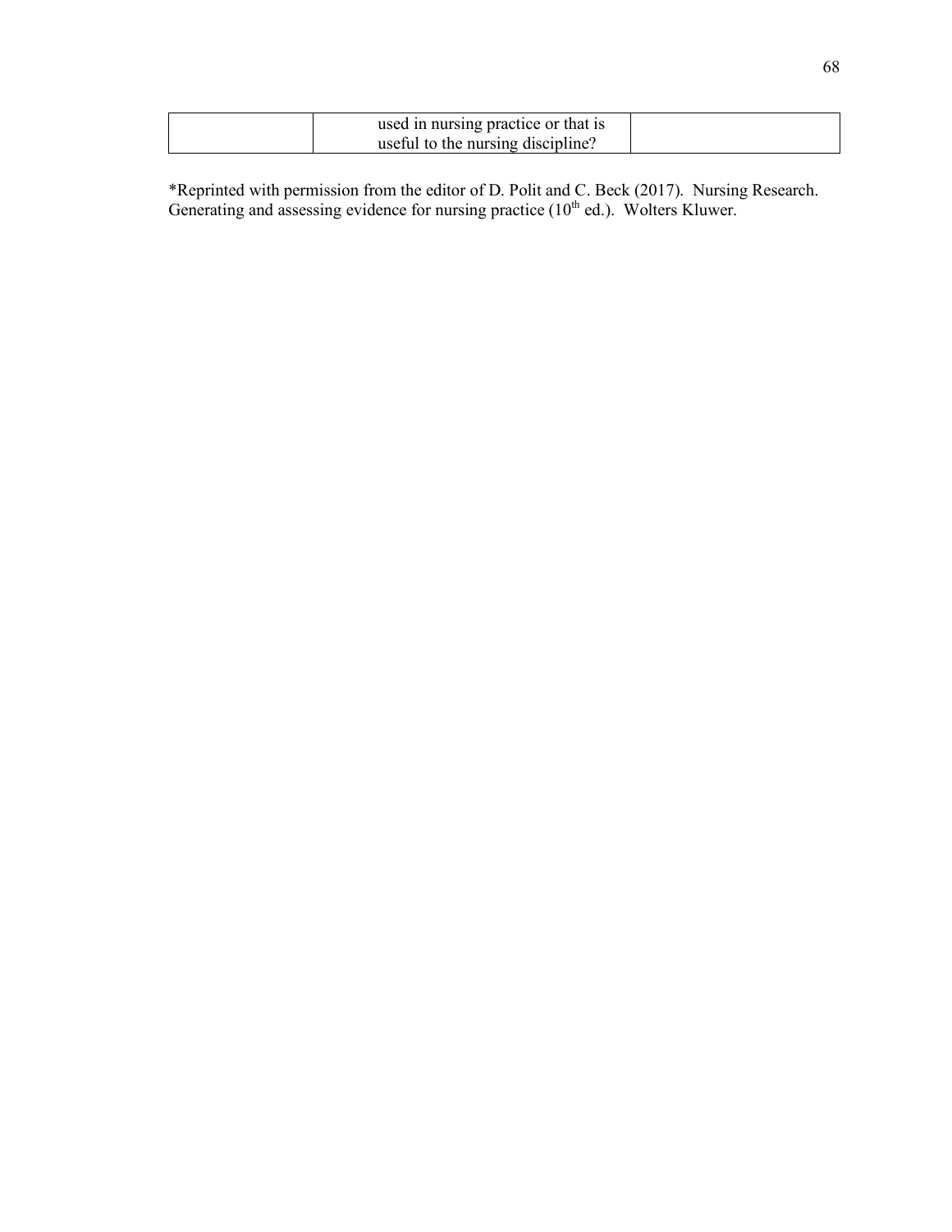|  | used in nursing practice or that is useful to the nursing discipline? |  |
| --- | --- | --- |

*Reprinted with permission from the editor of D. Polit and C. Beck (2017). Nursing Research. Generating and assessing evidence for nursing practice (10th ed.). Wolters Kluwer.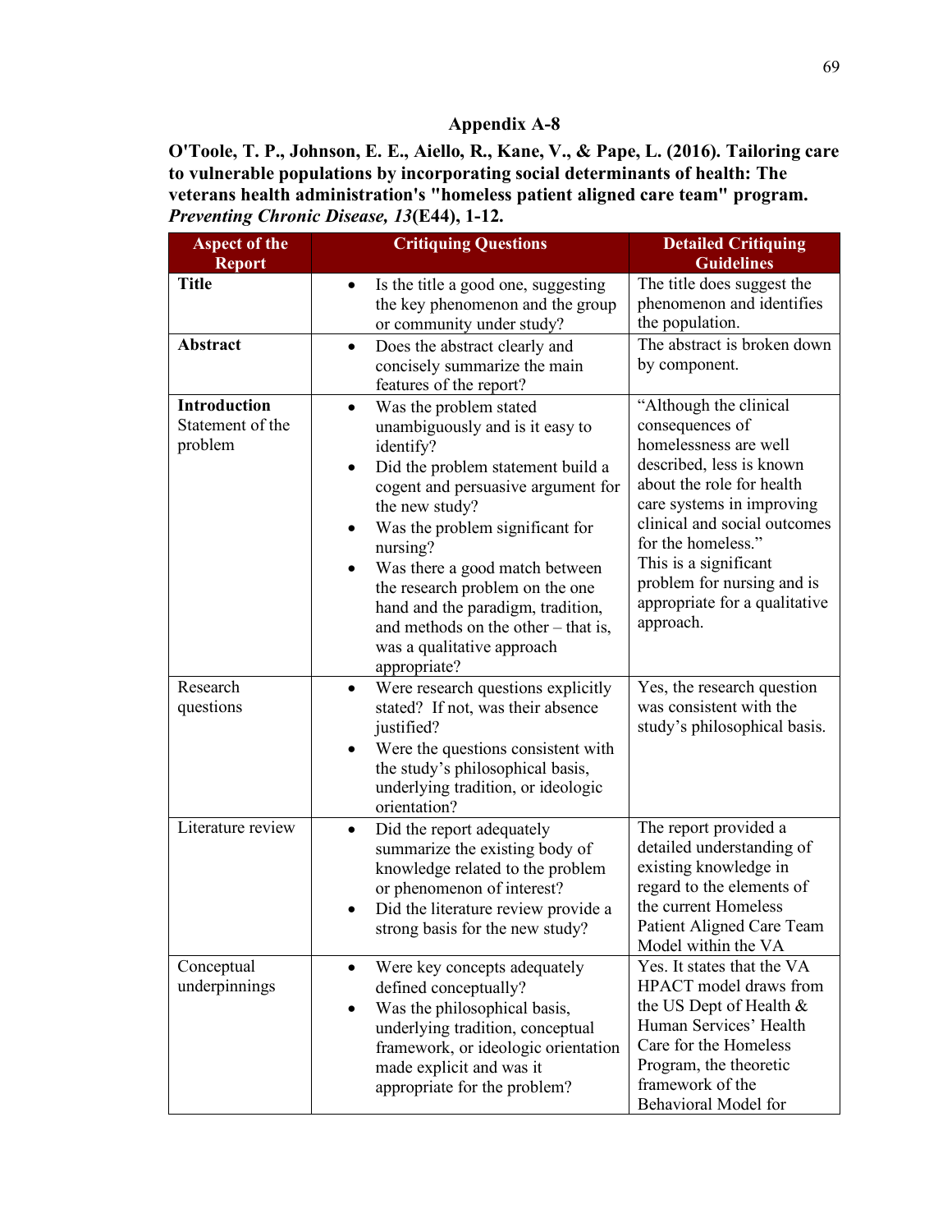## Appendix A-8

**O'Toole, T. P., Johnson, E. E., Aiello, R., Kane, V., & Pape, L. (2016). Tailoring care to vulnerable populations by incorporating social determinants of health: The veterans health administration's "homeless patient aligned care team" program. *Preventing Chronic Disease, 13*(E44), 1-12.**

| Aspect of the Report | Critiquing Questions | Detailed Critiquing Guidelines |
|---|---|---|
| **Title** | • Is the title a good one, suggesting the key phenomenon and the group or community under study? | The title does suggest the phenomenon and identifies the population. |
| **Abstract** | • Does the abstract clearly and concisely summarize the main features of the report? | The abstract is broken down by component. |
| **Introduction** Statement of the problem | • Was the problem stated unambiguously and is it easy to identify? <br> • Did the problem statement build a cogent and persuasive argument for the new study? <br> • Was the problem significant for nursing? <br> • Was there a good match between the research problem on the one hand and the paradigm, tradition, and methods on the other – that is, was a qualitative approach appropriate? | "Although the clinical consequences of homelessness are well described, less is known about the role for health care systems in improving clinical and social outcomes for the homeless." This is a significant problem for nursing and is appropriate for a qualitative approach. |
| Research questions | • Were research questions explicitly stated? If not, was their absence justified? <br> • Were the questions consistent with the study's philosophical basis, underlying tradition, or ideologic orientation? | Yes, the research question was consistent with the study's philosophical basis. |
| Literature review | • Did the report adequately summarize the existing body of knowledge related to the problem or phenomenon of interest? <br> • Did the literature review provide a strong basis for the new study? | The report provided a detailed understanding of existing knowledge in regard to the elements of the current Homeless Patient Aligned Care Team Model within the VA |
| Conceptual underpinnings | • Were key concepts adequately defined conceptually? <br> • Was the philosophical basis, underlying tradition, conceptual framework, or ideologic orientation made explicit and was it appropriate for the problem? | Yes. It states that the VA HPACT model draws from the US Dept of Health & Human Services' Health Care for the Homeless Program, the theoretic framework of the Behavioral Model for |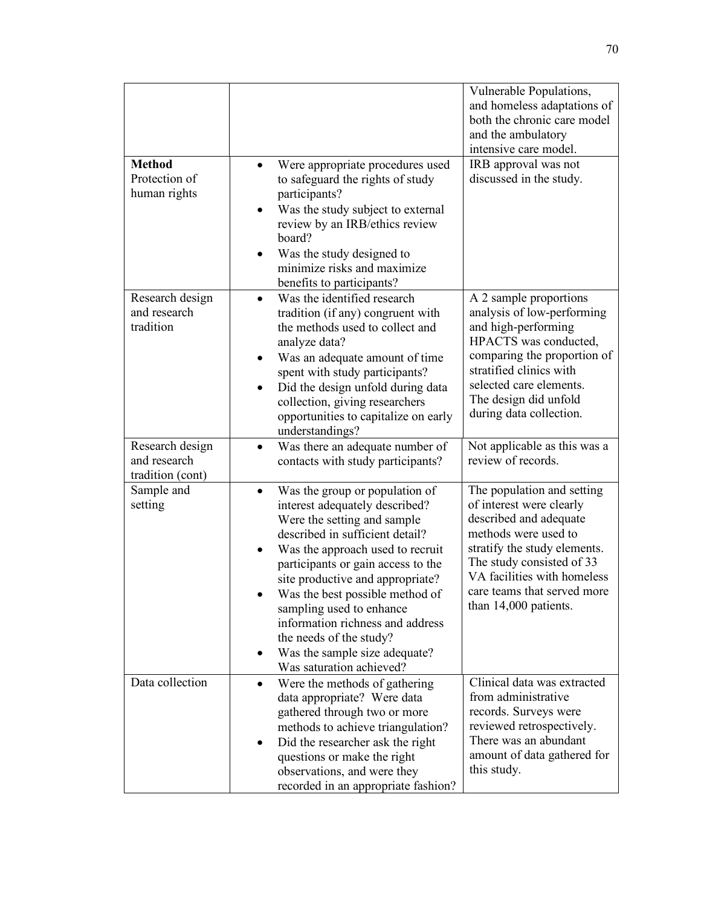| | | |
|---|---|---|
| | | Vulnerable Populations, and homeless adaptations of both the chronic care model and the ambulatory intensive care model. |
| **Method** Protection of human rights | • Were appropriate procedures used to safeguard the rights of study participants? • Was the study subject to external review by an IRB/ethics review board? • Was the study designed to minimize risks and maximize benefits to participants? | IRB approval was not discussed in the study. |
| Research design and research tradition | • Was the identified research tradition (if any) congruent with the methods used to collect and analyze data? • Was an adequate amount of time spent with study participants? • Did the design unfold during data collection, giving researchers opportunities to capitalize on early understandings? | A 2 sample proportions analysis of low-performing and high-performing HPACTS was conducted, comparing the proportion of stratified clinics with selected care elements. The design did unfold during data collection. |
| Research design and research tradition (cont) | • Was there an adequate number of contacts with study participants? | Not applicable as this was a review of records. |
| Sample and setting | • Was the group or population of interest adequately described? Were the setting and sample described in sufficient detail? • Was the approach used to recruit participants or gain access to the site productive and appropriate? • Was the best possible method of sampling used to enhance information richness and address the needs of the study? • Was the sample size adequate? Was saturation achieved? | The population and setting of interest were clearly described and adequate methods were used to stratify the study elements. The study consisted of 33 VA facilities with homeless care teams that served more than 14,000 patients. |
| Data collection | • Were the methods of gathering data appropriate? Were data gathered through two or more methods to achieve triangulation? • Did the researcher ask the right questions or make the right observations, and were they recorded in an appropriate fashion? | Clinical data was extracted from administrative records. Surveys were reviewed retrospectively. There was an abundant amount of data gathered for this study. |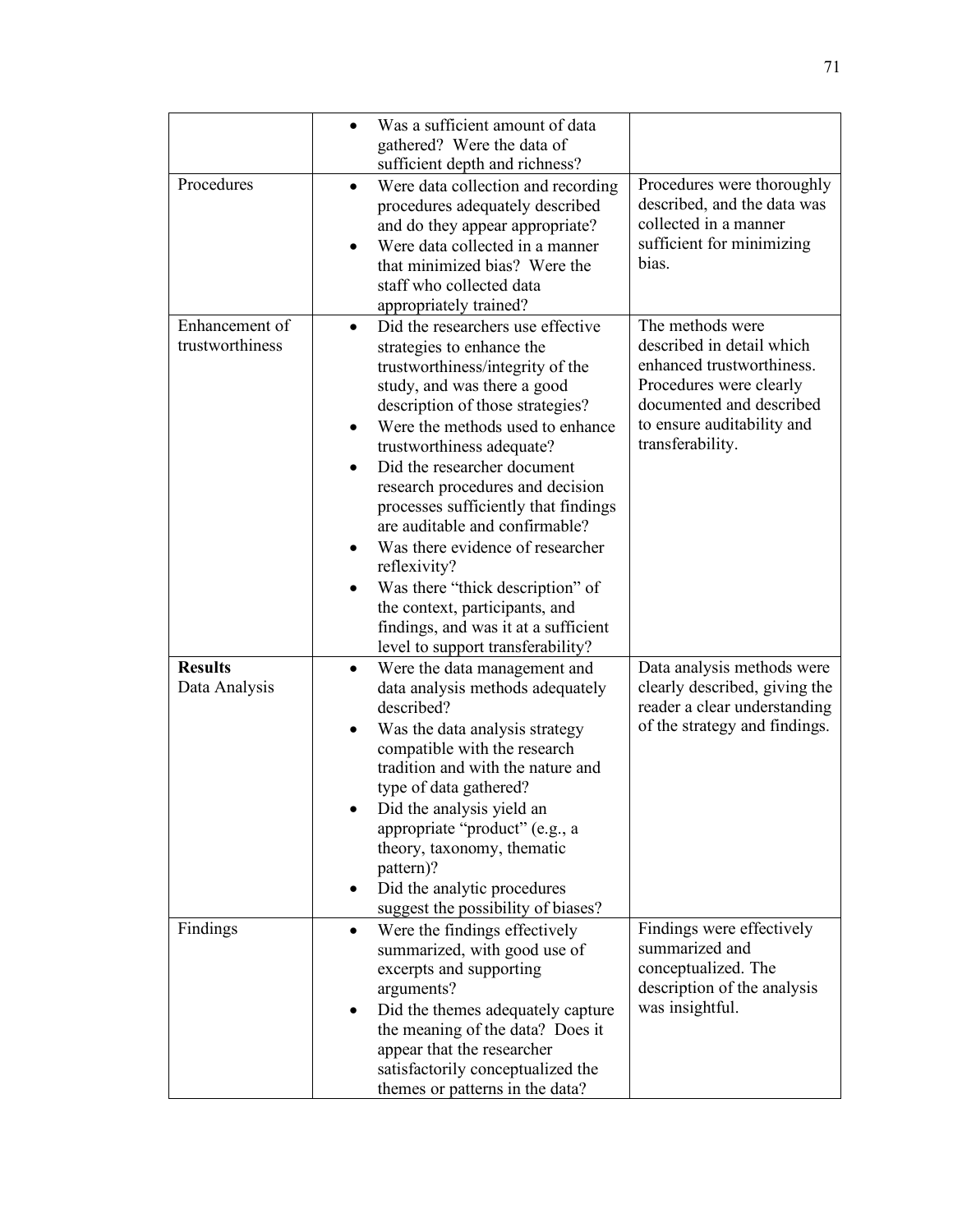| | | |
|---|---|---|
| | • Was a sufficient amount of data gathered? Were the data of sufficient depth and richness? | |
| Procedures | • Were data collection and recording procedures adequately described and do they appear appropriate?<br>• Were data collected in a manner that minimized bias? Were the staff who collected data appropriately trained? | Procedures were thoroughly described, and the data was collected in a manner sufficient for minimizing bias. |
| Enhancement of trustworthiness | • Did the researchers use effective strategies to enhance the trustworthiness/integrity of the study, and was there a good description of those strategies?<br>• Were the methods used to enhance trustworthiness adequate?<br>• Did the researcher document research procedures and decision processes sufficiently that findings are auditable and confirmable?<br>• Was there evidence of researcher reflexivity?<br>• Was there "thick description" of the context, participants, and findings, and was it at a sufficient level to support transferability? | The methods were described in detail which enhanced trustworthiness. Procedures were clearly documented and described to ensure auditability and transferability. |
| **Results**<br>Data Analysis | • Were the data management and data analysis methods adequately described?<br>• Was the data analysis strategy compatible with the research tradition and with the nature and type of data gathered?<br>• Did the analysis yield an appropriate "product" (e.g., a theory, taxonomy, thematic pattern)?<br>• Did the analytic procedures suggest the possibility of biases? | Data analysis methods were clearly described, giving the reader a clear understanding of the strategy and findings. |
| Findings | • Were the findings effectively summarized, with good use of excerpts and supporting arguments?<br>• Did the themes adequately capture the meaning of the data? Does it appear that the researcher satisfactorily conceptualized the themes or patterns in the data? | Findings were effectively summarized and conceptualized. The description of the analysis was insightful. |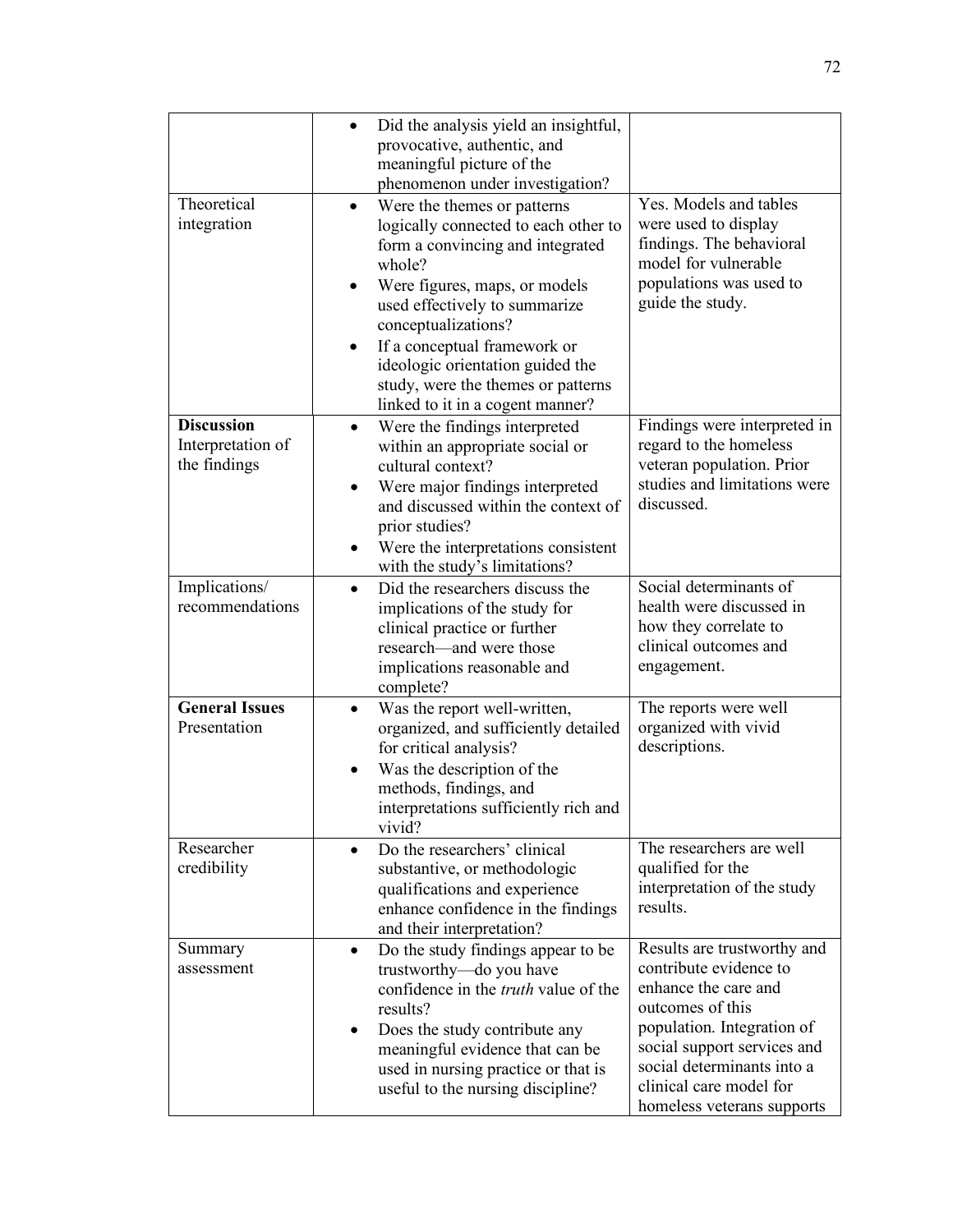| | | |
|---|---|---|
| | • Did the analysis yield an insightful, provocative, authentic, and meaningful picture of the phenomenon under investigation? | |
| Theoretical integration | • Were the themes or patterns logically connected to each other to form a convincing and integrated whole?<br>• Were figures, maps, or models used effectively to summarize conceptualizations?<br>• If a conceptual framework or ideologic orientation guided the study, were the themes or patterns linked to it in a cogent manner? | Yes. Models and tables were used to display findings. The behavioral model for vulnerable populations was used to guide the study. |
| **Discussion** Interpretation of the findings | • Were the findings interpreted within an appropriate social or cultural context?<br>• Were major findings interpreted and discussed within the context of prior studies?<br>• Were the interpretations consistent with the study's limitations? | Findings were interpreted in regard to the homeless veteran population. Prior studies and limitations were discussed. |
| Implications/ recommendations | • Did the researchers discuss the implications of the study for clinical practice or further research—and were those implications reasonable and complete? | Social determinants of health were discussed in how they correlate to clinical outcomes and engagement. |
| **General Issues** Presentation | • Was the report well-written, organized, and sufficiently detailed for critical analysis?<br>• Was the description of the methods, findings, and interpretations sufficiently rich and vivid? | The reports were well organized with vivid descriptions. |
| Researcher credibility | • Do the researchers' clinical substantive, or methodologic qualifications and experience enhance confidence in the findings and their interpretation? | The researchers are well qualified for the interpretation of the study results. |
| Summary assessment | • Do the study findings appear to be trustworthy—do you have confidence in the *truth* value of the results?<br>• Does the study contribute any meaningful evidence that can be used in nursing practice or that is useful to the nursing discipline? | Results are trustworthy and contribute evidence to enhance the care and outcomes of this population. Integration of social support services and social determinants into a clinical care model for homeless veterans supports |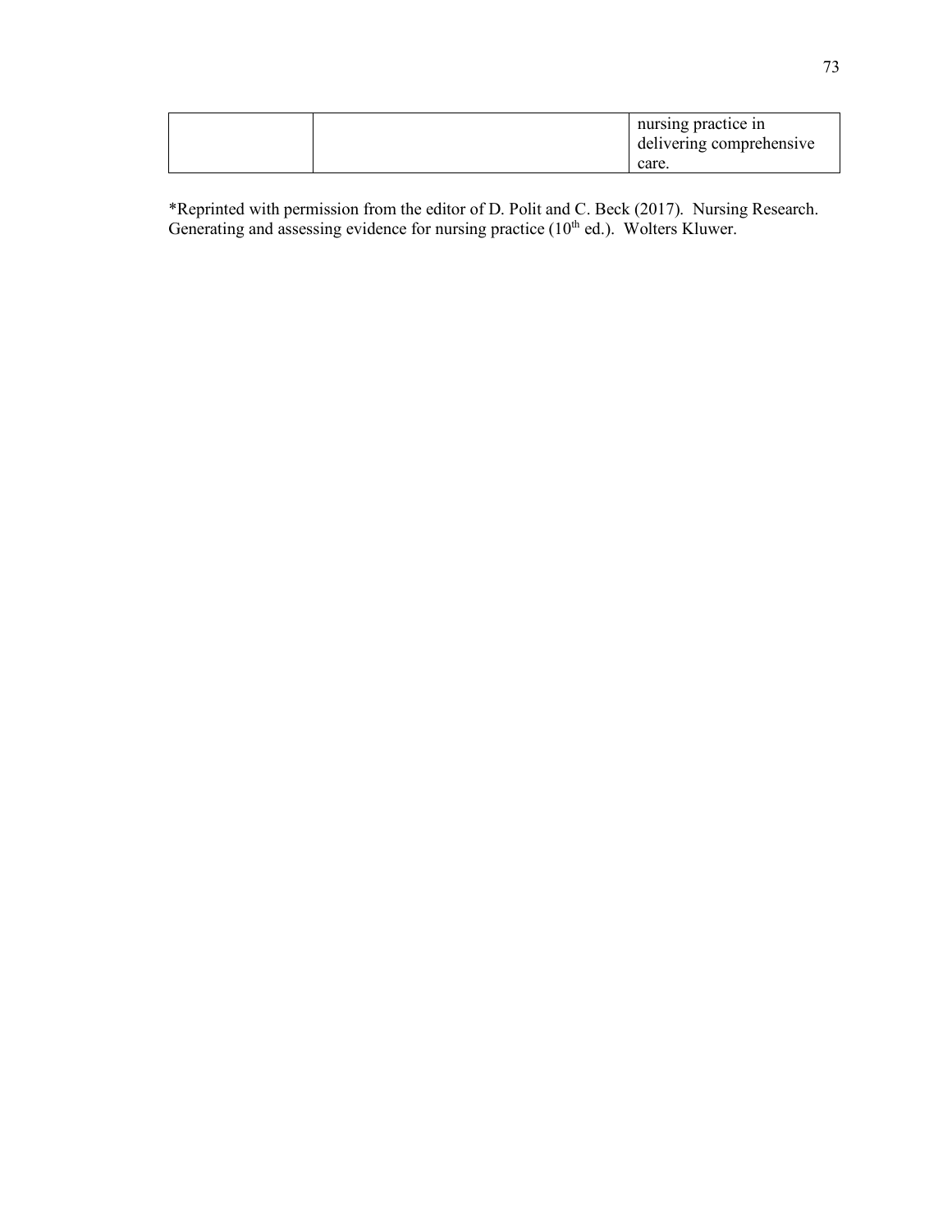|  |  | nursing practice in delivering comprehensive care. |
| --- | --- | --- |

*Reprinted with permission from the editor of D. Polit and C. Beck (2017). Nursing Research. Generating and assessing evidence for nursing practice (10th ed.). Wolters Kluwer.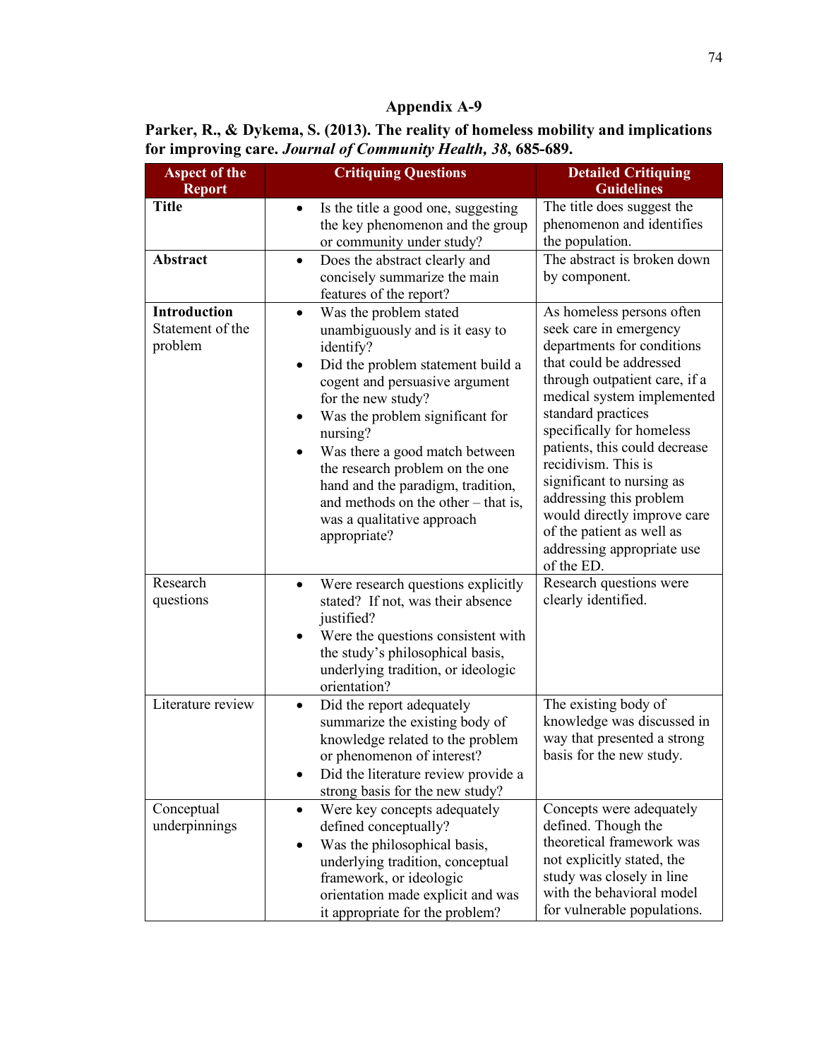## Appendix A-9

**Parker, R., & Dykema, S. (2013). The reality of homeless mobility and implications for improving care. *Journal of Community Health, 38*, 685-689.**

| Aspect of the Report | Critiquing Questions | Detailed Critiquing Guidelines |
|---|---|---|
| **Title** | • Is the title a good one, suggesting the key phenomenon and the group or community under study? | The title does suggest the phenomenon and identifies the population. |
| **Abstract** | • Does the abstract clearly and concisely summarize the main features of the report? | The abstract is broken down by component. |
| **Introduction** Statement of the problem | • Was the problem stated unambiguously and is it easy to identify? <br> • Did the problem statement build a cogent and persuasive argument for the new study? <br> • Was the problem significant for nursing? <br> • Was there a good match between the research problem on the one hand and the paradigm, tradition, and methods on the other – that is, was a qualitative approach appropriate? | As homeless persons often seek care in emergency departments for conditions that could be addressed through outpatient care, if a medical system implemented standard practices specifically for homeless patients, this could decrease recidivism. This is significant to nursing as addressing this problem would directly improve care of the patient as well as addressing appropriate use of the ED. |
| Research questions | • Were research questions explicitly stated? If not, was their absence justified? <br> • Were the questions consistent with the study's philosophical basis, underlying tradition, or ideologic orientation? | Research questions were clearly identified. |
| Literature review | • Did the report adequately summarize the existing body of knowledge related to the problem or phenomenon of interest? <br> • Did the literature review provide a strong basis for the new study? | The existing body of knowledge was discussed in way that presented a strong basis for the new study. |
| Conceptual underpinnings | • Were key concepts adequately defined conceptually? <br> • Was the philosophical basis, underlying tradition, conceptual framework, or ideologic orientation made explicit and was it appropriate for the problem? | Concepts were adequately defined. Though the theoretical framework was not explicitly stated, the study was closely in line with the behavioral model for vulnerable populations. |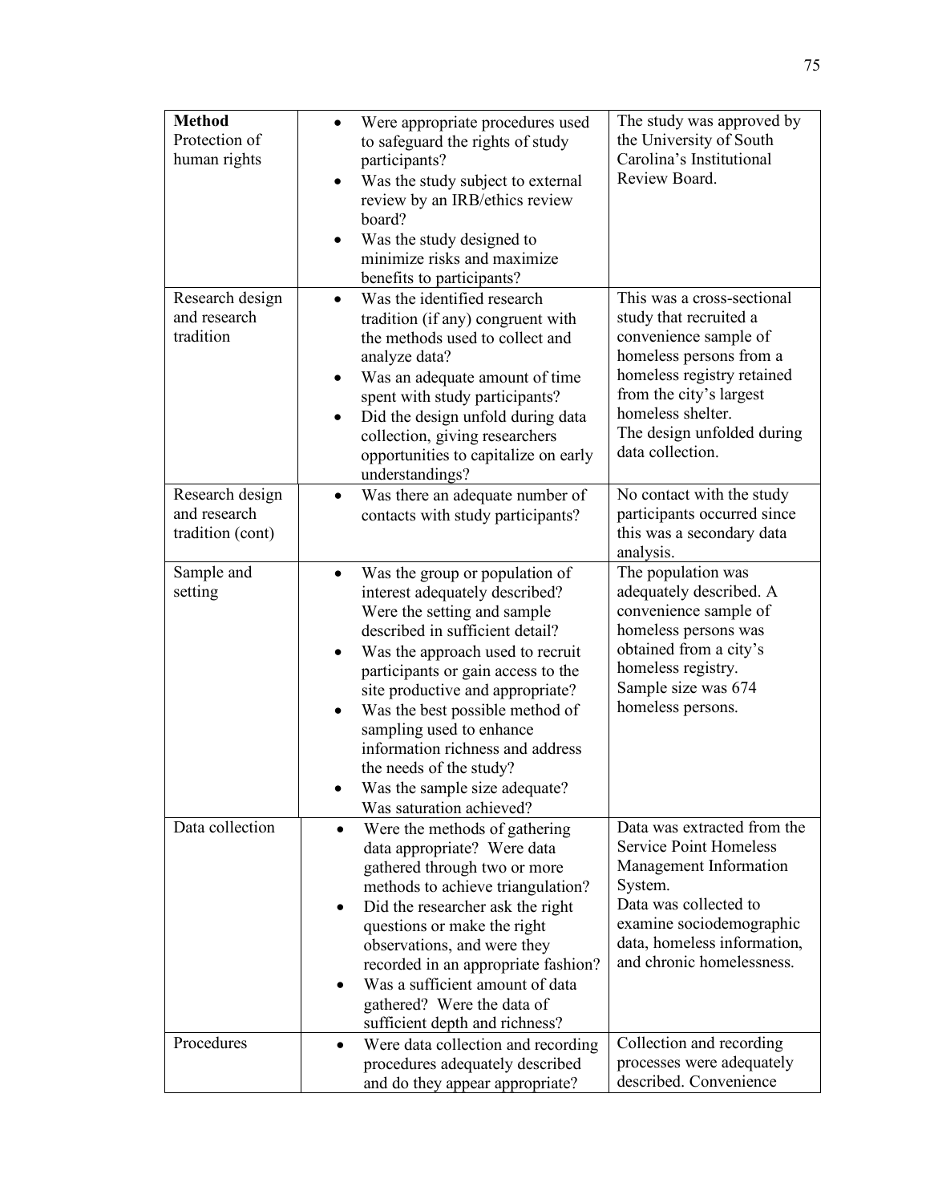| **Method** Protection of human rights | • Were appropriate procedures used to safeguard the rights of study participants?<br>• Was the study subject to external review by an IRB/ethics review board?<br>• Was the study designed to minimize risks and maximize benefits to participants? | The study was approved by the University of South Carolina's Institutional Review Board. |
|---|---|---|
| Research design and research tradition | • Was the identified research tradition (if any) congruent with the methods used to collect and analyze data?<br>• Was an adequate amount of time spent with study participants?<br>• Did the design unfold during data collection, giving researchers opportunities to capitalize on early understandings? | This was a cross-sectional study that recruited a convenience sample of homeless persons from a homeless registry retained from the city's largest homeless shelter.<br>The design unfolded during data collection. |
| Research design and research tradition (cont) | • Was there an adequate number of contacts with study participants? | No contact with the study participants occurred since this was a secondary data analysis. |
| Sample and setting | • Was the group or population of interest adequately described? Were the setting and sample described in sufficient detail?<br>• Was the approach used to recruit participants or gain access to the site productive and appropriate?<br>• Was the best possible method of sampling used to enhance information richness and address the needs of the study?<br>• Was the sample size adequate? Was saturation achieved? | The population was adequately described. A convenience sample of homeless persons was obtained from a city's homeless registry.<br>Sample size was 674 homeless persons. |
| Data collection | • Were the methods of gathering data appropriate? Were data gathered through two or more methods to achieve triangulation?<br>• Did the researcher ask the right questions or make the right observations, and were they recorded in an appropriate fashion?<br>• Was a sufficient amount of data gathered? Were the data of sufficient depth and richness? | Data was extracted from the Service Point Homeless Management Information System.<br>Data was collected to examine sociodemographic data, homeless information, and chronic homelessness. |
| Procedures | • Were data collection and recording procedures adequately described and do they appear appropriate? | Collection and recording processes were adequately described. Convenience |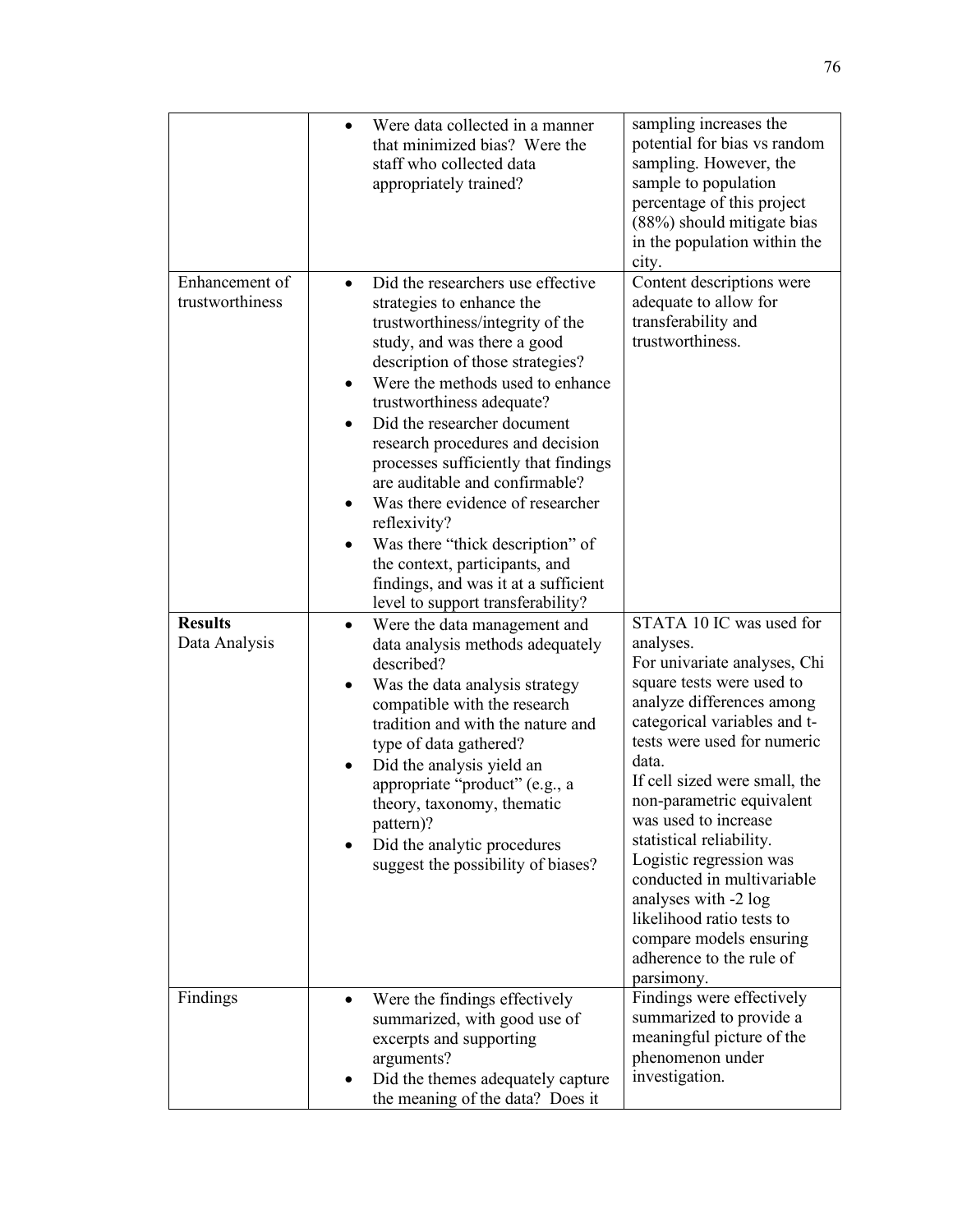| | | |
|---|---|---|
| | • Were data collected in a manner that minimized bias? Were the staff who collected data appropriately trained? | sampling increases the potential for bias vs random sampling. However, the sample to population percentage of this project (88%) should mitigate bias in the population within the city. |
| Enhancement of trustworthiness | • Did the researchers use effective strategies to enhance the trustworthiness/integrity of the study, and was there a good description of those strategies?<br>• Were the methods used to enhance trustworthiness adequate?<br>• Did the researcher document research procedures and decision processes sufficiently that findings are auditable and confirmable?<br>• Was there evidence of researcher reflexivity?<br>• Was there "thick description" of the context, participants, and findings, and was it at a sufficient level to support transferability? | Content descriptions were adequate to allow for transferability and trustworthiness. |
| **Results**<br>Data Analysis | • Were the data management and data analysis methods adequately described?<br>• Was the data analysis strategy compatible with the research tradition and with the nature and type of data gathered?<br>• Did the analysis yield an appropriate "product" (e.g., a theory, taxonomy, thematic pattern)?<br>• Did the analytic procedures suggest the possibility of biases? | STATA 10 IC was used for analyses.<br>For univariate analyses, Chi square tests were used to analyze differences among categorical variables and t-tests were used for numeric data.<br>If cell sized were small, the non-parametric equivalent was used to increase statistical reliability.<br>Logistic regression was conducted in multivariable analyses with -2 log likelihood ratio tests to compare models ensuring adherence to the rule of parsimony. |
| Findings | • Were the findings effectively summarized, with good use of excerpts and supporting arguments?<br>• Did the themes adequately capture the meaning of the data? Does it | Findings were effectively summarized to provide a meaningful picture of the phenomenon under investigation. |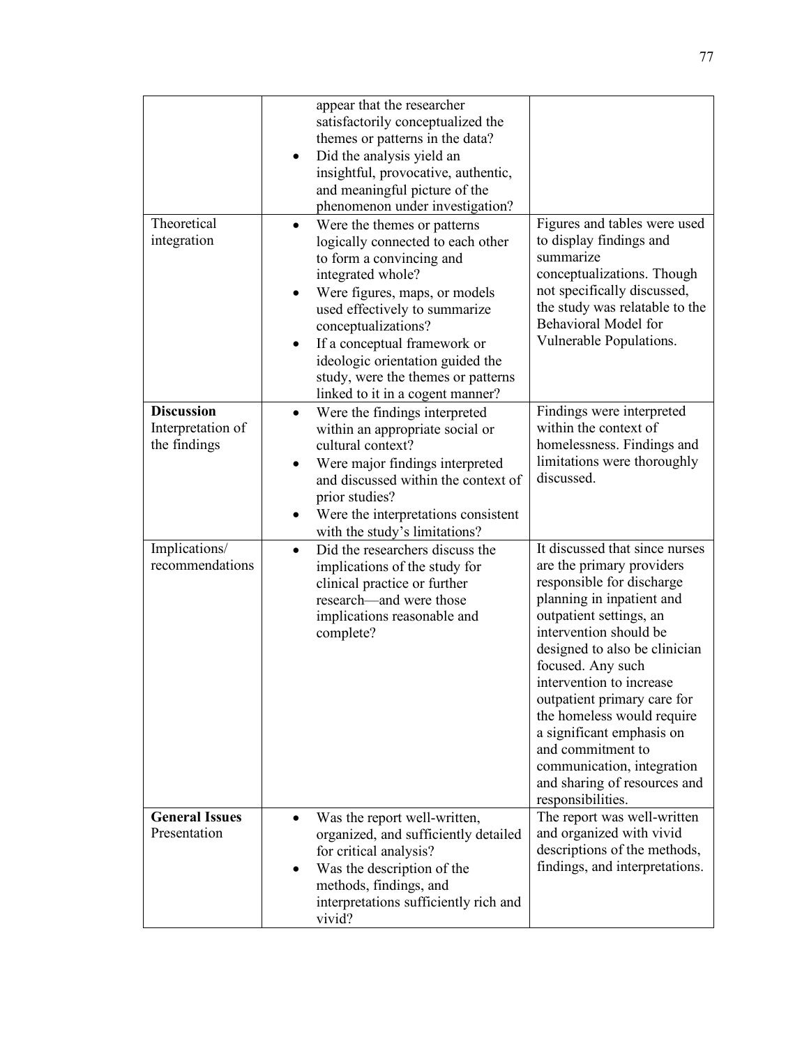| | | |
|---|---|---|
| | appear that the researcher satisfactorily conceptualized the themes or patterns in the data?<br>• Did the analysis yield an insightful, provocative, authentic, and meaningful picture of the phenomenon under investigation? | |
| Theoretical integration | • Were the themes or patterns logically connected to each other to form a convincing and integrated whole?<br>• Were figures, maps, or models used effectively to summarize conceptualizations?<br>• If a conceptual framework or ideologic orientation guided the study, were the themes or patterns linked to it in a cogent manner? | Figures and tables were used to display findings and summarize conceptualizations. Though not specifically discussed, the study was relatable to the Behavioral Model for Vulnerable Populations. |
| **Discussion**<br>Interpretation of the findings | • Were the findings interpreted within an appropriate social or cultural context?<br>• Were major findings interpreted and discussed within the context of prior studies?<br>• Were the interpretations consistent with the study's limitations? | Findings were interpreted within the context of homelessness. Findings and limitations were thoroughly discussed. |
| Implications/ recommendations | • Did the researchers discuss the implications of the study for clinical practice or further research—and were those implications reasonable and complete? | It discussed that since nurses are the primary providers responsible for discharge planning in inpatient and outpatient settings, an intervention should be designed to also be clinician focused. Any such intervention to increase outpatient primary care for the homeless would require a significant emphasis on and commitment to communication, integration and sharing of resources and responsibilities. |
| **General Issues**<br>Presentation | • Was the report well-written, organized, and sufficiently detailed for critical analysis?<br>• Was the description of the methods, findings, and interpretations sufficiently rich and vivid? | The report was well-written and organized with vivid descriptions of the methods, findings, and interpretations. |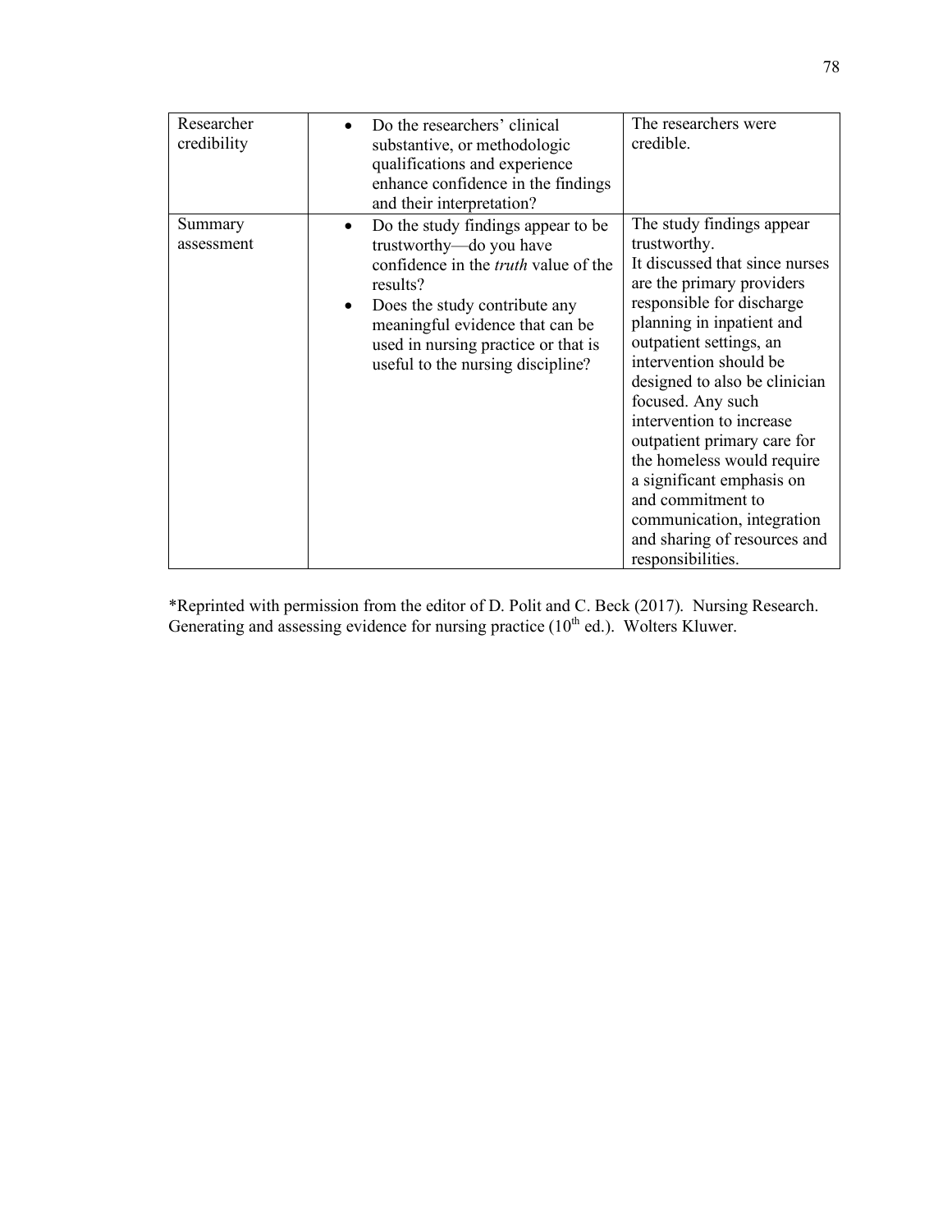| Researcher credibility | • Do the researchers' clinical substantive, or methodologic qualifications and experience enhance confidence in the findings and their interpretation? | The researchers were credible. |
|---|---|---|
| Summary assessment | • Do the study findings appear to be trustworthy—do you have confidence in the *truth* value of the results?<br>• Does the study contribute any meaningful evidence that can be used in nursing practice or that is useful to the nursing discipline? | The study findings appear trustworthy.<br>It discussed that since nurses are the primary providers responsible for discharge planning in inpatient and outpatient settings, an intervention should be designed to also be clinician focused. Any such intervention to increase outpatient primary care for the homeless would require a significant emphasis on and commitment to communication, integration and sharing of resources and responsibilities. |

*Reprinted with permission from the editor of D. Polit and C. Beck (2017). Nursing Research. Generating and assessing evidence for nursing practice (10th ed.). Wolters Kluwer.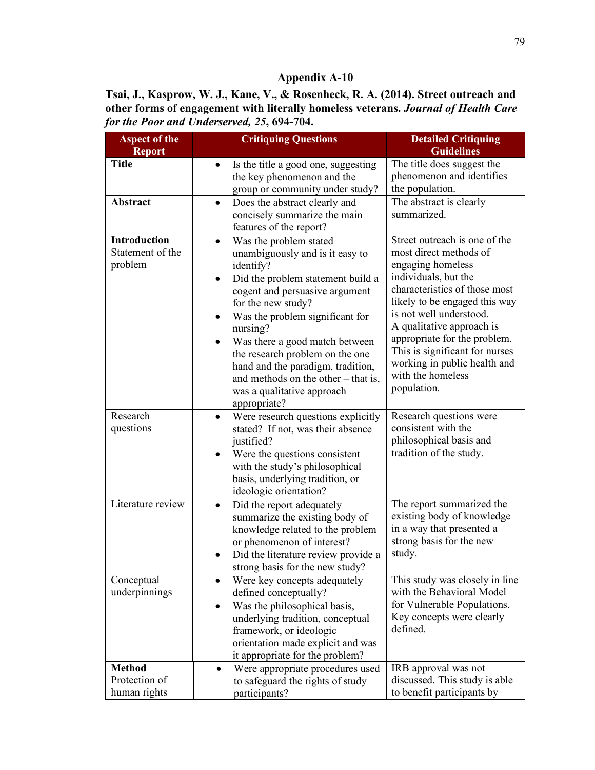## Appendix A-10

**Tsai, J., Kasprow, W. J., Kane, V., & Rosenheck, R. A. (2014). Street outreach and other forms of engagement with literally homeless veterans. *Journal of Health Care for the Poor and Underserved, 25*, 694-704.**

| Aspect of the Report | Critiquing Questions | Detailed Critiquing Guidelines |
|---|---|---|
| **Title** | • Is the title a good one, suggesting the key phenomenon and the group or community under study? | The title does suggest the phenomenon and identifies the population. |
| **Abstract** | • Does the abstract clearly and concisely summarize the main features of the report? | The abstract is clearly summarized. |
| **Introduction** Statement of the problem | • Was the problem stated unambiguously and is it easy to identify? • Did the problem statement build a cogent and persuasive argument for the new study? • Was the problem significant for nursing? • Was there a good match between the research problem on the one hand and the paradigm, tradition, and methods on the other – that is, was a qualitative approach appropriate? | Street outreach is one of the most direct methods of engaging homeless individuals, but the characteristics of those most likely to be engaged this way is not well understood. A qualitative approach is appropriate for the problem. This is significant for nurses working in public health and with the homeless population. |
| Research questions | • Were research questions explicitly stated? If not, was their absence justified? • Were the questions consistent with the study's philosophical basis, underlying tradition, or ideologic orientation? | Research questions were consistent with the philosophical basis and tradition of the study. |
| Literature review | • Did the report adequately summarize the existing body of knowledge related to the problem or phenomenon of interest? • Did the literature review provide a strong basis for the new study? | The report summarized the existing body of knowledge in a way that presented a strong basis for the new study. |
| Conceptual underpinnings | • Were key concepts adequately defined conceptually? • Was the philosophical basis, underlying tradition, conceptual framework, or ideologic orientation made explicit and was it appropriate for the problem? | This study was closely in line with the Behavioral Model for Vulnerable Populations. Key concepts were clearly defined. |
| **Method** Protection of human rights | • Were appropriate procedures used to safeguard the rights of study participants? | IRB approval was not discussed. This study is able to benefit participants by |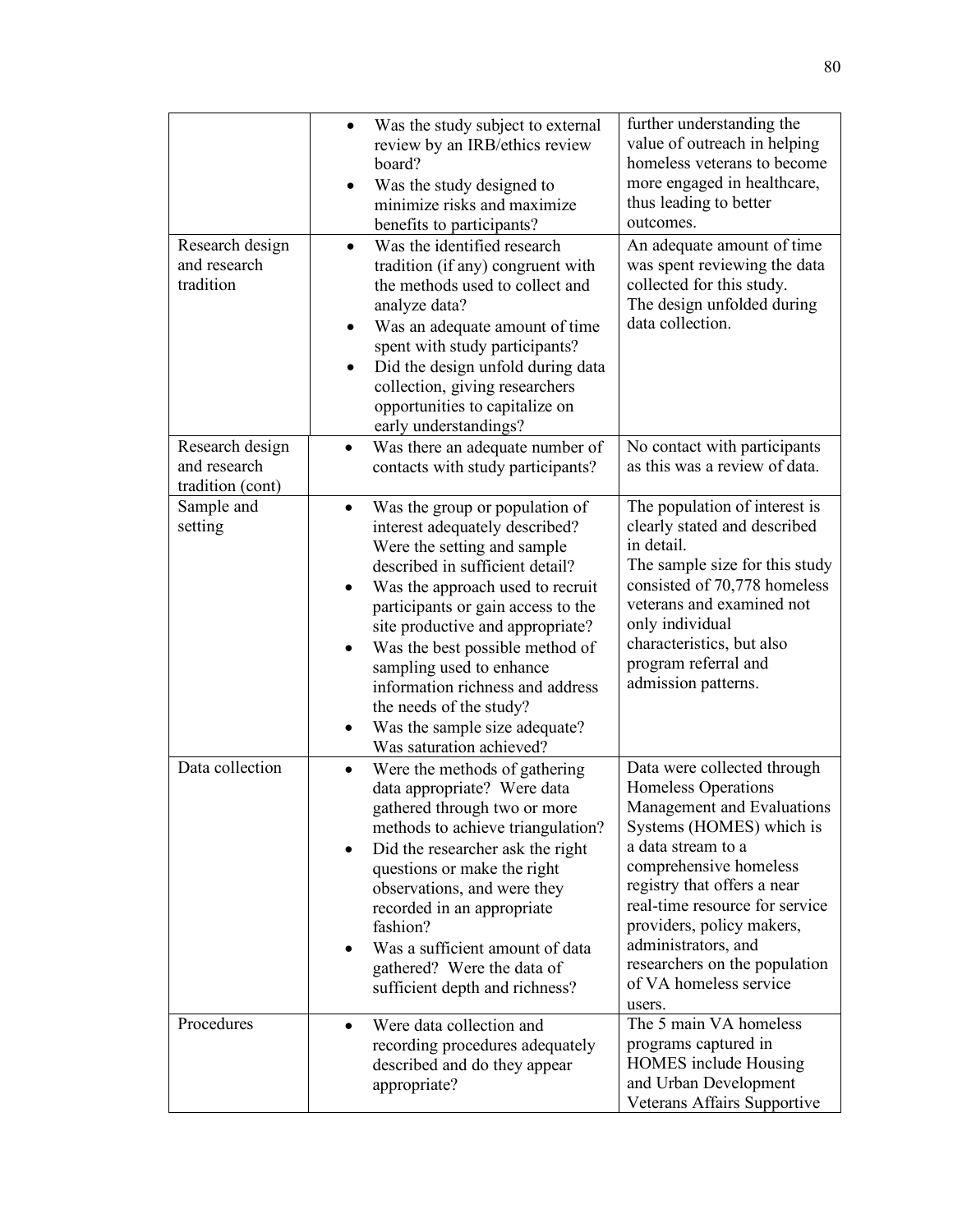| | | |
|---|---|---|
| | • Was the study subject to external review by an IRB/ethics review board?<br>• Was the study designed to minimize risks and maximize benefits to participants? | further understanding the value of outreach in helping homeless veterans to become more engaged in healthcare, thus leading to better outcomes. |
| Research design and research tradition | • Was the identified research tradition (if any) congruent with the methods used to collect and analyze data?<br>• Was an adequate amount of time spent with study participants?<br>• Did the design unfold during data collection, giving researchers opportunities to capitalize on early understandings? | An adequate amount of time was spent reviewing the data collected for this study.<br>The design unfolded during data collection. |
| Research design and research tradition (cont) | • Was there an adequate number of contacts with study participants? | No contact with participants as this was a review of data. |
| Sample and setting | • Was the group or population of interest adequately described? Were the setting and sample described in sufficient detail?<br>• Was the approach used to recruit participants or gain access to the site productive and appropriate?<br>• Was the best possible method of sampling used to enhance information richness and address the needs of the study?<br>• Was the sample size adequate? Was saturation achieved? | The population of interest is clearly stated and described in detail.<br>The sample size for this study consisted of 70,778 homeless veterans and examined not only individual characteristics, but also program referral and admission patterns. |
| Data collection | • Were the methods of gathering data appropriate? Were data gathered through two or more methods to achieve triangulation?<br>• Did the researcher ask the right questions or make the right observations, and were they recorded in an appropriate fashion?<br>• Was a sufficient amount of data gathered? Were the data of sufficient depth and richness? | Data were collected through Homeless Operations Management and Evaluations Systems (HOMES) which is a data stream to a comprehensive homeless registry that offers a near real-time resource for service providers, policy makers, administrators, and researchers on the population of VA homeless service users. |
| Procedures | • Were data collection and recording procedures adequately described and do they appear appropriate? | The 5 main VA homeless programs captured in HOMES include Housing and Urban Development Veterans Affairs Supportive |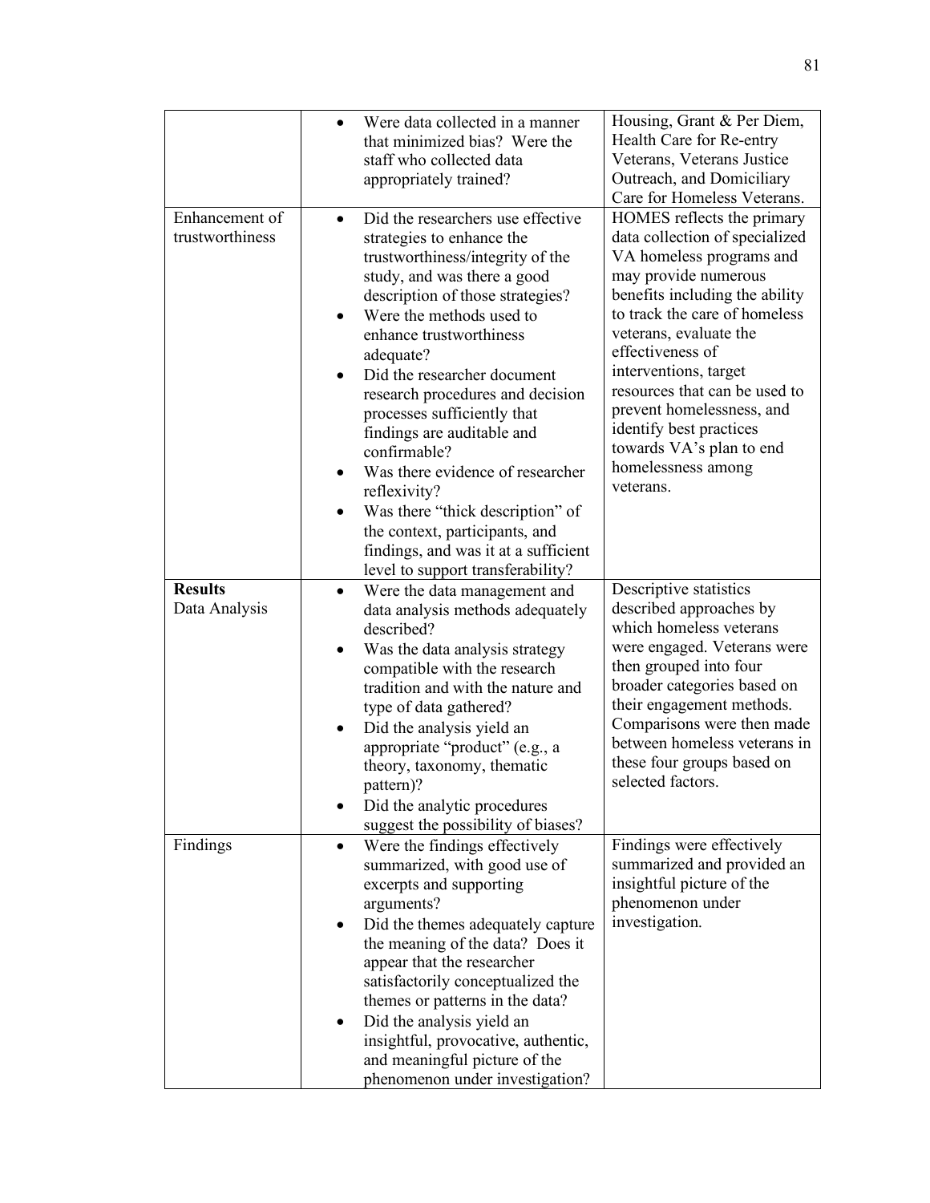| | | |
|---|---|---|
| | • Were data collected in a manner that minimized bias? Were the staff who collected data appropriately trained? | Housing, Grant & Per Diem, Health Care for Re-entry Veterans, Veterans Justice Outreach, and Domiciliary Care for Homeless Veterans. |
| Enhancement of trustworthiness | • Did the researchers use effective strategies to enhance the trustworthiness/integrity of the study, and was there a good description of those strategies?<br>• Were the methods used to enhance trustworthiness adequate?<br>• Did the researcher document research procedures and decision processes sufficiently that findings are auditable and confirmable?<br>• Was there evidence of researcher reflexivity?<br>• Was there "thick description" of the context, participants, and findings, and was it at a sufficient level to support transferability? | HOMES reflects the primary data collection of specialized VA homeless programs and may provide numerous benefits including the ability to track the care of homeless veterans, evaluate the effectiveness of interventions, target resources that can be used to prevent homelessness, and identify best practices towards VA's plan to end homelessness among veterans. |
| **Results**<br>Data Analysis | • Were the data management and data analysis methods adequately described?<br>• Was the data analysis strategy compatible with the research tradition and with the nature and type of data gathered?<br>• Did the analysis yield an appropriate "product" (e.g., a theory, taxonomy, thematic pattern)?<br>• Did the analytic procedures suggest the possibility of biases? | Descriptive statistics described approaches by which homeless veterans were engaged. Veterans were then grouped into four broader categories based on their engagement methods. Comparisons were then made between homeless veterans in these four groups based on selected factors. |
| Findings | • Were the findings effectively summarized, with good use of excerpts and supporting arguments?<br>• Did the themes adequately capture the meaning of the data? Does it appear that the researcher satisfactorily conceptualized the themes or patterns in the data?<br>• Did the analysis yield an insightful, provocative, authentic, and meaningful picture of the phenomenon under investigation? | Findings were effectively summarized and provided an insightful picture of the phenomenon under investigation. |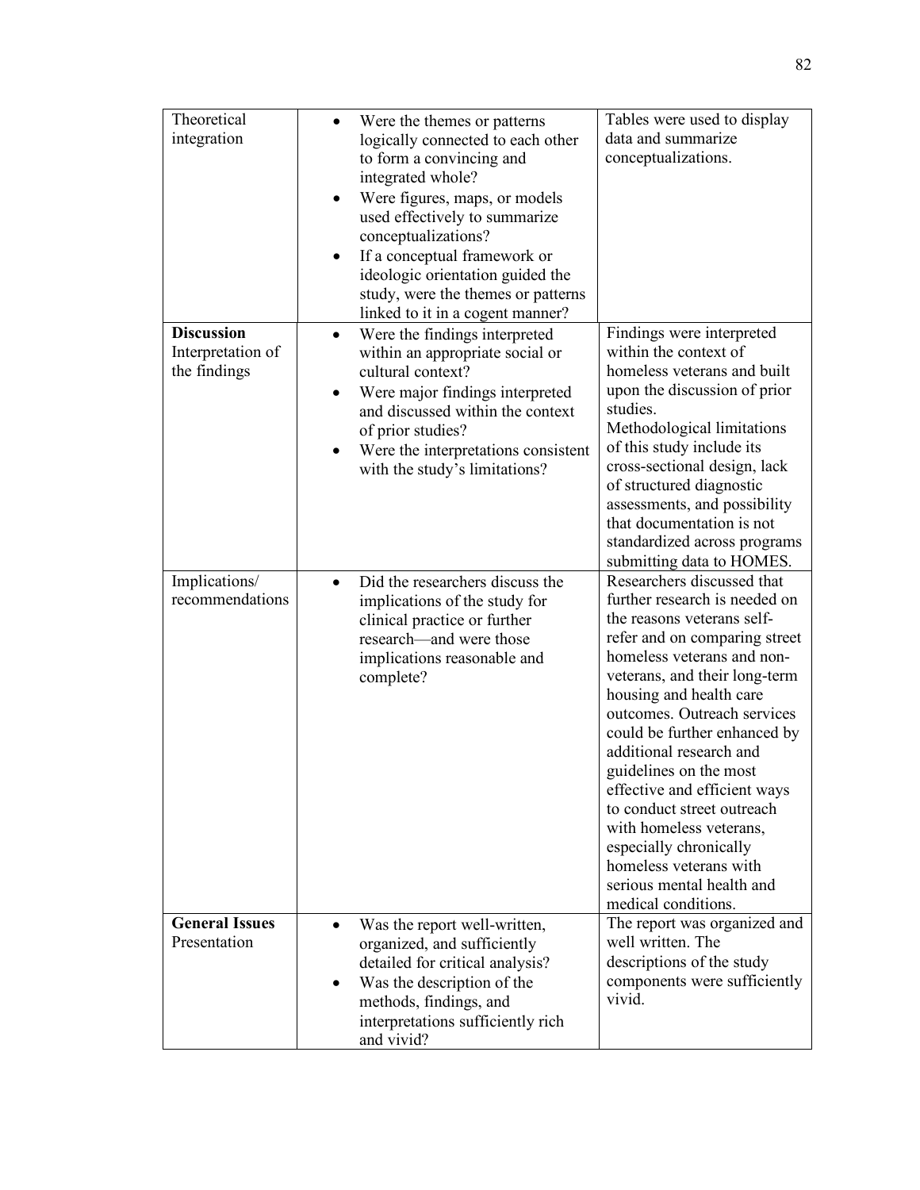| Theoretical integration | • Were the themes or patterns logically connected to each other to form a convincing and integrated whole?<br>• Were figures, maps, or models used effectively to summarize conceptualizations?<br>• If a conceptual framework or ideologic orientation guided the study, were the themes or patterns linked to it in a cogent manner? | Tables were used to display data and summarize conceptualizations. |
|---|---|---|
| **Discussion** Interpretation of the findings | • Were the findings interpreted within an appropriate social or cultural context?<br>• Were major findings interpreted and discussed within the context of prior studies?<br>• Were the interpretations consistent with the study's limitations? | Findings were interpreted within the context of homeless veterans and built upon the discussion of prior studies. Methodological limitations of this study include its cross-sectional design, lack of structured diagnostic assessments, and possibility that documentation is not standardized across programs submitting data to HOMES. |
| Implications/ recommendations | • Did the researchers discuss the implications of the study for clinical practice or further research—and were those implications reasonable and complete? | Researchers discussed that further research is needed on the reasons veterans self-refer and on comparing street homeless veterans and non-veterans, and their long-term housing and health care outcomes. Outreach services could be further enhanced by additional research and guidelines on the most effective and efficient ways to conduct street outreach with homeless veterans, especially chronically homeless veterans with serious mental health and medical conditions. |
| **General Issues** Presentation | • Was the report well-written, organized, and sufficiently detailed for critical analysis?<br>• Was the description of the methods, findings, and interpretations sufficiently rich and vivid? | The report was organized and well written. The descriptions of the study components were sufficiently vivid. |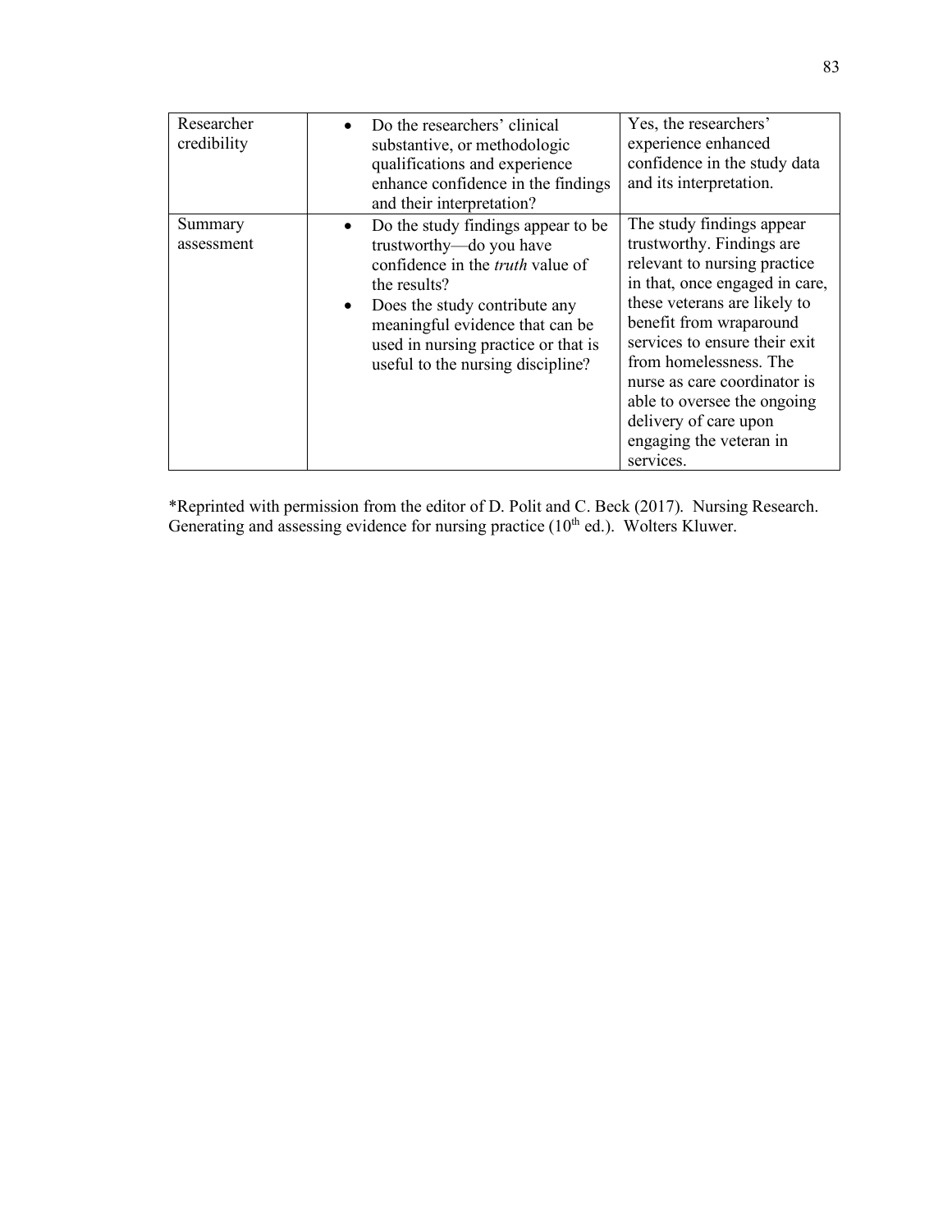| | | |
|---|---|---|
| Researcher credibility | • Do the researchers' clinical substantive, or methodologic qualifications and experience enhance confidence in the findings and their interpretation? | Yes, the researchers' experience enhanced confidence in the study data and its interpretation. |
| Summary assessment | • Do the study findings appear to be trustworthy—do you have confidence in the *truth* value of the results?<br>• Does the study contribute any meaningful evidence that can be used in nursing practice or that is useful to the nursing discipline? | The study findings appear trustworthy. Findings are relevant to nursing practice in that, once engaged in care, these veterans are likely to benefit from wraparound services to ensure their exit from homelessness. The nurse as care coordinator is able to oversee the ongoing delivery of care upon engaging the veteran in services. |

*Reprinted with permission from the editor of D. Polit and C. Beck (2017). Nursing Research. Generating and assessing evidence for nursing practice (10th ed.). Wolters Kluwer.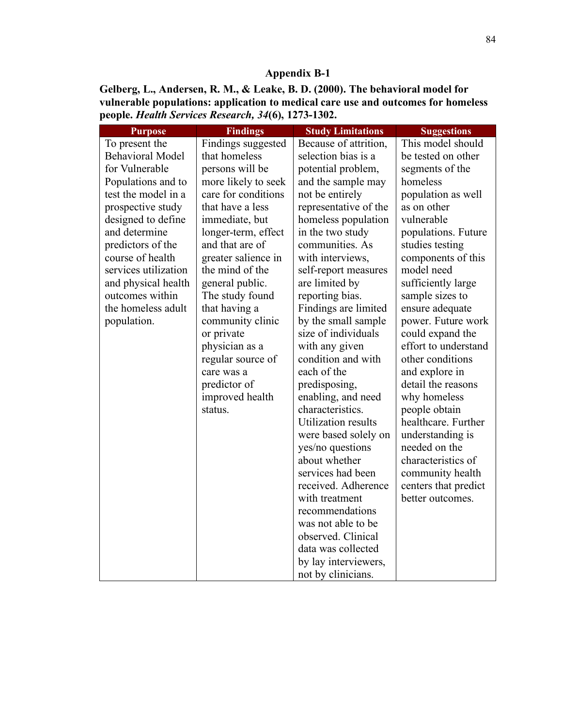## Appendix B-1

**Gelberg, L., Andersen, R. M., & Leake, B. D. (2000). The behavioral model for vulnerable populations: application to medical care use and outcomes for homeless people. *Health Services Research, 34*(6), 1273-1302.**

| Purpose | Findings | Study Limitations | Suggestions |
|---|---|---|---|
| To present the Behavioral Model for Vulnerable Populations and to test the model in a prospective study designed to define and determine predictors of the course of health services utilization and physical health outcomes within the homeless adult population. | Findings suggested that homeless persons will be more likely to seek care for conditions that have a less immediate, but longer-term, effect and that are of greater salience in the mind of the general public. The study found that having a community clinic or private physician as a regular source of care was a predictor of improved health status. | Because of attrition, selection bias is a potential problem, and the sample may not be entirely representative of the homeless population in the two study communities. As with interviews, self-report measures are limited by reporting bias. Findings are limited by the small sample size of individuals with any given condition and with each of the predisposing, enabling, and need characteristics. Utilization results were based solely on yes/no questions about whether services had been received. Adherence with treatment recommendations was not able to be observed. Clinical data was collected by lay interviewers, not by clinicians. | This model should be tested on other segments of the homeless population as well as on other vulnerable populations. Future studies testing components of this model need sufficiently large sample sizes to ensure adequate power. Future work could expand the effort to understand other conditions and explore in detail the reasons why homeless people obtain healthcare. Further understanding is needed on the characteristics of community health centers that predict better outcomes. |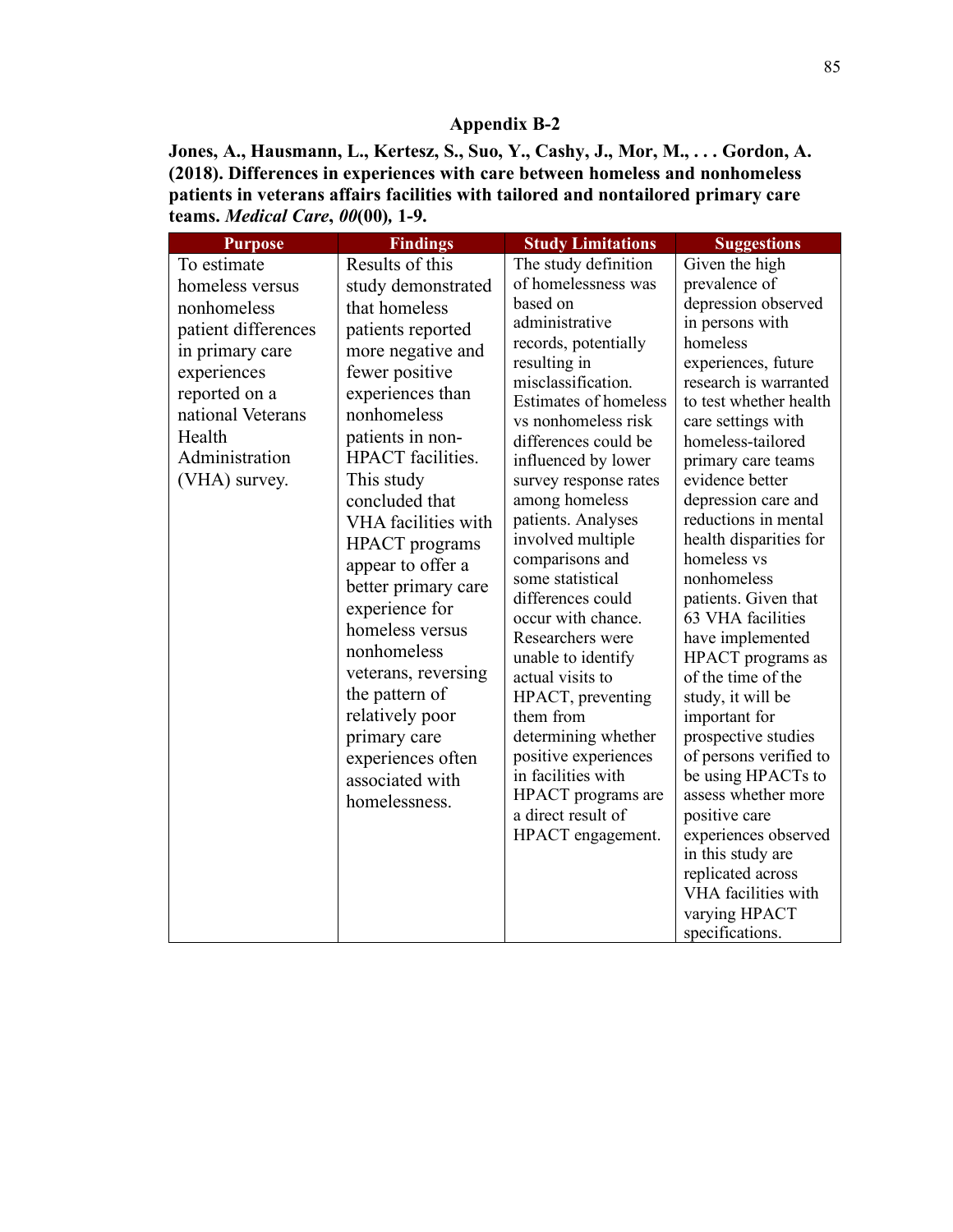## Appendix B-2

**Jones, A., Hausmann, L., Kertesz, S., Suo, Y., Cashy, J., Mor, M., . . . Gordon, A. (2018). Differences in experiences with care between homeless and nonhomeless patients in veterans affairs facilities with tailored and nontailored primary care teams. *Medical Care*, *00*(00), 1-9.**

| Purpose | Findings | Study Limitations | Suggestions |
|---|---|---|---|
| To estimate homeless versus nonhomeless patient differences in primary care experiences reported on a national Veterans Health Administration (VHA) survey. | Results of this study demonstrated that homeless patients reported more negative and fewer positive experiences than nonhomeless patients in non-HPACT facilities. This study concluded that VHA facilities with HPACT programs appear to offer a better primary care experience for homeless versus nonhomeless veterans, reversing the pattern of relatively poor primary care experiences often associated with homelessness. | The study definition of homelessness was based on administrative records, potentially resulting in misclassification. Estimates of homeless vs nonhomeless risk differences could be influenced by lower survey response rates among homeless patients. Analyses involved multiple comparisons and some statistical differences could occur with chance. Researchers were unable to identify actual visits to HPACT, preventing them from determining whether positive experiences in facilities with HPACT programs are a direct result of HPACT engagement. | Given the high prevalence of depression observed in persons with homeless experiences, future research is warranted to test whether health care settings with homeless-tailored primary care teams evidence better depression care and reductions in mental health disparities for homeless vs nonhomeless patients. Given that 63 VHA facilities have implemented HPACT programs as of the time of the study, it will be important for prospective studies of persons verified to be using HPACTs to assess whether more positive care experiences observed in this study are replicated across VHA facilities with varying HPACT specifications. |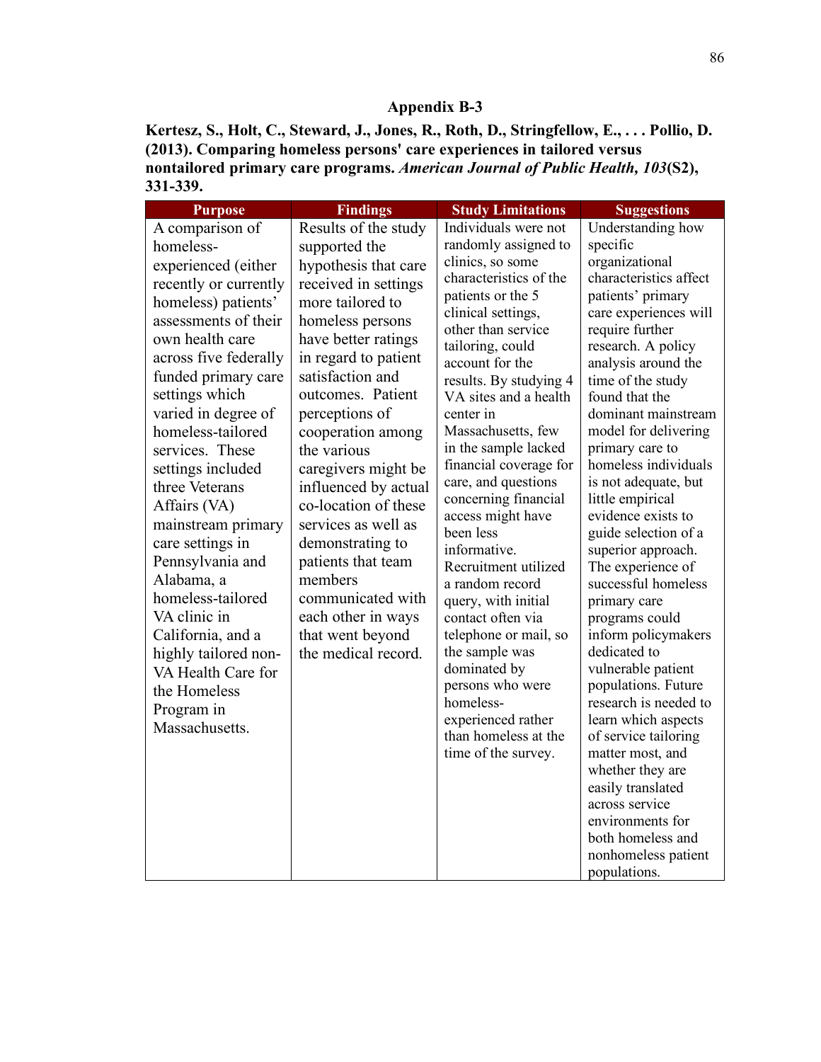## Appendix B-3

**Kertesz, S., Holt, C., Steward, J., Jones, R., Roth, D., Stringfellow, E., . . . Pollio, D. (2013). Comparing homeless persons' care experiences in tailored versus nontailored primary care programs.** ***American Journal of Public Health, 103*****(S2), 331-339.**

| Purpose | Findings | Study Limitations | Suggestions |
|---|---|---|---|
| A comparison of homeless-experienced (either recently or currently homeless) patients' assessments of their own health care across five federally funded primary care settings which varied in degree of homeless-tailored services. These settings included three Veterans Affairs (VA) mainstream primary care settings in Pennsylvania and Alabama, a homeless-tailored VA clinic in California, and a highly tailored non-VA Health Care for the Homeless Program in Massachusetts. | Results of the study supported the hypothesis that care received in settings more tailored to homeless persons have better ratings in regard to patient satisfaction and outcomes. Patient perceptions of cooperation among the various caregivers might be influenced by actual co-location of these services as well as demonstrating to patients that team members communicated with each other in ways that went beyond the medical record. | Individuals were not randomly assigned to clinics, so some characteristics of the patients or the 5 clinical settings, other than service tailoring, could account for the results. By studying 4 VA sites and a health center in Massachusetts, few in the sample lacked financial coverage for care, and questions concerning financial access might have been less informative. Recruitment utilized a random record query, with initial contact often via telephone or mail, so the sample was dominated by persons who were homeless-experienced rather than homeless at the time of the survey. | Understanding how specific organizational characteristics affect patients' primary care experiences will require further research. A policy analysis around the time of the study found that the dominant mainstream model for delivering primary care to homeless individuals is not adequate, but little empirical evidence exists to guide selection of a superior approach. The experience of successful homeless primary care programs could inform policymakers dedicated to vulnerable patient populations. Future research is needed to learn which aspects of service tailoring matter most, and whether they are easily translated across service environments for both homeless and nonhomeless patient populations. |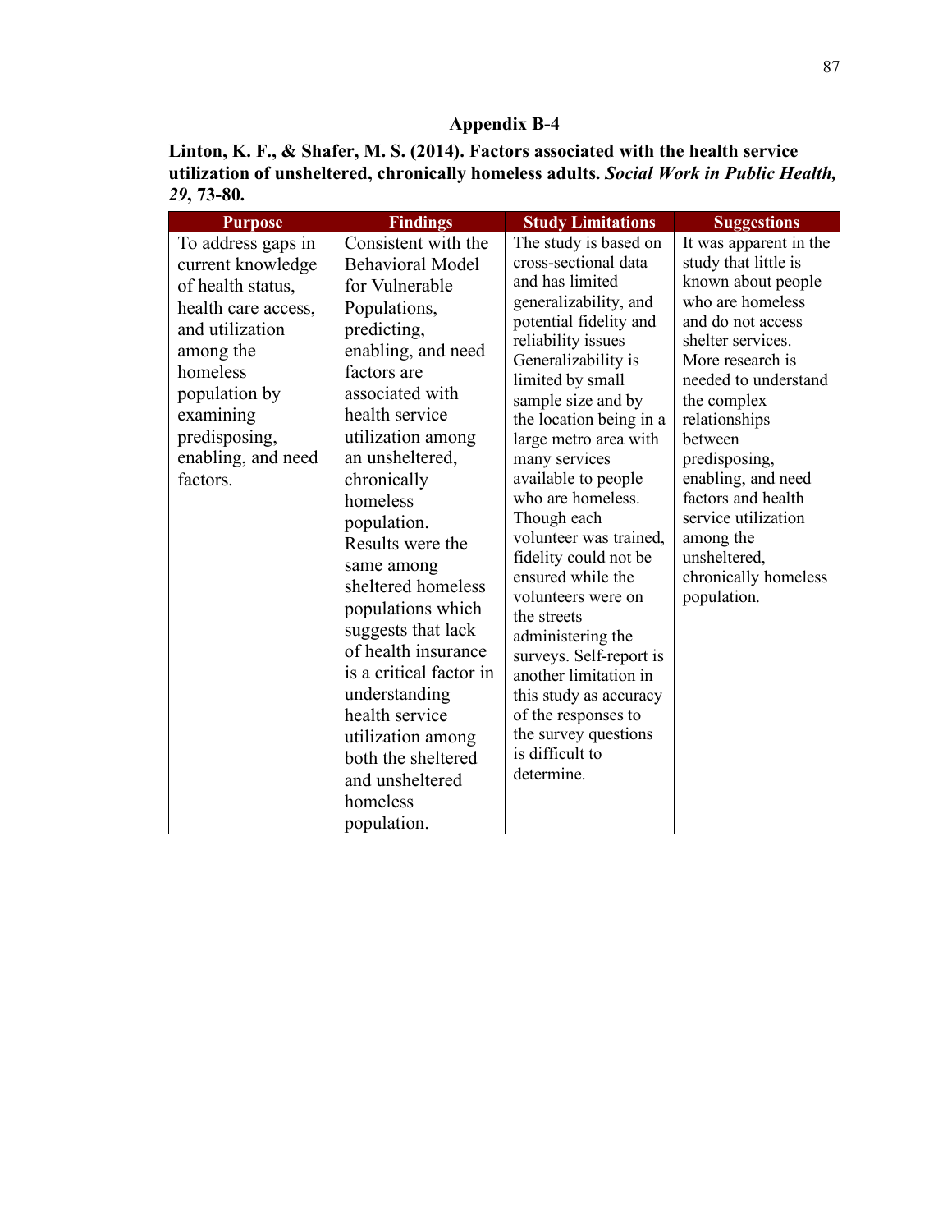## Appendix B-4

**Linton, K. F., & Shafer, M. S. (2014). Factors associated with the health service utilization of unsheltered, chronically homeless adults. *Social Work in Public Health, 29*, 73-80.**

| Purpose | Findings | Study Limitations | Suggestions |
|---|---|---|---|
| To address gaps in current knowledge of health status, health care access, and utilization among the homeless population by examining predisposing, enabling, and need factors. | Consistent with the Behavioral Model for Vulnerable Populations, predicting, enabling, and need factors are associated with health service utilization among an unsheltered, chronically homeless population. Results were the same among sheltered homeless populations which suggests that lack of health insurance is a critical factor in understanding health service utilization among both the sheltered and unsheltered homeless population. | The study is based on cross-sectional data and has limited generalizability, and potential fidelity and reliability issues Generalizability is limited by small sample size and by the location being in a large metro area with many services available to people who are homeless. Though each volunteer was trained, fidelity could not be ensured while the volunteers were on the streets administering the surveys. Self-report is another limitation in this study as accuracy of the responses to the survey questions is difficult to determine. | It was apparent in the study that little is known about people who are homeless and do not access shelter services. More research is needed to understand the complex relationships between predisposing, enabling, and need factors and health service utilization among the unsheltered, chronically homeless population. |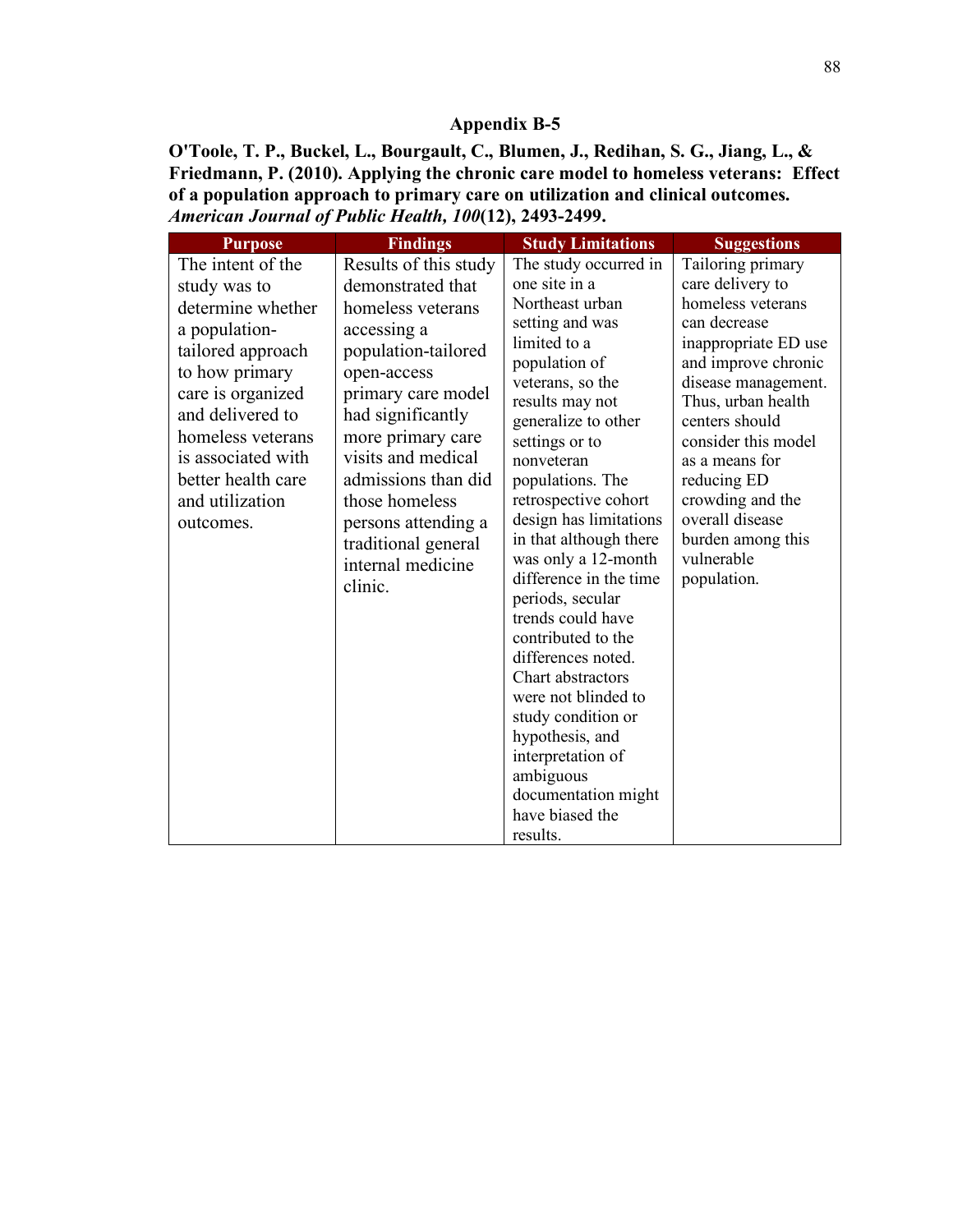## Appendix B-5

**O'Toole, T. P., Buckel, L., Bourgault, C., Blumen, J., Redihan, S. G., Jiang, L., & Friedmann, P. (2010). Applying the chronic care model to homeless veterans: Effect of a population approach to primary care on utilization and clinical outcomes. *American Journal of Public Health, 100*(12), 2493-2499.**

| Purpose | Findings | Study Limitations | Suggestions |
|---|---|---|---|
| The intent of the study was to determine whether a population-tailored approach to how primary care is organized and delivered to homeless veterans is associated with better health care and utilization outcomes. | Results of this study demonstrated that homeless veterans accessing a population-tailored open-access primary care model had significantly more primary care visits and medical admissions than did those homeless persons attending a traditional general internal medicine clinic. | The study occurred in one site in a Northeast urban setting and was limited to a population of veterans, so the results may not generalize to other settings or to nonveteran populations. The retrospective cohort design has limitations in that although there was only a 12-month difference in the time periods, secular trends could have contributed to the differences noted. Chart abstractors were not blinded to study condition or hypothesis, and interpretation of ambiguous documentation might have biased the results. | Tailoring primary care delivery to homeless veterans can decrease inappropriate ED use and improve chronic disease management. Thus, urban health centers should consider this model as a means for reducing ED crowding and the overall disease burden among this vulnerable population. |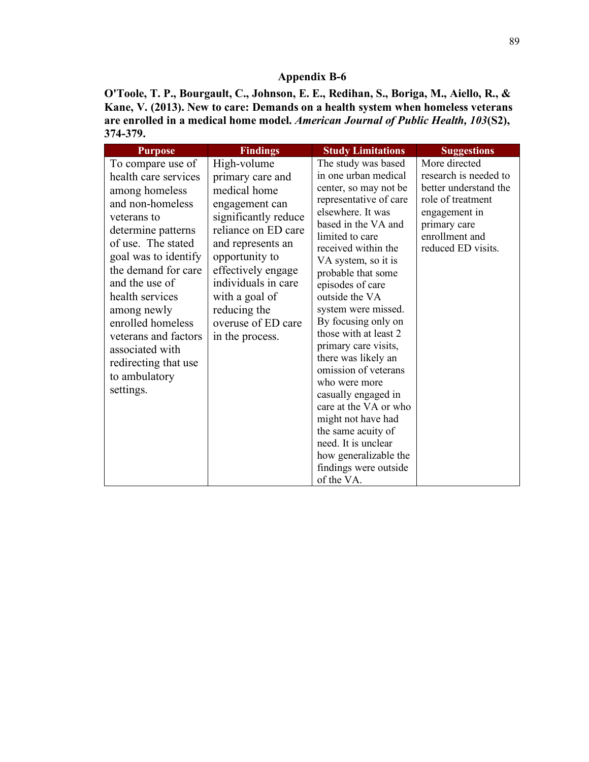# Appendix B-6

**O'Toole, T. P., Bourgault, C., Johnson, E. E., Redihan, S., Boriga, M., Aiello, R., & Kane, V. (2013). New to care: Demands on a health system when homeless veterans are enrolled in a medical home model. *American Journal of Public Health, 103*(S2), 374-379.**

| Purpose | Findings | Study Limitations | Suggestions |
|---|---|---|---|
| To compare use of health care services among homeless and non-homeless veterans to determine patterns of use. The stated goal was to identify the demand for care and the use of health services among newly enrolled homeless veterans and factors associated with redirecting that use to ambulatory settings. | High-volume primary care and medical home engagement can significantly reduce reliance on ED care and represents an opportunity to effectively engage individuals in care with a goal of reducing the overuse of ED care in the process. | The study was based in one urban medical center, so may not be representative of care elsewhere. It was based in the VA and limited to care received within the VA system, so it is probable that some episodes of care outside the VA system were missed. By focusing only on those with at least 2 primary care visits, there was likely an omission of veterans who were more casually engaged in care at the VA or who might not have had the same acuity of need. It is unclear how generalizable the findings were outside of the VA. | More directed research is needed to better understand the role of treatment engagement in primary care enrollment and reduced ED visits. |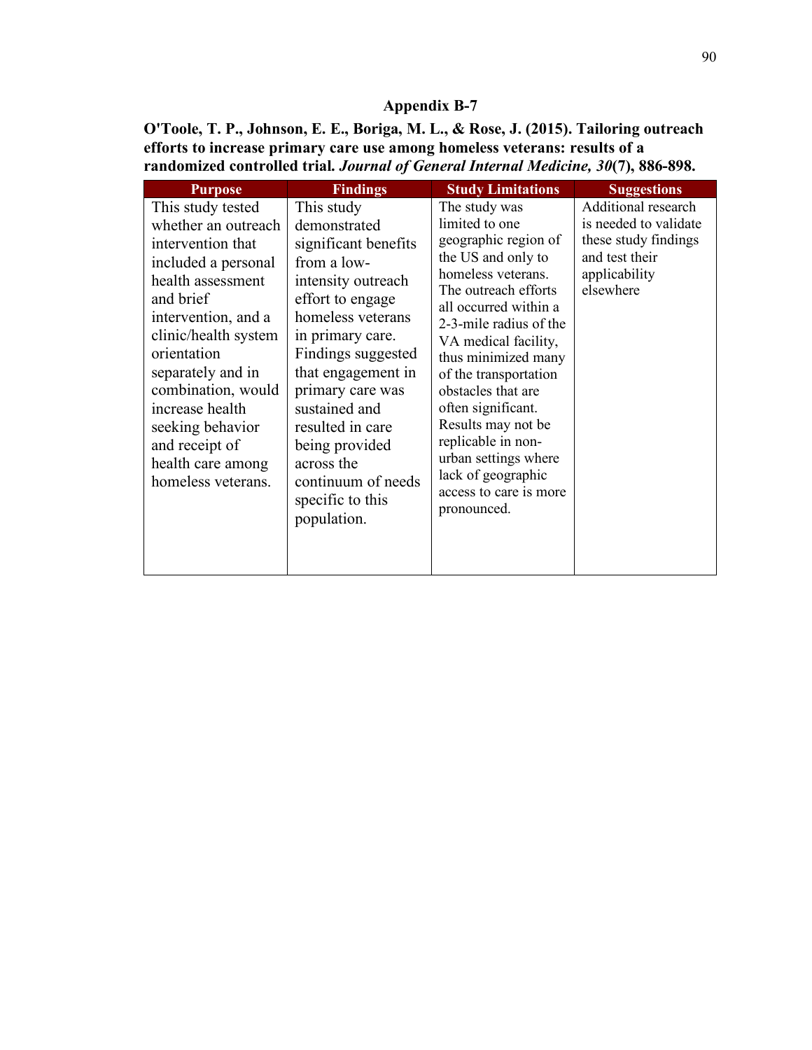## Appendix B-7

**O'Toole, T. P., Johnson, E. E., Boriga, M. L., & Rose, J. (2015). Tailoring outreach efforts to increase primary care use among homeless veterans: results of a randomized controlled trial. *Journal of General Internal Medicine, 30*(7), 886-898.**

| Purpose | Findings | Study Limitations | Suggestions |
|---|---|---|---|
| This study tested whether an outreach intervention that included a personal health assessment and brief intervention, and a clinic/health system orientation separately and in combination, would increase health seeking behavior and receipt of health care among homeless veterans. | This study demonstrated significant benefits from a low-intensity outreach effort to engage homeless veterans in primary care. Findings suggested that engagement in primary care was sustained and resulted in care being provided across the continuum of needs specific to this population. | The study was limited to one geographic region of the US and only to homeless veterans. The outreach efforts all occurred within a 2-3-mile radius of the VA medical facility, thus minimized many of the transportation obstacles that are often significant. Results may not be replicable in non-urban settings where lack of geographic access to care is more pronounced. | Additional research is needed to validate these study findings and test their applicability elsewhere |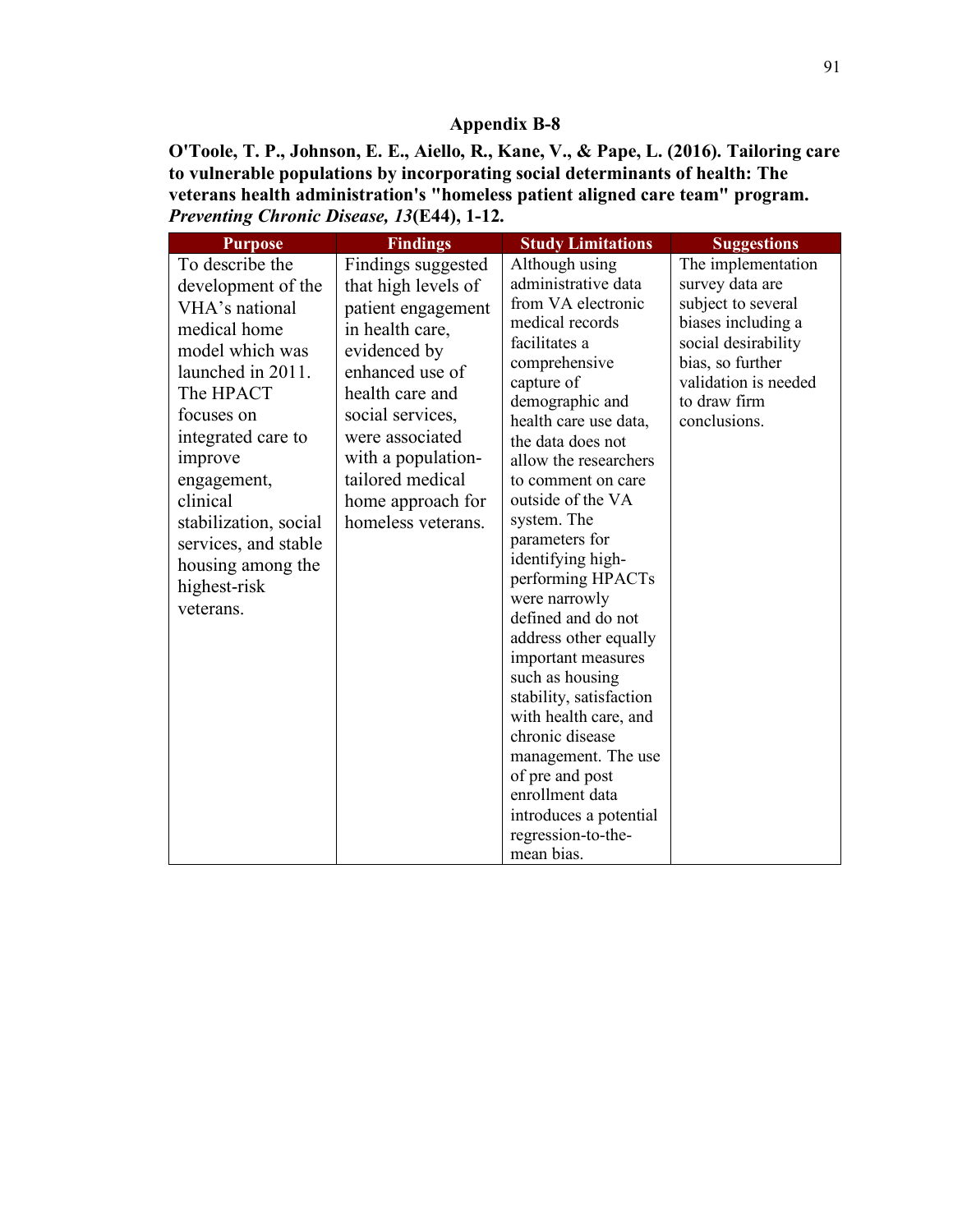## Appendix B-8

**O'Toole, T. P., Johnson, E. E., Aiello, R., Kane, V., & Pape, L. (2016). Tailoring care to vulnerable populations by incorporating social determinants of health: The veterans health administration's "homeless patient aligned care team" program. *Preventing Chronic Disease, 13*(E44), 1-12.**

| Purpose | Findings | Study Limitations | Suggestions |
|---|---|---|---|
| To describe the development of the VHA's national medical home model which was launched in 2011. The HPACT focuses on integrated care to improve engagement, clinical stabilization, social services, and stable housing among the highest-risk veterans. | Findings suggested that high levels of patient engagement in health care, evidenced by enhanced use of health care and social services, were associated with a population-tailored medical home approach for homeless veterans. | Although using administrative data from VA electronic medical records facilitates a comprehensive capture of demographic and health care use data, the data does not allow the researchers to comment on care outside of the VA system. The parameters for identifying high-performing HPACTs were narrowly defined and do not address other equally important measures such as housing stability, satisfaction with health care, and chronic disease management. The use of pre and post enrollment data introduces a potential regression-to-the-mean bias. | The implementation survey data are subject to several biases including a social desirability bias, so further validation is needed to draw firm conclusions. |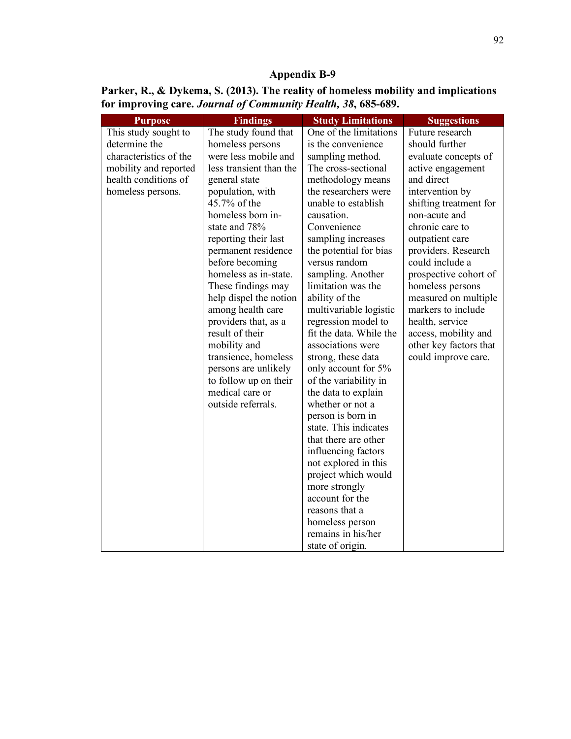## Appendix B-9

**Parker, R., & Dykema, S. (2013). The reality of homeless mobility and implications for improving care. *Journal of Community Health, 38*, 685-689.**

| Purpose | Findings | Study Limitations | Suggestions |
|---|---|---|---|
| This study sought to determine the characteristics of the mobility and reported health conditions of homeless persons. | The study found that homeless persons were less mobile and less transient than the general state population, with 45.7% of the homeless born in-state and 78% reporting their last permanent residence before becoming homeless as in-state. These findings may help dispel the notion among health care providers that, as a result of their mobility and transience, homeless persons are unlikely to follow up on their medical care or outside referrals. | One of the limitations is the convenience sampling method. The cross-sectional methodology means the researchers were unable to establish causation. Convenience sampling increases the potential for bias versus random sampling. Another limitation was the ability of the multivariable logistic regression model to fit the data. While the associations were strong, these data only account for 5% of the variability in the data to explain whether or not a person is born in state. This indicates that there are other influencing factors not explored in this project which would more strongly account for the reasons that a homeless person remains in his/her state of origin. | Future research should further evaluate concepts of active engagement and direct intervention by shifting treatment for non-acute and chronic care to outpatient care providers. Research could include a prospective cohort of homeless persons measured on multiple markers to include health, service access, mobility and other key factors that could improve care. |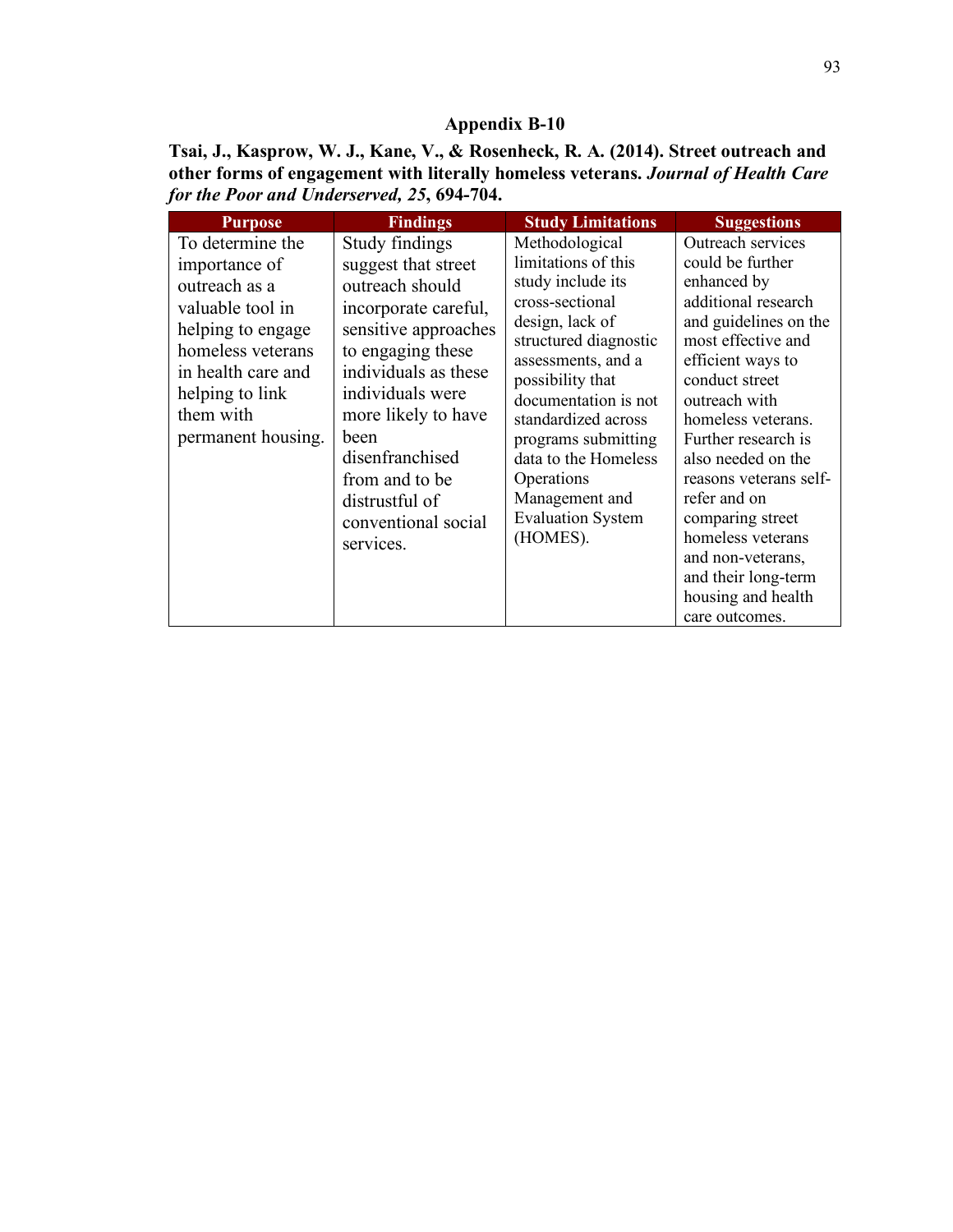## Appendix B-10

**Tsai, J., Kasprow, W. J., Kane, V., & Rosenheck, R. A. (2014). Street outreach and other forms of engagement with literally homeless veterans. *Journal of Health Care for the Poor and Underserved, 25*, 694-704.**

| Purpose | Findings | Study Limitations | Suggestions |
|---|---|---|---|
| To determine the importance of outreach as a valuable tool in helping to engage homeless veterans in health care and helping to link them with permanent housing. | Study findings suggest that street outreach should incorporate careful, sensitive approaches to engaging these individuals as these individuals were more likely to have been disenfranchised from and to be distrustful of conventional social services. | Methodological limitations of this study include its cross-sectional design, lack of structured diagnostic assessments, and a possibility that documentation is not standardized across programs submitting data to the Homeless Operations Management and Evaluation System (HOMES). | Outreach services could be further enhanced by additional research and guidelines on the most effective and efficient ways to conduct street outreach with homeless veterans. Further research is also needed on the reasons veterans self-refer and on comparing street homeless veterans and non-veterans, and their long-term housing and health care outcomes. |